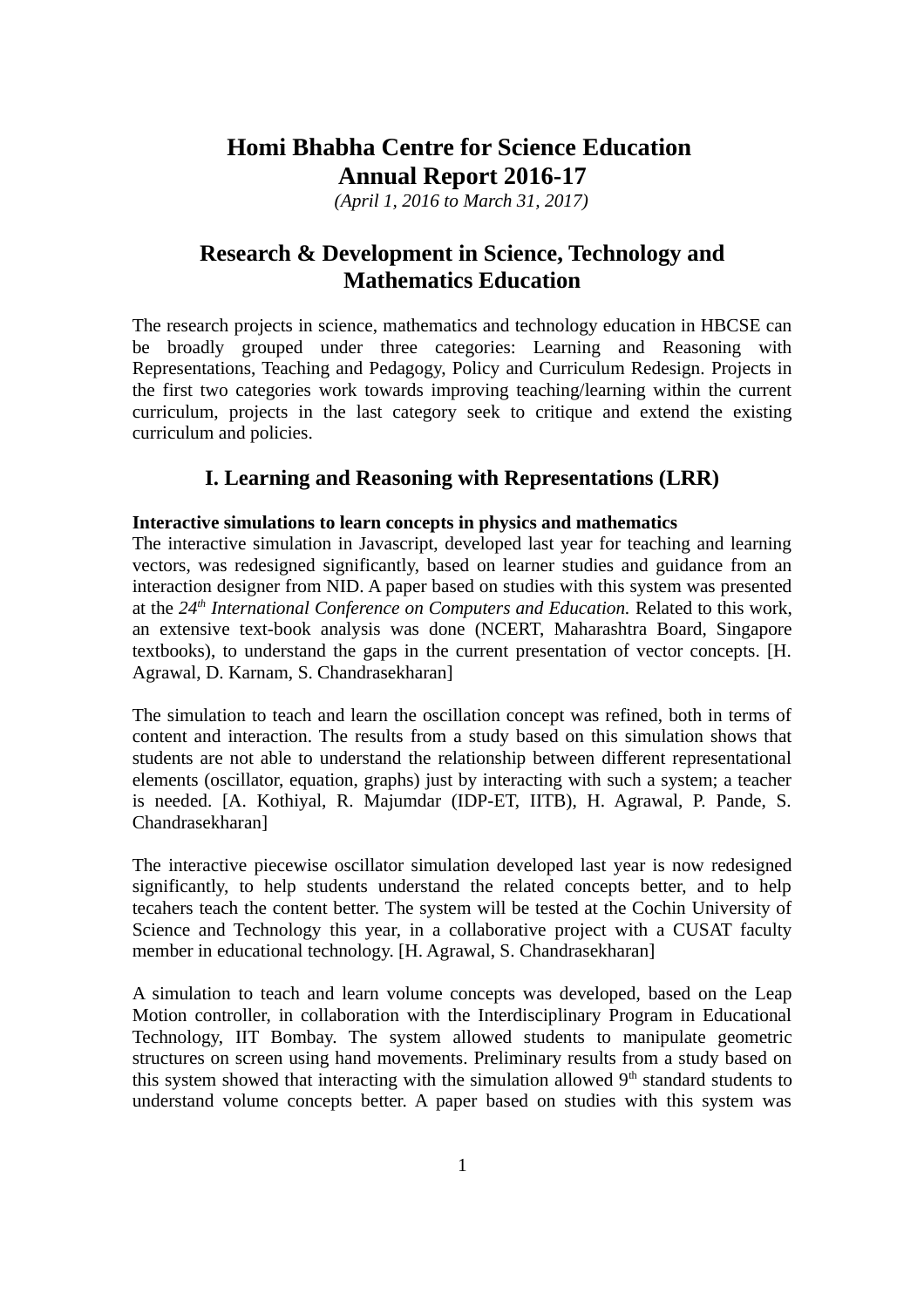# Homi Bhabha Centre for Science Education
# Annual Report 2016-17

*(April 1, 2016 to March 31, 2017)*

## Research & Development in Science, Technology and Mathematics Education

The research projects in science, mathematics and technology education in HBCSE can be broadly grouped under three categories: Learning and Reasoning with Representations, Teaching and Pedagogy, Policy and Curriculum Redesign. Projects in the first two categories work towards improving teaching/learning within the current curriculum, projects in the last category seek to critique and extend the existing curriculum and policies.

## I. Learning and Reasoning with Representations (LRR)

**Interactive simulations to learn concepts in physics and mathematics**

The interactive simulation in Javascript, developed last year for teaching and learning vectors, was redesigned significantly, based on learner studies and guidance from an interaction designer from NID. A paper based on studies with this system was presented at the *24th International Conference on Computers and Education.* Related to this work, an extensive text-book analysis was done (NCERT, Maharashtra Board, Singapore textbooks), to understand the gaps in the current presentation of vector concepts. [H. Agrawal, D. Karnam, S. Chandrasekharan]

The simulation to teach and learn the oscillation concept was refined, both in terms of content and interaction. The results from a study based on this simulation shows that students are not able to understand the relationship between different representational elements (oscillator, equation, graphs) just by interacting with such a system; a teacher is needed. [A. Kothiyal, R. Majumdar (IDP-ET, IITB), H. Agrawal, P. Pande, S. Chandrasekharan]

The interactive piecewise oscillator simulation developed last year is now redesigned significantly, to help students understand the related concepts better, and to help tecahers teach the content better. The system will be tested at the Cochin University of Science and Technology this year, in a collaborative project with a CUSAT faculty member in educational technology. [H. Agrawal, S. Chandrasekharan]

A simulation to teach and learn volume concepts was developed, based on the Leap Motion controller, in collaboration with the Interdisciplinary Program in Educational Technology, IIT Bombay. The system allowed students to manipulate geometric structures on screen using hand movements. Preliminary results from a study based on this system showed that interacting with the simulation allowed 9th standard students to understand volume concepts better. A paper based on studies with this system was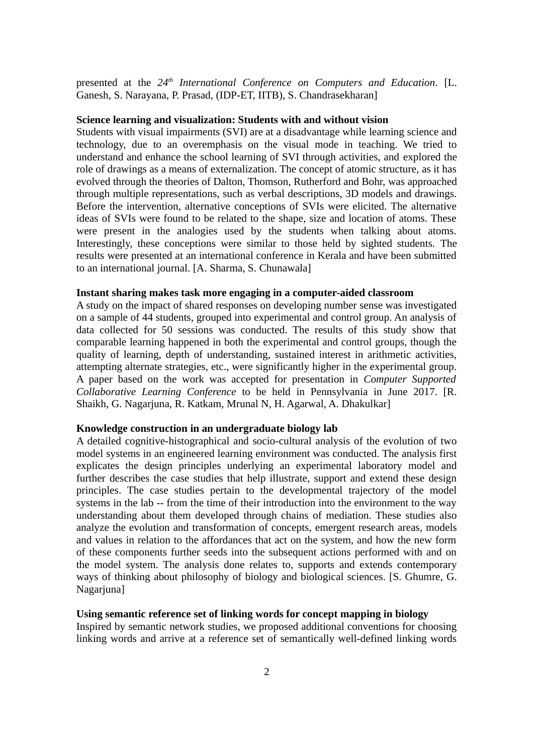presented at the *24th International Conference on Computers and Education*. [L. Ganesh, S. Narayana, P. Prasad, (IDP-ET, IITB), S. Chandrasekharan]

**Science learning and visualization: Students with and without vision**

Students with visual impairments (SVI) are at a disadvantage while learning science and technology, due to an overemphasis on the visual mode in teaching. We tried to understand and enhance the school learning of SVI through activities, and explored the role of drawings as a means of externalization. The concept of atomic structure, as it has evolved through the theories of Dalton, Thomson, Rutherford and Bohr, was approached through multiple representations, such as verbal descriptions, 3D models and drawings. Before the intervention, alternative conceptions of SVIs were elicited. The alternative ideas of SVIs were found to be related to the shape, size and location of atoms. These were present in the analogies used by the students when talking about atoms. Interestingly, these conceptions were similar to those held by sighted students. The results were presented at an international conference in Kerala and have been submitted to an international journal. [A. Sharma, S. Chunawala]

**Instant sharing makes task more engaging in a computer-aided classroom**

A study on the impact of shared responses on developing number sense was investigated on a sample of 44 students, grouped into experimental and control group. An analysis of data collected for 50 sessions was conducted. The results of this study show that comparable learning happened in both the experimental and control groups, though the quality of learning, depth of understanding, sustained interest in arithmetic activities, attempting alternate strategies, etc., were significantly higher in the experimental group. A paper based on the work was accepted for presentation in *Computer Supported Collaborative Learning Conference* to be held in Pennsylvania in June 2017. [R. Shaikh, G. Nagarjuna, R. Katkam, Mrunal N, H. Agarwal, A. Dhakulkar]

**Knowledge construction in an undergraduate biology lab**

A detailed cognitive-histographical and socio-cultural analysis of the evolution of two model systems in an engineered learning environment was conducted. The analysis first explicates the design principles underlying an experimental laboratory model and further describes the case studies that help illustrate, support and extend these design principles. The case studies pertain to the developmental trajectory of the model systems in the lab -- from the time of their introduction into the environment to the way understanding about them developed through chains of mediation. These studies also analyze the evolution and transformation of concepts, emergent research areas, models and values in relation to the affordances that act on the system, and how the new form of these components further seeds into the subsequent actions performed with and on the model system. The analysis done relates to, supports and extends contemporary ways of thinking about philosophy of biology and biological sciences. [S. Ghumre, G. Nagarjuna]

**Using semantic reference set of linking words for concept mapping in biology**

Inspired by semantic network studies, we proposed additional conventions for choosing linking words and arrive at a reference set of semantically well-defined linking words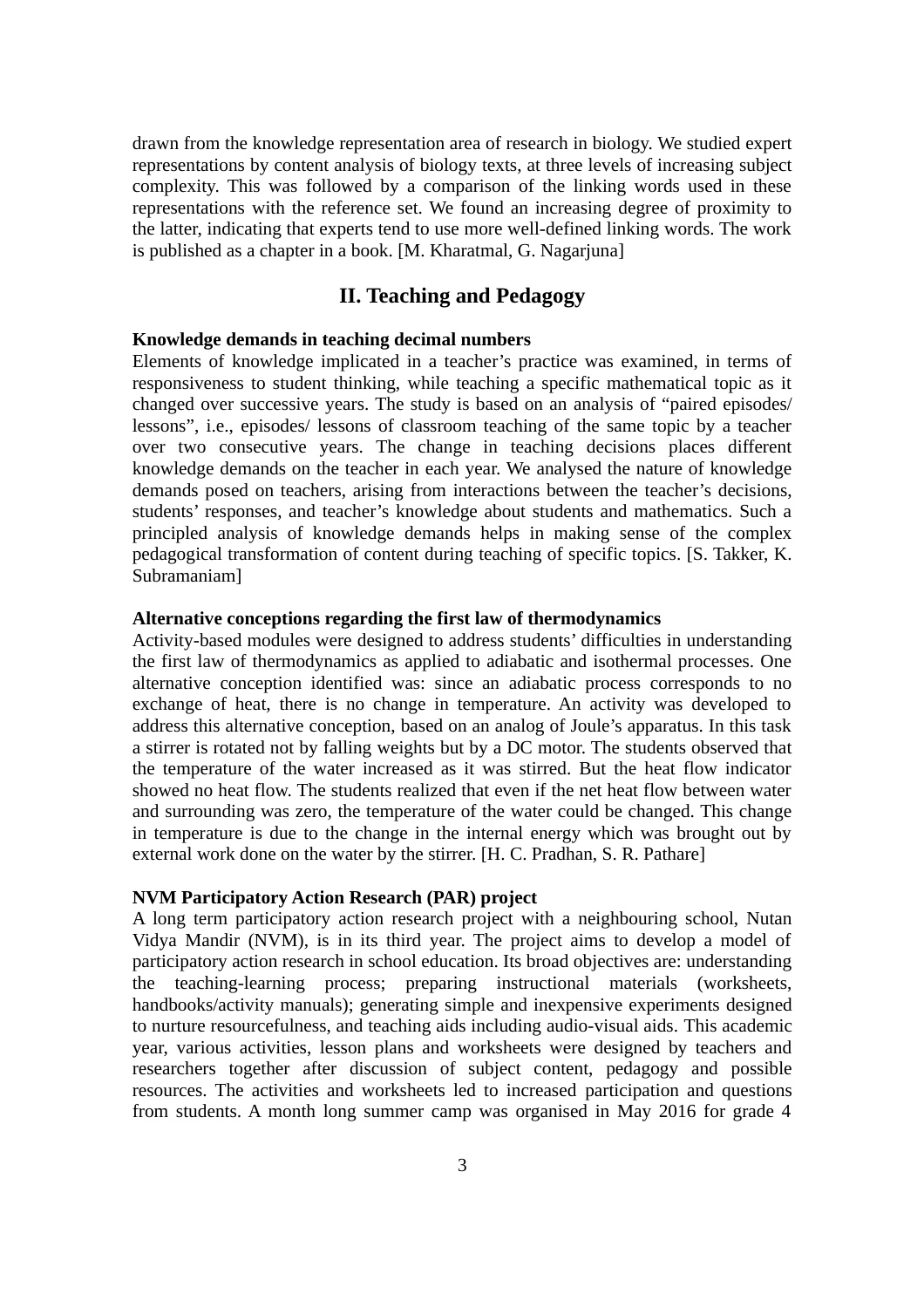drawn from the knowledge representation area of research in biology. We studied expert representations by content analysis of biology texts, at three levels of increasing subject complexity. This was followed by a comparison of the linking words used in these representations with the reference set. We found an increasing degree of proximity to the latter, indicating that experts tend to use more well-defined linking words. The work is published as a chapter in a book. [M. Kharatmal, G. Nagarjuna]

## II. Teaching and Pedagogy

**Knowledge demands in teaching decimal numbers**

Elements of knowledge implicated in a teacher's practice was examined, in terms of responsiveness to student thinking, while teaching a specific mathematical topic as it changed over successive years. The study is based on an analysis of "paired episodes/ lessons", i.e., episodes/ lessons of classroom teaching of the same topic by a teacher over two consecutive years. The change in teaching decisions places different knowledge demands on the teacher in each year. We analysed the nature of knowledge demands posed on teachers, arising from interactions between the teacher's decisions, students' responses, and teacher's knowledge about students and mathematics. Such a principled analysis of knowledge demands helps in making sense of the complex pedagogical transformation of content during teaching of specific topics. [S. Takker, K. Subramaniam]

**Alternative conceptions regarding the first law of thermodynamics**

Activity-based modules were designed to address students' difficulties in understanding the first law of thermodynamics as applied to adiabatic and isothermal processes. One alternative conception identified was: since an adiabatic process corresponds to no exchange of heat, there is no change in temperature. An activity was developed to address this alternative conception, based on an analog of Joule's apparatus. In this task a stirrer is rotated not by falling weights but by a DC motor. The students observed that the temperature of the water increased as it was stirred. But the heat flow indicator showed no heat flow. The students realized that even if the net heat flow between water and surrounding was zero, the temperature of the water could be changed. This change in temperature is due to the change in the internal energy which was brought out by external work done on the water by the stirrer. [H. C. Pradhan, S. R. Pathare]

**NVM Participatory Action Research (PAR) project**

A long term participatory action research project with a neighbouring school, Nutan Vidya Mandir (NVM), is in its third year. The project aims to develop a model of participatory action research in school education. Its broad objectives are: understanding the teaching-learning process; preparing instructional materials (worksheets, handbooks/activity manuals); generating simple and inexpensive experiments designed to nurture resourcefulness, and teaching aids including audio-visual aids. This academic year, various activities, lesson plans and worksheets were designed by teachers and researchers together after discussion of subject content, pedagogy and possible resources. The activities and worksheets led to increased participation and questions from students. A month long summer camp was organised in May 2016 for grade 4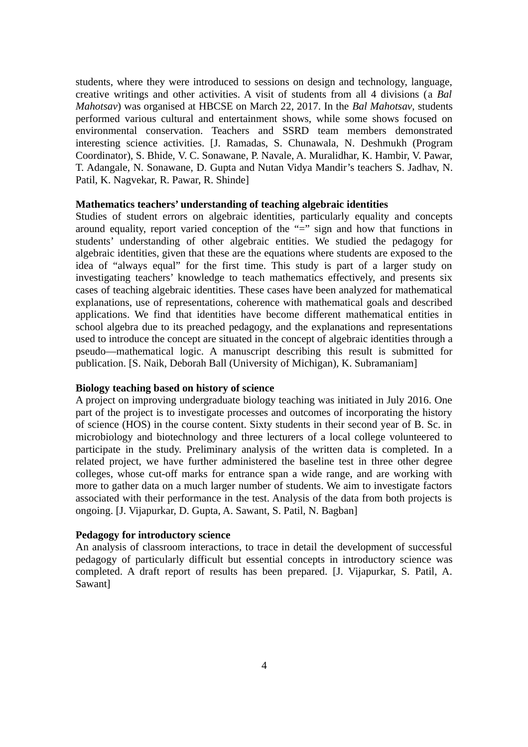students, where they were introduced to sessions on design and technology, language, creative writings and other activities. A visit of students from all 4 divisions (a *Bal Mahotsav*) was organised at HBCSE on March 22, 2017. In the *Bal Mahotsav*, students performed various cultural and entertainment shows, while some shows focused on environmental conservation. Teachers and SSRD team members demonstrated interesting science activities. [J. Ramadas, S. Chunawala, N. Deshmukh (Program Coordinator), S. Bhide, V. C. Sonawane, P. Navale, A. Muralidhar, K. Hambir, V. Pawar, T. Adangale, N. Sonawane, D. Gupta and Nutan Vidya Mandir's teachers S. Jadhav, N. Patil, K. Nagvekar, R. Pawar, R. Shinde]

**Mathematics teachers' understanding of teaching algebraic identities**

Studies of student errors on algebraic identities, particularly equality and concepts around equality, report varied conception of the "=" sign and how that functions in students' understanding of other algebraic entities. We studied the pedagogy for algebraic identities, given that these are the equations where students are exposed to the idea of "always equal" for the first time. This study is part of a larger study on investigating teachers' knowledge to teach mathematics effectively, and presents six cases of teaching algebraic identities. These cases have been analyzed for mathematical explanations, use of representations, coherence with mathematical goals and described applications. We find that identities have become different mathematical entities in school algebra due to its preached pedagogy, and the explanations and representations used to introduce the concept are situated in the concept of algebraic identities through a pseudo—mathematical logic. A manuscript describing this result is submitted for publication. [S. Naik, Deborah Ball (University of Michigan), K. Subramaniam]

**Biology teaching based on history of science**

A project on improving undergraduate biology teaching was initiated in July 2016. One part of the project is to investigate processes and outcomes of incorporating the history of science (HOS) in the course content. Sixty students in their second year of B. Sc. in microbiology and biotechnology and three lecturers of a local college volunteered to participate in the study. Preliminary analysis of the written data is completed. In a related project, we have further administered the baseline test in three other degree colleges, whose cut-off marks for entrance span a wide range, and are working with more to gather data on a much larger number of students. We aim to investigate factors associated with their performance in the test. Analysis of the data from both projects is ongoing. [J. Vijapurkar, D. Gupta, A. Sawant, S. Patil, N. Bagban]

**Pedagogy for introductory science**

An analysis of classroom interactions, to trace in detail the development of successful pedagogy of particularly difficult but essential concepts in introductory science was completed. A draft report of results has been prepared. [J. Vijapurkar, S. Patil, A. Sawant]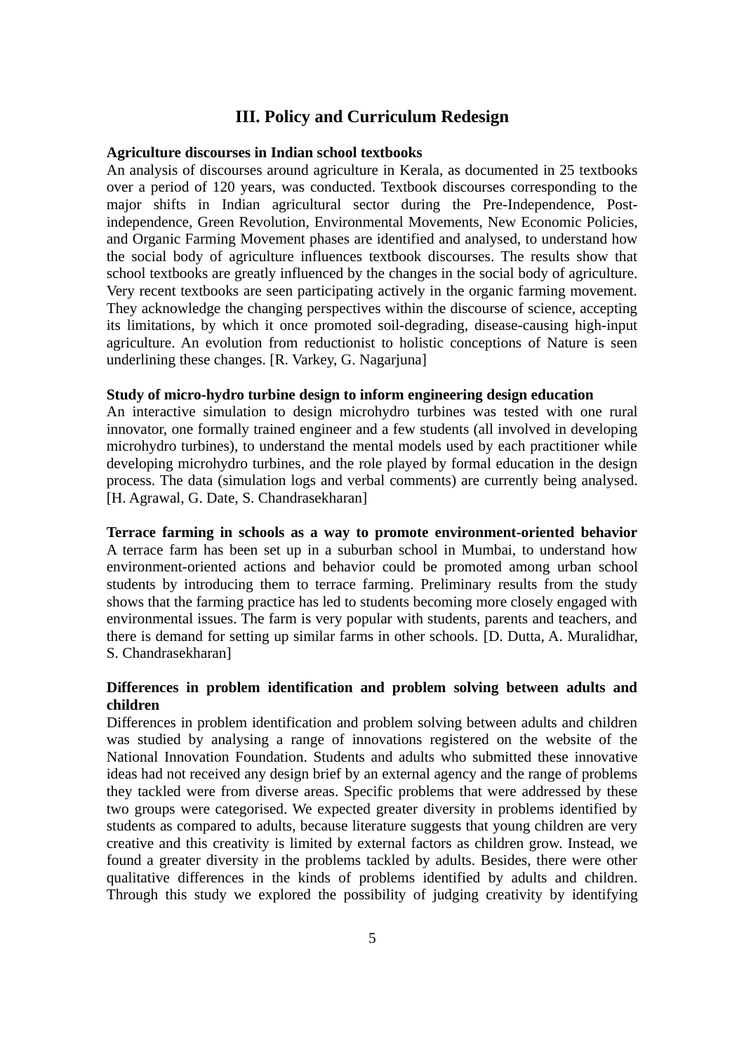## III. Policy and Curriculum Redesign

**Agriculture discourses in Indian school textbooks**

An analysis of discourses around agriculture in Kerala, as documented in 25 textbooks over a period of 120 years, was conducted. Textbook discourses corresponding to the major shifts in Indian agricultural sector during the Pre-Independence, Post-independence, Green Revolution, Environmental Movements, New Economic Policies, and Organic Farming Movement phases are identified and analysed, to understand how the social body of agriculture influences textbook discourses. The results show that school textbooks are greatly influenced by the changes in the social body of agriculture. Very recent textbooks are seen participating actively in the organic farming movement. They acknowledge the changing perspectives within the discourse of science, accepting its limitations, by which it once promoted soil-degrading, disease-causing high-input agriculture. An evolution from reductionist to holistic conceptions of Nature is seen underlining these changes. [R. Varkey, G. Nagarjuna]

**Study of micro-hydro turbine design to inform engineering design education**

An interactive simulation to design microhydro turbines was tested with one rural innovator, one formally trained engineer and a few students (all involved in developing microhydro turbines), to understand the mental models used by each practitioner while developing microhydro turbines, and the role played by formal education in the design process. The data (simulation logs and verbal comments) are currently being analysed. [H. Agrawal, G. Date, S. Chandrasekharan]

**Terrace farming in schools as a way to promote environment-oriented behavior**

A terrace farm has been set up in a suburban school in Mumbai, to understand how environment-oriented actions and behavior could be promoted among urban school students by introducing them to terrace farming. Preliminary results from the study shows that the farming practice has led to students becoming more closely engaged with environmental issues. The farm is very popular with students, parents and teachers, and there is demand for setting up similar farms in other schools. [D. Dutta, A. Muralidhar, S. Chandrasekharan]

**Differences in problem identification and problem solving between adults and children**

Differences in problem identification and problem solving between adults and children was studied by analysing a range of innovations registered on the website of the National Innovation Foundation. Students and adults who submitted these innovative ideas had not received any design brief by an external agency and the range of problems they tackled were from diverse areas. Specific problems that were addressed by these two groups were categorised. We expected greater diversity in problems identified by students as compared to adults, because literature suggests that young children are very creative and this creativity is limited by external factors as children grow. Instead, we found a greater diversity in the problems tackled by adults. Besides, there were other qualitative differences in the kinds of problems identified by adults and children. Through this study we explored the possibility of judging creativity by identifying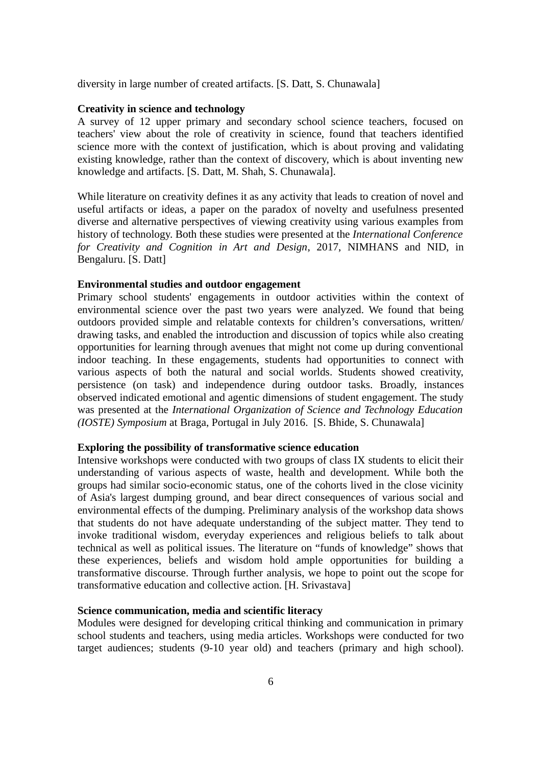diversity in large number of created artifacts. [S. Datt, S. Chunawala]

**Creativity in science and technology**

A survey of 12 upper primary and secondary school science teachers, focused on teachers' view about the role of creativity in science, found that teachers identified science more with the context of justification, which is about proving and validating existing knowledge, rather than the context of discovery, which is about inventing new knowledge and artifacts. [S. Datt, M. Shah, S. Chunawala].

While literature on creativity defines it as any activity that leads to creation of novel and useful artifacts or ideas, a paper on the paradox of novelty and usefulness presented diverse and alternative perspectives of viewing creativity using various examples from history of technology. Both these studies were presented at the *International Conference for Creativity and Cognition in Art and Design*, 2017, NIMHANS and NID, in Bengaluru. [S. Datt]

**Environmental studies and outdoor engagement**

Primary school students' engagements in outdoor activities within the context of environmental science over the past two years were analyzed. We found that being outdoors provided simple and relatable contexts for children's conversations, written/ drawing tasks, and enabled the introduction and discussion of topics while also creating opportunities for learning through avenues that might not come up during conventional indoor teaching. In these engagements, students had opportunities to connect with various aspects of both the natural and social worlds. Students showed creativity, persistence (on task) and independence during outdoor tasks. Broadly, instances observed indicated emotional and agentic dimensions of student engagement. The study was presented at the *International Organization of Science and Technology Education (IOSTE) Symposium* at Braga, Portugal in July 2016. [S. Bhide, S. Chunawala]

**Exploring the possibility of transformative science education**

Intensive workshops were conducted with two groups of class IX students to elicit their understanding of various aspects of waste, health and development. While both the groups had similar socio-economic status, one of the cohorts lived in the close vicinity of Asia's largest dumping ground, and bear direct consequences of various social and environmental effects of the dumping. Preliminary analysis of the workshop data shows that students do not have adequate understanding of the subject matter. They tend to invoke traditional wisdom, everyday experiences and religious beliefs to talk about technical as well as political issues. The literature on "funds of knowledge" shows that these experiences, beliefs and wisdom hold ample opportunities for building a transformative discourse. Through further analysis, we hope to point out the scope for transformative education and collective action. [H. Srivastava]

**Science communication, media and scientific literacy**

Modules were designed for developing critical thinking and communication in primary school students and teachers, using media articles. Workshops were conducted for two target audiences; students (9-10 year old) and teachers (primary and high school).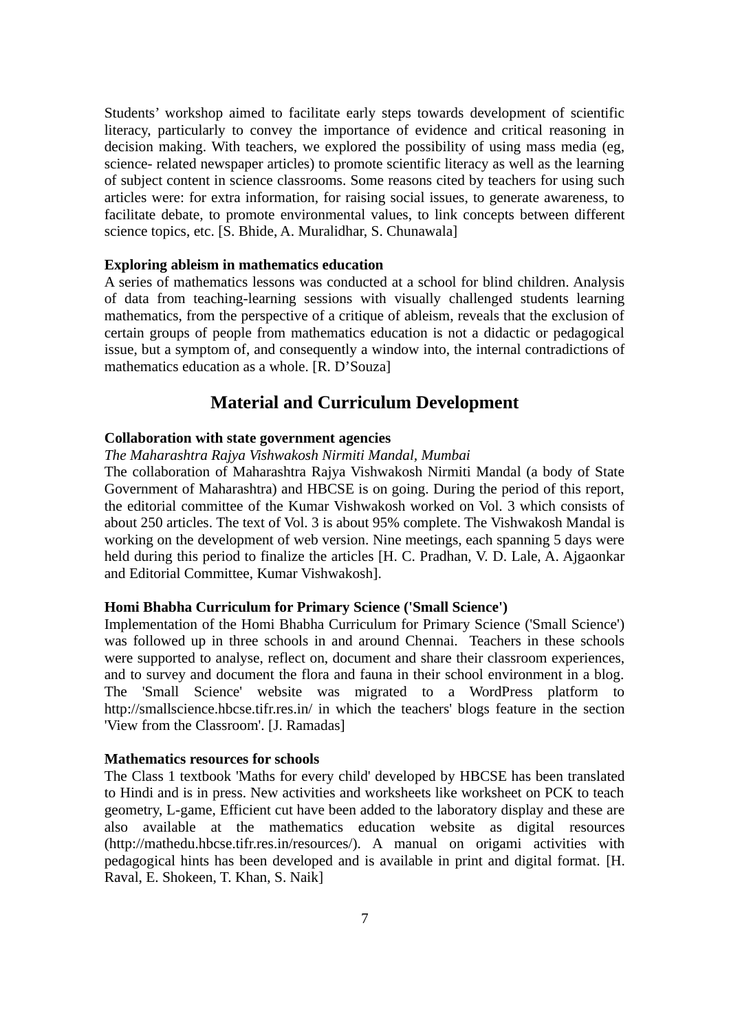Students' workshop aimed to facilitate early steps towards development of scientific literacy, particularly to convey the importance of evidence and critical reasoning in decision making. With teachers, we explored the possibility of using mass media (eg, science- related newspaper articles) to promote scientific literacy as well as the learning of subject content in science classrooms. Some reasons cited by teachers for using such articles were: for extra information, for raising social issues, to generate awareness, to facilitate debate, to promote environmental values, to link concepts between different science topics, etc. [S. Bhide, A. Muralidhar, S. Chunawala]

**Exploring ableism in mathematics education**

A series of mathematics lessons was conducted at a school for blind children. Analysis of data from teaching-learning sessions with visually challenged students learning mathematics, from the perspective of a critique of ableism, reveals that the exclusion of certain groups of people from mathematics education is not a didactic or pedagogical issue, but a symptom of, and consequently a window into, the internal contradictions of mathematics education as a whole. [R. D'Souza]

## Material and Curriculum Development

**Collaboration with state government agencies**

*The Maharashtra Rajya Vishwakosh Nirmiti Mandal, Mumbai*

The collaboration of Maharashtra Rajya Vishwakosh Nirmiti Mandal (a body of State Government of Maharashtra) and HBCSE is on going. During the period of this report, the editorial committee of the Kumar Vishwakosh worked on Vol. 3 which consists of about 250 articles. The text of Vol. 3 is about 95% complete. The Vishwakosh Mandal is working on the development of web version. Nine meetings, each spanning 5 days were held during this period to finalize the articles [H. C. Pradhan, V. D. Lale, A. Ajgaonkar and Editorial Committee, Kumar Vishwakosh].

**Homi Bhabha Curriculum for Primary Science ('Small Science')**

Implementation of the Homi Bhabha Curriculum for Primary Science ('Small Science') was followed up in three schools in and around Chennai. Teachers in these schools were supported to analyse, reflect on, document and share their classroom experiences, and to survey and document the flora and fauna in their school environment in a blog. The 'Small Science' website was migrated to a WordPress platform to http://smallscience.hbcse.tifr.res.in/ in which the teachers' blogs feature in the section 'View from the Classroom'. [J. Ramadas]

**Mathematics resources for schools**

The Class 1 textbook 'Maths for every child' developed by HBCSE has been translated to Hindi and is in press. New activities and worksheets like worksheet on PCK to teach geometry, L-game, Efficient cut have been added to the laboratory display and these are also available at the mathematics education website as digital resources (http://mathedu.hbcse.tifr.res.in/resources/). A manual on origami activities with pedagogical hints has been developed and is available in print and digital format. [H. Raval, E. Shokeen, T. Khan, S. Naik]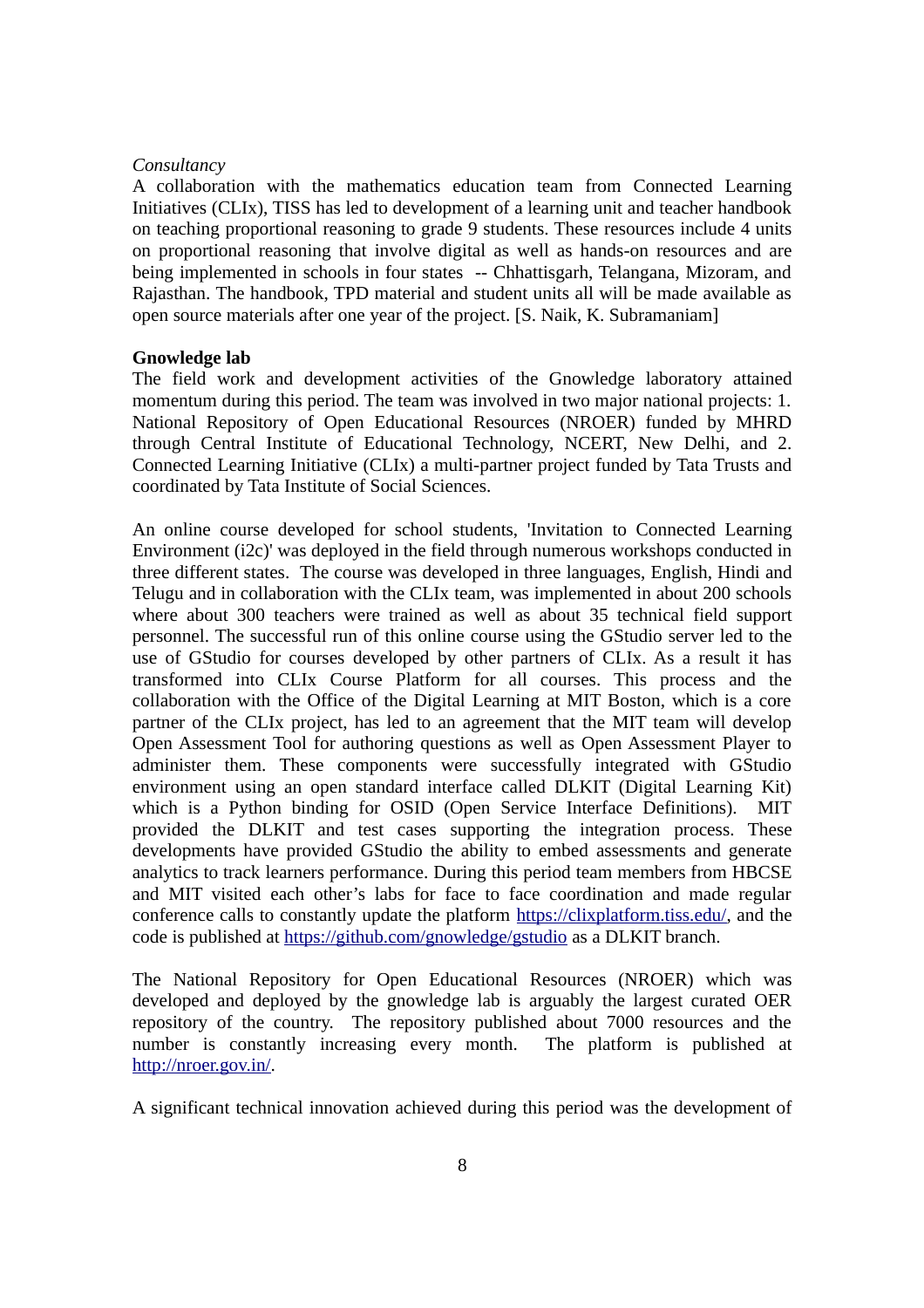*Consultancy*

A collaboration with the mathematics education team from Connected Learning Initiatives (CLIx), TISS has led to development of a learning unit and teacher handbook on teaching proportional reasoning to grade 9 students. These resources include 4 units on proportional reasoning that involve digital as well as hands-on resources and are being implemented in schools in four states -- Chhattisgarh, Telangana, Mizoram, and Rajasthan. The handbook, TPD material and student units all will be made available as open source materials after one year of the project. [S. Naik, K. Subramaniam]

**Gnowledge lab**

The field work and development activities of the Gnowledge laboratory attained momentum during this period. The team was involved in two major national projects: 1. National Repository of Open Educational Resources (NROER) funded by MHRD through Central Institute of Educational Technology, NCERT, New Delhi, and 2. Connected Learning Initiative (CLIx) a multi-partner project funded by Tata Trusts and coordinated by Tata Institute of Social Sciences.

An online course developed for school students, 'Invitation to Connected Learning Environment (i2c)' was deployed in the field through numerous workshops conducted in three different states. The course was developed in three languages, English, Hindi and Telugu and in collaboration with the CLIx team, was implemented in about 200 schools where about 300 teachers were trained as well as about 35 technical field support personnel. The successful run of this online course using the GStudio server led to the use of GStudio for courses developed by other partners of CLIx. As a result it has transformed into CLIx Course Platform for all courses. This process and the collaboration with the Office of the Digital Learning at MIT Boston, which is a core partner of the CLIx project, has led to an agreement that the MIT team will develop Open Assessment Tool for authoring questions as well as Open Assessment Player to administer them. These components were successfully integrated with GStudio environment using an open standard interface called DLKIT (Digital Learning Kit) which is a Python binding for OSID (Open Service Interface Definitions). MIT provided the DLKIT and test cases supporting the integration process. These developments have provided GStudio the ability to embed assessments and generate analytics to track learners performance. During this period team members from HBCSE and MIT visited each other's labs for face to face coordination and made regular conference calls to constantly update the platform https://clixplatform.tiss.edu/, and the code is published at https://github.com/gnowledge/gstudio as a DLKIT branch.

The National Repository for Open Educational Resources (NROER) which was developed and deployed by the gnowledge lab is arguably the largest curated OER repository of the country. The repository published about 7000 resources and the number is constantly increasing every month. The platform is published at http://nroer.gov.in/.

A significant technical innovation achieved during this period was the development of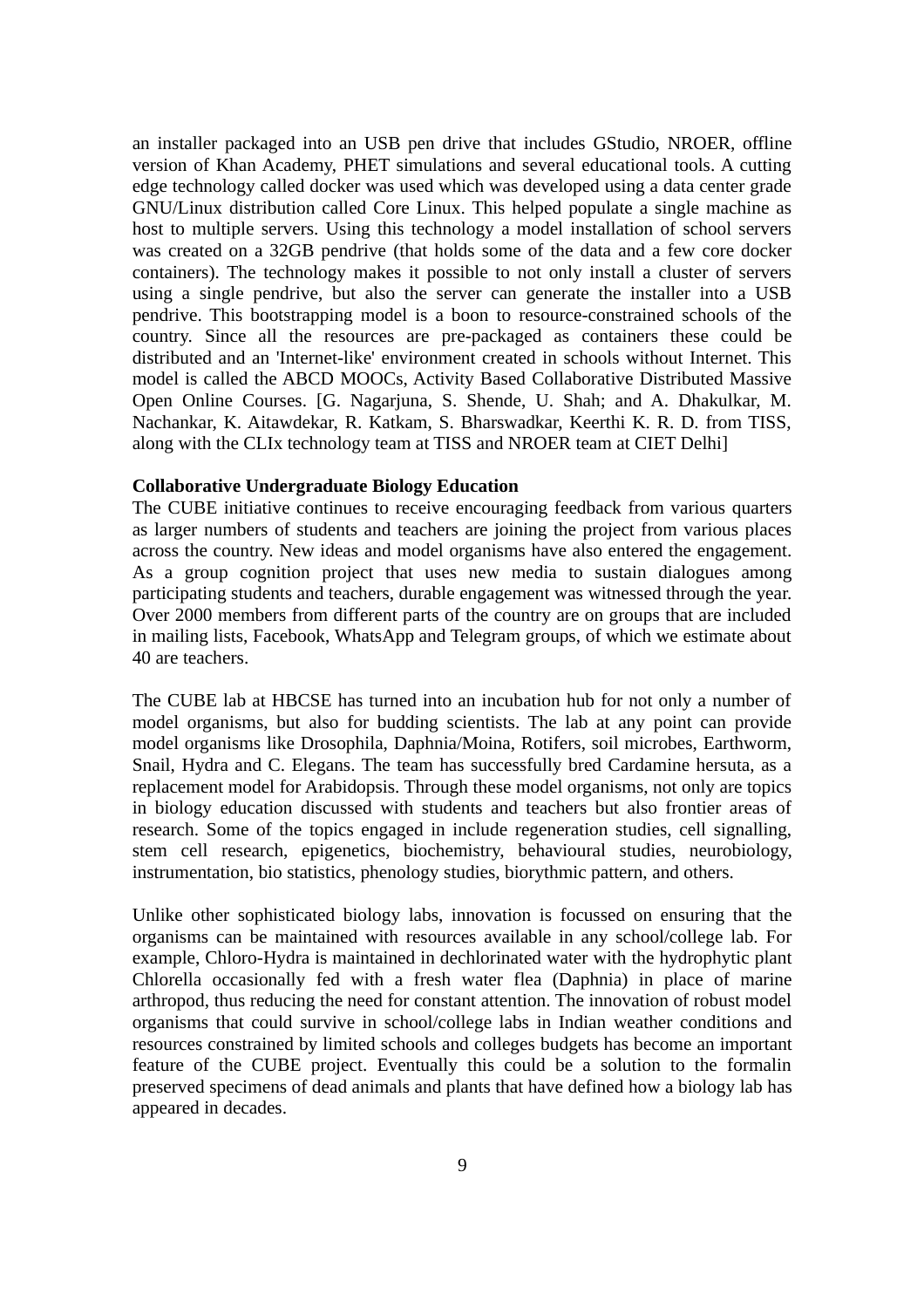an installer packaged into an USB pen drive that includes GStudio, NROER, offline version of Khan Academy, PHET simulations and several educational tools. A cutting edge technology called docker was used which was developed using a data center grade GNU/Linux distribution called Core Linux. This helped populate a single machine as host to multiple servers. Using this technology a model installation of school servers was created on a 32GB pendrive (that holds some of the data and a few core docker containers). The technology makes it possible to not only install a cluster of servers using a single pendrive, but also the server can generate the installer into a USB pendrive. This bootstrapping model is a boon to resource-constrained schools of the country. Since all the resources are pre-packaged as containers these could be distributed and an 'Internet-like' environment created in schools without Internet. This model is called the ABCD MOOCs, Activity Based Collaborative Distributed Massive Open Online Courses. [G. Nagarjuna, S. Shende, U. Shah; and A. Dhakulkar, M. Nachankar, K. Aitawdekar, R. Katkam, S. Bharswadkar, Keerthi K. R. D. from TISS, along with the CLIx technology team at TISS and NROER team at CIET Delhi]

**Collaborative Undergraduate Biology Education**

The CUBE initiative continues to receive encouraging feedback from various quarters as larger numbers of students and teachers are joining the project from various places across the country. New ideas and model organisms have also entered the engagement. As a group cognition project that uses new media to sustain dialogues among participating students and teachers, durable engagement was witnessed through the year. Over 2000 members from different parts of the country are on groups that are included in mailing lists, Facebook, WhatsApp and Telegram groups, of which we estimate about 40 are teachers.

The CUBE lab at HBCSE has turned into an incubation hub for not only a number of model organisms, but also for budding scientists. The lab at any point can provide model organisms like Drosophila, Daphnia/Moina, Rotifers, soil microbes, Earthworm, Snail, Hydra and C. Elegans. The team has successfully bred Cardamine hersuta, as a replacement model for Arabidopsis. Through these model organisms, not only are topics in biology education discussed with students and teachers but also frontier areas of research. Some of the topics engaged in include regeneration studies, cell signalling, stem cell research, epigenetics, biochemistry, behavioural studies, neurobiology, instrumentation, bio statistics, phenology studies, biorythmic pattern, and others.

Unlike other sophisticated biology labs, innovation is focussed on ensuring that the organisms can be maintained with resources available in any school/college lab. For example, Chloro-Hydra is maintained in dechlorinated water with the hydrophytic plant Chlorella occasionally fed with a fresh water flea (Daphnia) in place of marine arthropod, thus reducing the need for constant attention. The innovation of robust model organisms that could survive in school/college labs in Indian weather conditions and resources constrained by limited schools and colleges budgets has become an important feature of the CUBE project. Eventually this could be a solution to the formalin preserved specimens of dead animals and plants that have defined how a biology lab has appeared in decades.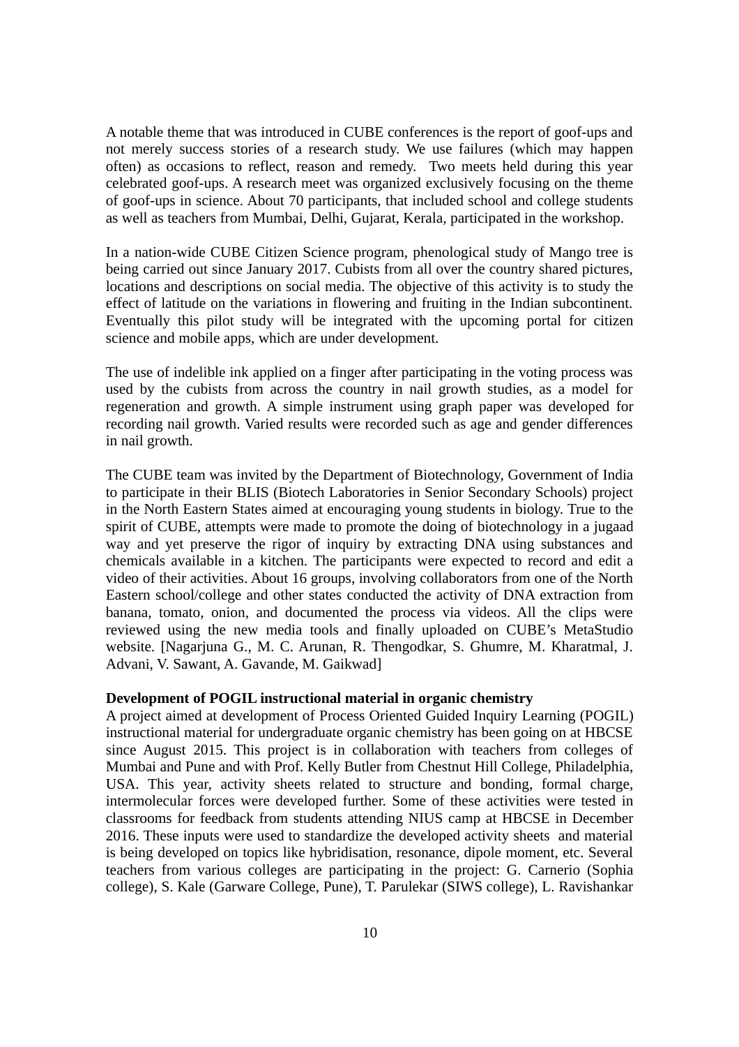A notable theme that was introduced in CUBE conferences is the report of goof-ups and not merely success stories of a research study. We use failures (which may happen often) as occasions to reflect, reason and remedy. Two meets held during this year celebrated goof-ups. A research meet was organized exclusively focusing on the theme of goof-ups in science. About 70 participants, that included school and college students as well as teachers from Mumbai, Delhi, Gujarat, Kerala, participated in the workshop.

In a nation-wide CUBE Citizen Science program, phenological study of Mango tree is being carried out since January 2017. Cubists from all over the country shared pictures, locations and descriptions on social media. The objective of this activity is to study the effect of latitude on the variations in flowering and fruiting in the Indian subcontinent. Eventually this pilot study will be integrated with the upcoming portal for citizen science and mobile apps, which are under development.

The use of indelible ink applied on a finger after participating in the voting process was used by the cubists from across the country in nail growth studies, as a model for regeneration and growth. A simple instrument using graph paper was developed for recording nail growth. Varied results were recorded such as age and gender differences in nail growth.

The CUBE team was invited by the Department of Biotechnology, Government of India to participate in their BLIS (Biotech Laboratories in Senior Secondary Schools) project in the North Eastern States aimed at encouraging young students in biology. True to the spirit of CUBE, attempts were made to promote the doing of biotechnology in a jugaad way and yet preserve the rigor of inquiry by extracting DNA using substances and chemicals available in a kitchen. The participants were expected to record and edit a video of their activities. About 16 groups, involving collaborators from one of the North Eastern school/college and other states conducted the activity of DNA extraction from banana, tomato, onion, and documented the process via videos. All the clips were reviewed using the new media tools and finally uploaded on CUBE's MetaStudio website. [Nagarjuna G., M. C. Arunan, R. Thengodkar, S. Ghumre, M. Kharatmal, J. Advani, V. Sawant, A. Gavande, M. Gaikwad]

**Development of POGIL instructional material in organic chemistry**

A project aimed at development of Process Oriented Guided Inquiry Learning (POGIL) instructional material for undergraduate organic chemistry has been going on at HBCSE since August 2015. This project is in collaboration with teachers from colleges of Mumbai and Pune and with Prof. Kelly Butler from Chestnut Hill College, Philadelphia, USA. This year, activity sheets related to structure and bonding, formal charge, intermolecular forces were developed further. Some of these activities were tested in classrooms for feedback from students attending NIUS camp at HBCSE in December 2016. These inputs were used to standardize the developed activity sheets and material is being developed on topics like hybridisation, resonance, dipole moment, etc. Several teachers from various colleges are participating in the project: G. Carnerio (Sophia college), S. Kale (Garware College, Pune), T. Parulekar (SIWS college), L. Ravishankar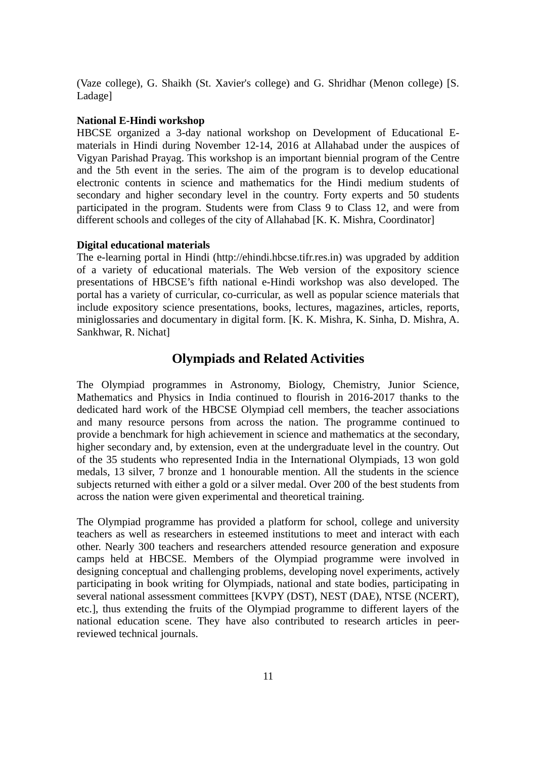(Vaze college), G. Shaikh (St. Xavier's college) and G. Shridhar (Menon college) [S. Ladage]

**National E-Hindi workshop**

HBCSE organized a 3-day national workshop on Development of Educational E-materials in Hindi during November 12-14, 2016 at Allahabad under the auspices of Vigyan Parishad Prayag. This workshop is an important biennial program of the Centre and the 5th event in the series. The aim of the program is to develop educational electronic contents in science and mathematics for the Hindi medium students of secondary and higher secondary level in the country. Forty experts and 50 students participated in the program. Students were from Class 9 to Class 12, and were from different schools and colleges of the city of Allahabad [K. K. Mishra, Coordinator]

**Digital educational materials**

The e-learning portal in Hindi (http://ehindi.hbcse.tifr.res.in) was upgraded by addition of a variety of educational materials. The Web version of the expository science presentations of HBCSE's fifth national e-Hindi workshop was also developed. The portal has a variety of curricular, co-curricular, as well as popular science materials that include expository science presentations, books, lectures, magazines, articles, reports, miniglossaries and documentary in digital form. [K. K. Mishra, K. Sinha, D. Mishra, A. Sankhwar, R. Nichat]

## Olympiads and Related Activities

The Olympiad programmes in Astronomy, Biology, Chemistry, Junior Science, Mathematics and Physics in India continued to flourish in 2016-2017 thanks to the dedicated hard work of the HBCSE Olympiad cell members, the teacher associations and many resource persons from across the nation. The programme continued to provide a benchmark for high achievement in science and mathematics at the secondary, higher secondary and, by extension, even at the undergraduate level in the country. Out of the 35 students who represented India in the International Olympiads, 13 won gold medals, 13 silver, 7 bronze and 1 honourable mention. All the students in the science subjects returned with either a gold or a silver medal. Over 200 of the best students from across the nation were given experimental and theoretical training.

The Olympiad programme has provided a platform for school, college and university teachers as well as researchers in esteemed institutions to meet and interact with each other. Nearly 300 teachers and researchers attended resource generation and exposure camps held at HBCSE. Members of the Olympiad programme were involved in designing conceptual and challenging problems, developing novel experiments, actively participating in book writing for Olympiads, national and state bodies, participating in several national assessment committees [KVPY (DST), NEST (DAE), NTSE (NCERT), etc.], thus extending the fruits of the Olympiad programme to different layers of the national education scene. They have also contributed to research articles in peer-reviewed technical journals.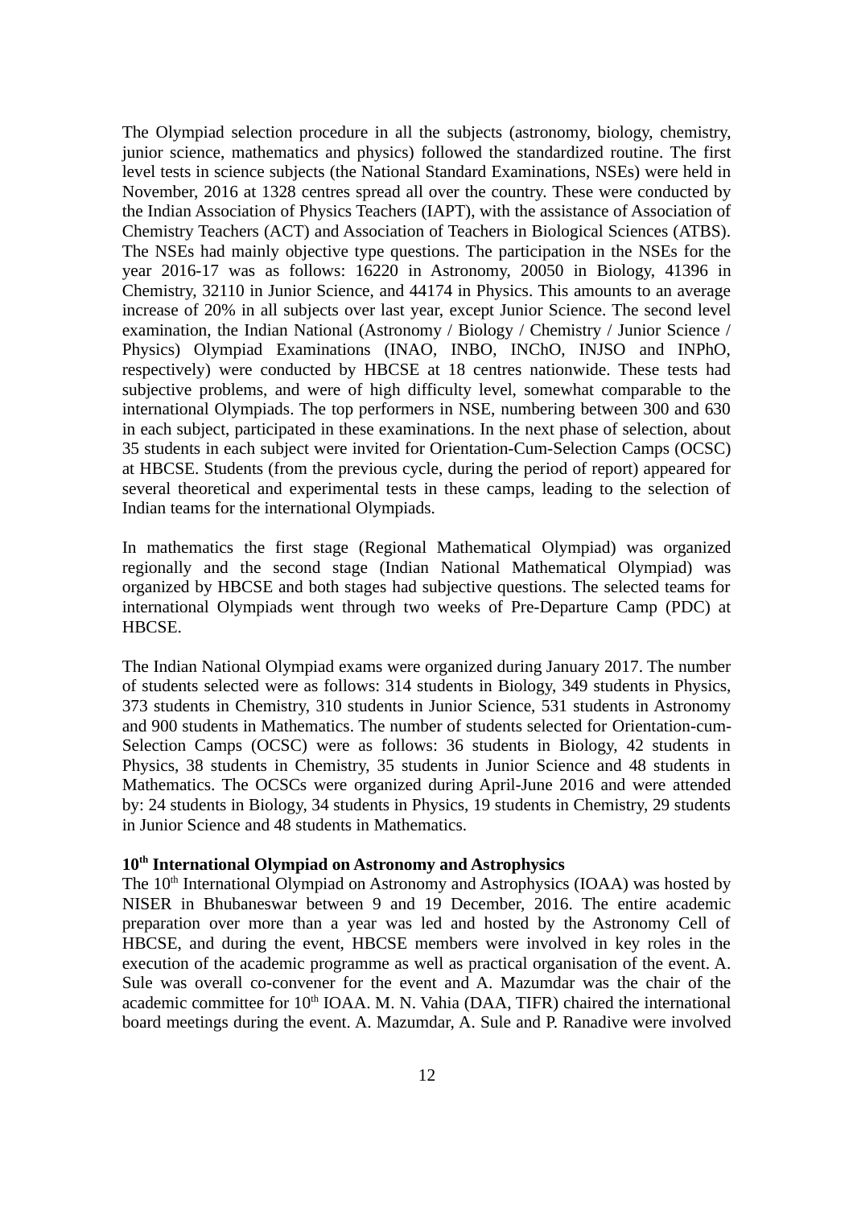The Olympiad selection procedure in all the subjects (astronomy, biology, chemistry, junior science, mathematics and physics) followed the standardized routine. The first level tests in science subjects (the National Standard Examinations, NSEs) were held in November, 2016 at 1328 centres spread all over the country. These were conducted by the Indian Association of Physics Teachers (IAPT), with the assistance of Association of Chemistry Teachers (ACT) and Association of Teachers in Biological Sciences (ATBS). The NSEs had mainly objective type questions. The participation in the NSEs for the year 2016-17 was as follows: 16220 in Astronomy, 20050 in Biology, 41396 in Chemistry, 32110 in Junior Science, and 44174 in Physics. This amounts to an average increase of 20% in all subjects over last year, except Junior Science. The second level examination, the Indian National (Astronomy / Biology / Chemistry / Junior Science / Physics) Olympiad Examinations (INAO, INBO, INChO, INJSO and INPhO, respectively) were conducted by HBCSE at 18 centres nationwide. These tests had subjective problems, and were of high difficulty level, somewhat comparable to the international Olympiads. The top performers in NSE, numbering between 300 and 630 in each subject, participated in these examinations. In the next phase of selection, about 35 students in each subject were invited for Orientation-Cum-Selection Camps (OCSC) at HBCSE. Students (from the previous cycle, during the period of report) appeared for several theoretical and experimental tests in these camps, leading to the selection of Indian teams for the international Olympiads.

In mathematics the first stage (Regional Mathematical Olympiad) was organized regionally and the second stage (Indian National Mathematical Olympiad) was organized by HBCSE and both stages had subjective questions. The selected teams for international Olympiads went through two weeks of Pre-Departure Camp (PDC) at HBCSE.

The Indian National Olympiad exams were organized during January 2017. The number of students selected were as follows: 314 students in Biology, 349 students in Physics, 373 students in Chemistry, 310 students in Junior Science, 531 students in Astronomy and 900 students in Mathematics. The number of students selected for Orientation-cum-Selection Camps (OCSC) were as follows: 36 students in Biology, 42 students in Physics, 38 students in Chemistry, 35 students in Junior Science and 48 students in Mathematics. The OCSCs were organized during April-June 2016 and were attended by: 24 students in Biology, 34 students in Physics, 19 students in Chemistry, 29 students in Junior Science and 48 students in Mathematics.

### 10th International Olympiad on Astronomy and Astrophysics

The 10th International Olympiad on Astronomy and Astrophysics (IOAA) was hosted by NISER in Bhubaneswar between 9 and 19 December, 2016. The entire academic preparation over more than a year was led and hosted by the Astronomy Cell of HBCSE, and during the event, HBCSE members were involved in key roles in the execution of the academic programme as well as practical organisation of the event. A. Sule was overall co-convener for the event and A. Mazumdar was the chair of the academic committee for 10th IOAA. M. N. Vahia (DAA, TIFR) chaired the international board meetings during the event. A. Mazumdar, A. Sule and P. Ranadive were involved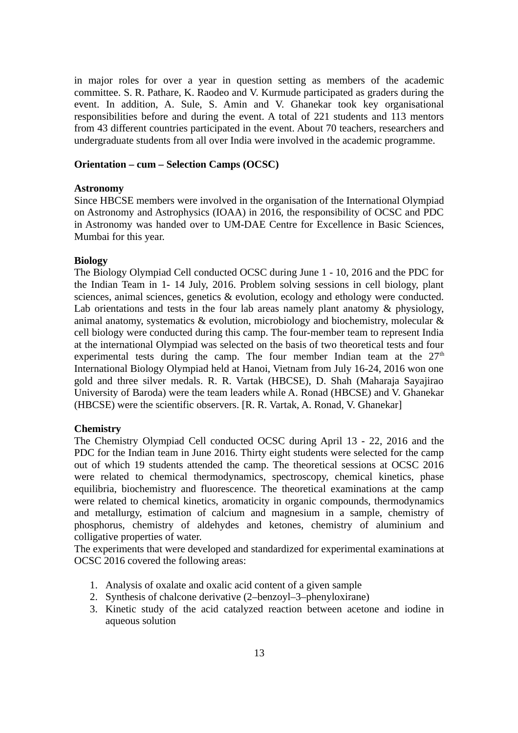in major roles for over a year in question setting as members of the academic committee. S. R. Pathare, K. Raodeo and V. Kurmude participated as graders during the event. In addition, A. Sule, S. Amin and V. Ghanekar took key organisational responsibilities before and during the event. A total of 221 students and 113 mentors from 43 different countries participated in the event. About 70 teachers, researchers and undergraduate students from all over India were involved in the academic programme.

**Orientation – cum – Selection Camps (OCSC)**

**Astronomy**

Since HBCSE members were involved in the organisation of the International Olympiad on Astronomy and Astrophysics (IOAA) in 2016, the responsibility of OCSC and PDC in Astronomy was handed over to UM-DAE Centre for Excellence in Basic Sciences, Mumbai for this year.

**Biology**

The Biology Olympiad Cell conducted OCSC during June 1 - 10, 2016 and the PDC for the Indian Team in 1- 14 July, 2016. Problem solving sessions in cell biology, plant sciences, animal sciences, genetics & evolution, ecology and ethology were conducted. Lab orientations and tests in the four lab areas namely plant anatomy & physiology, animal anatomy, systematics & evolution, microbiology and biochemistry, molecular & cell biology were conducted during this camp. The four-member team to represent India at the international Olympiad was selected on the basis of two theoretical tests and four experimental tests during the camp. The four member Indian team at the 27$^{th}$ International Biology Olympiad held at Hanoi, Vietnam from July 16-24, 2016 won one gold and three silver medals. R. R. Vartak (HBCSE), D. Shah (Maharaja Sayajirao University of Baroda) were the team leaders while A. Ronad (HBCSE) and V. Ghanekar (HBCSE) were the scientific observers. [R. R. Vartak, A. Ronad, V. Ghanekar]

**Chemistry**

The Chemistry Olympiad Cell conducted OCSC during April 13 - 22, 2016 and the PDC for the Indian team in June 2016. Thirty eight students were selected for the camp out of which 19 students attended the camp. The theoretical sessions at OCSC 2016 were related to chemical thermodynamics, spectroscopy, chemical kinetics, phase equilibria, biochemistry and fluorescence. The theoretical examinations at the camp were related to chemical kinetics, aromaticity in organic compounds, thermodynamics and metallurgy, estimation of calcium and magnesium in a sample, chemistry of phosphorus, chemistry of aldehydes and ketones, chemistry of aluminium and colligative properties of water.

The experiments that were developed and standardized for experimental examinations at OCSC 2016 covered the following areas:

1. Analysis of oxalate and oxalic acid content of a given sample
2. Synthesis of chalcone derivative (2–benzoyl–3–phenyloxirane)
3. Kinetic study of the acid catalyzed reaction between acetone and iodine in aqueous solution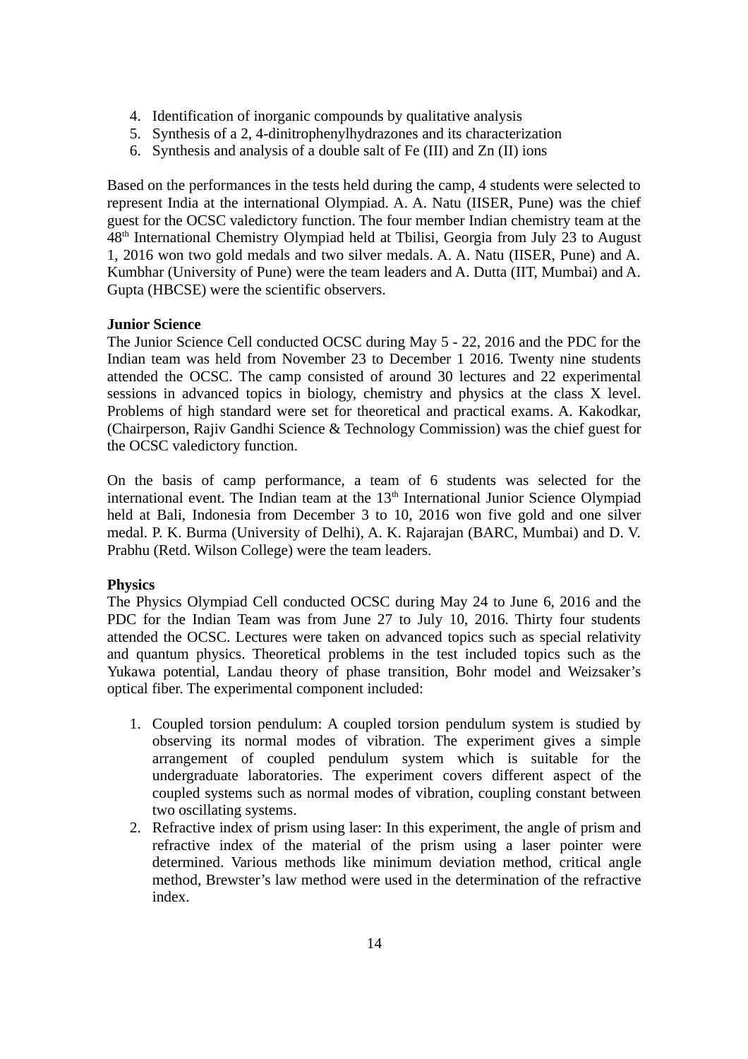4. Identification of inorganic compounds by qualitative analysis
5. Synthesis of a 2, 4-dinitrophenylhydrazones and its characterization
6. Synthesis and analysis of a double salt of Fe (III) and Zn (II) ions

Based on the performances in the tests held during the camp, 4 students were selected to represent India at the international Olympiad. A. A. Natu (IISER, Pune) was the chief guest for the OCSC valedictory function. The four member Indian chemistry team at the 48th International Chemistry Olympiad held at Tbilisi, Georgia from July 23 to August 1, 2016 won two gold medals and two silver medals. A. A. Natu (IISER, Pune) and A. Kumbhar (University of Pune) were the team leaders and A. Dutta (IIT, Mumbai) and A. Gupta (HBCSE) were the scientific observers.

**Junior Science**

The Junior Science Cell conducted OCSC during May 5 - 22, 2016 and the PDC for the Indian team was held from November 23 to December 1 2016. Twenty nine students attended the OCSC. The camp consisted of around 30 lectures and 22 experimental sessions in advanced topics in biology, chemistry and physics at the class X level. Problems of high standard were set for theoretical and practical exams. A. Kakodkar, (Chairperson, Rajiv Gandhi Science & Technology Commission) was the chief guest for the OCSC valedictory function.

On the basis of camp performance, a team of 6 students was selected for the international event. The Indian team at the 13th International Junior Science Olympiad held at Bali, Indonesia from December 3 to 10, 2016 won five gold and one silver medal. P. K. Burma (University of Delhi), A. K. Rajarajan (BARC, Mumbai) and D. V. Prabhu (Retd. Wilson College) were the team leaders.

**Physics**

The Physics Olympiad Cell conducted OCSC during May 24 to June 6, 2016 and the PDC for the Indian Team was from June 27 to July 10, 2016. Thirty four students attended the OCSC. Lectures were taken on advanced topics such as special relativity and quantum physics. Theoretical problems in the test included topics such as the Yukawa potential, Landau theory of phase transition, Bohr model and Weizsaker's optical fiber. The experimental component included:

1. Coupled torsion pendulum: A coupled torsion pendulum system is studied by observing its normal modes of vibration. The experiment gives a simple arrangement of coupled pendulum system which is suitable for the undergraduate laboratories. The experiment covers different aspect of the coupled systems such as normal modes of vibration, coupling constant between two oscillating systems.
2. Refractive index of prism using laser: In this experiment, the angle of prism and refractive index of the material of the prism using a laser pointer were determined. Various methods like minimum deviation method, critical angle method, Brewster's law method were used in the determination of the refractive index.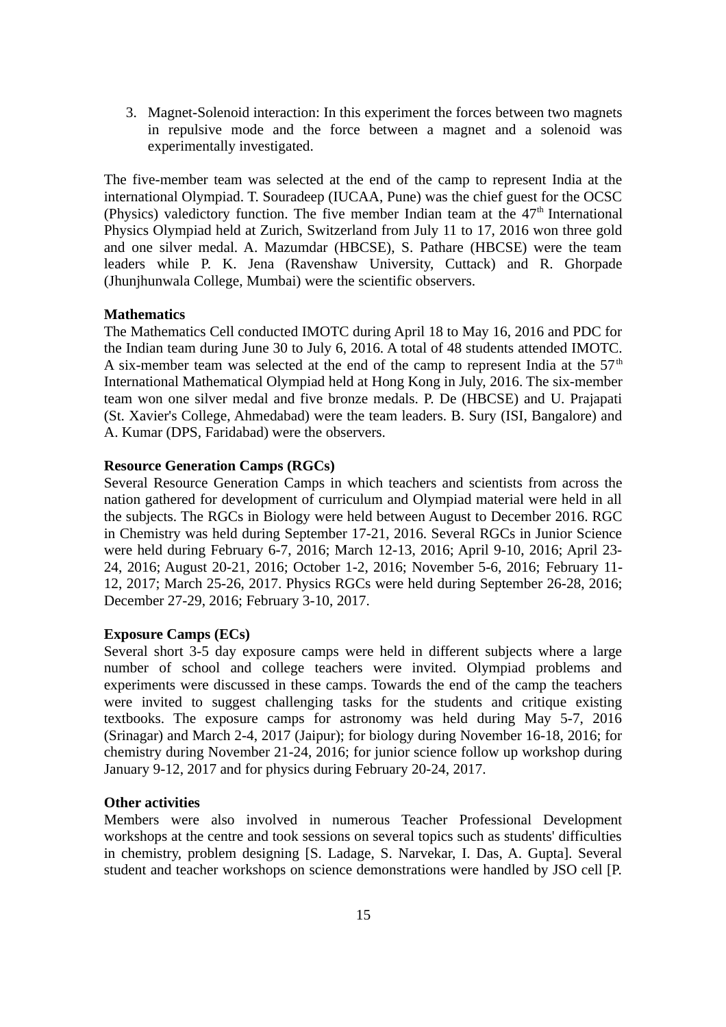3. Magnet-Solenoid interaction: In this experiment the forces between two magnets in repulsive mode and the force between a magnet and a solenoid was experimentally investigated.

The five-member team was selected at the end of the camp to represent India at the international Olympiad. T. Souradeep (IUCAA, Pune) was the chief guest for the OCSC (Physics) valedictory function. The five member Indian team at the 47th International Physics Olympiad held at Zurich, Switzerland from July 11 to 17, 2016 won three gold and one silver medal. A. Mazumdar (HBCSE), S. Pathare (HBCSE) were the team leaders while P. K. Jena (Ravenshaw University, Cuttack) and R. Ghorpade (Jhunjhunwala College, Mumbai) were the scientific observers.

**Mathematics**

The Mathematics Cell conducted IMOTC during April 18 to May 16, 2016 and PDC for the Indian team during June 30 to July 6, 2016. A total of 48 students attended IMOTC. A six-member team was selected at the end of the camp to represent India at the 57th International Mathematical Olympiad held at Hong Kong in July, 2016. The six-member team won one silver medal and five bronze medals. P. De (HBCSE) and U. Prajapati (St. Xavier's College, Ahmedabad) were the team leaders. B. Sury (ISI, Bangalore) and A. Kumar (DPS, Faridabad) were the observers.

**Resource Generation Camps (RGCs)**

Several Resource Generation Camps in which teachers and scientists from across the nation gathered for development of curriculum and Olympiad material were held in all the subjects. The RGCs in Biology were held between August to December 2016. RGC in Chemistry was held during September 17-21, 2016. Several RGCs in Junior Science were held during February 6-7, 2016; March 12-13, 2016; April 9-10, 2016; April 23-24, 2016; August 20-21, 2016; October 1-2, 2016; November 5-6, 2016; February 11-12, 2017; March 25-26, 2017. Physics RGCs were held during September 26-28, 2016; December 27-29, 2016; February 3-10, 2017.

**Exposure Camps (ECs)**

Several short 3-5 day exposure camps were held in different subjects where a large number of school and college teachers were invited. Olympiad problems and experiments were discussed in these camps. Towards the end of the camp the teachers were invited to suggest challenging tasks for the students and critique existing textbooks. The exposure camps for astronomy was held during May 5-7, 2016 (Srinagar) and March 2-4, 2017 (Jaipur); for biology during November 16-18, 2016; for chemistry during November 21-24, 2016; for junior science follow up workshop during January 9-12, 2017 and for physics during February 20-24, 2017.

**Other activities**

Members were also involved in numerous Teacher Professional Development workshops at the centre and took sessions on several topics such as students' difficulties in chemistry, problem designing [S. Ladage, S. Narvekar, I. Das, A. Gupta]. Several student and teacher workshops on science demonstrations were handled by JSO cell [P.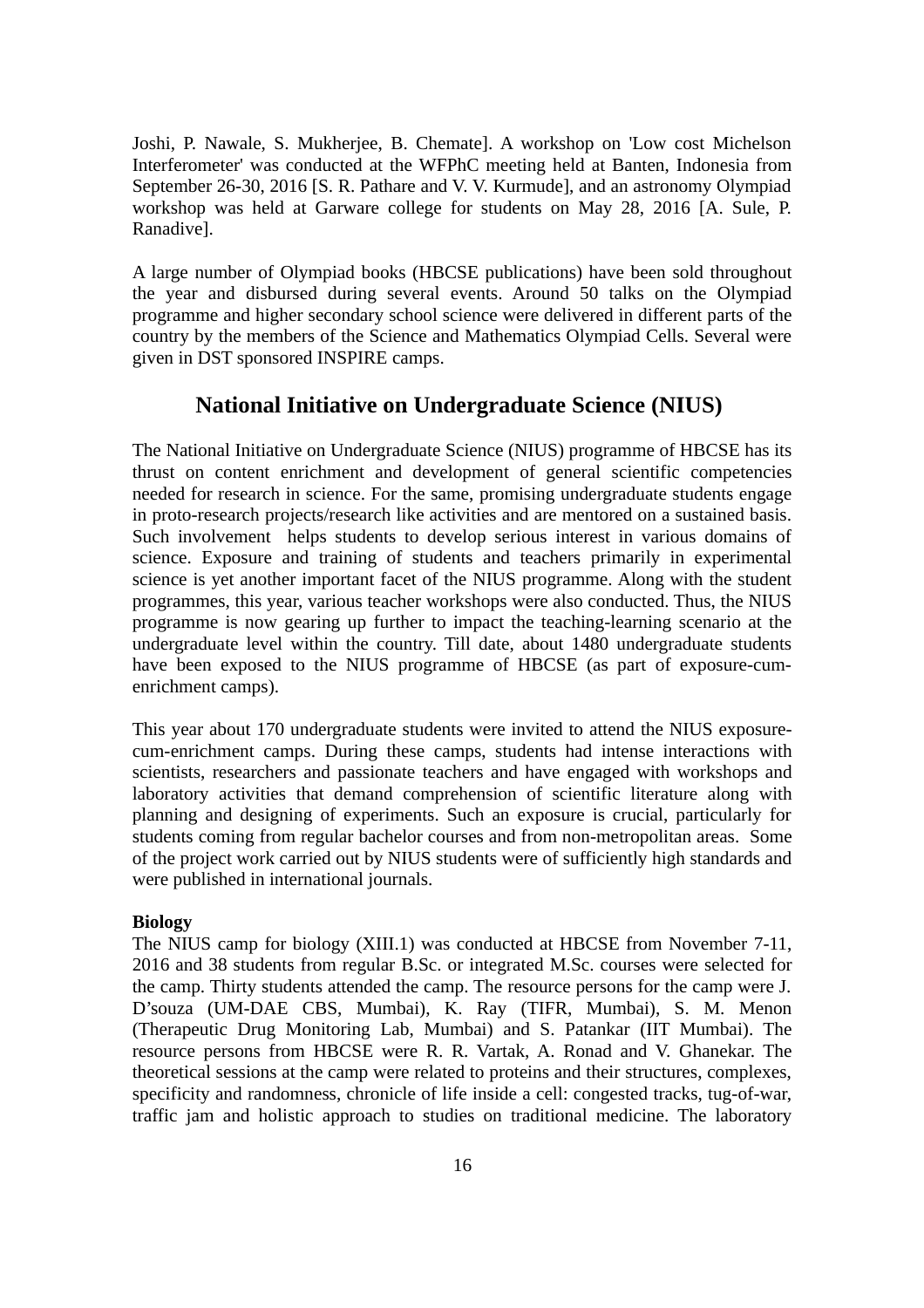Joshi, P. Nawale, S. Mukherjee, B. Chemate]. A workshop on 'Low cost Michelson Interferometer' was conducted at the WFPhC meeting held at Banten, Indonesia from September 26-30, 2016 [S. R. Pathare and V. V. Kurmude], and an astronomy Olympiad workshop was held at Garware college for students on May 28, 2016 [A. Sule, P. Ranadive].

A large number of Olympiad books (HBCSE publications) have been sold throughout the year and disbursed during several events. Around 50 talks on the Olympiad programme and higher secondary school science were delivered in different parts of the country by the members of the Science and Mathematics Olympiad Cells. Several were given in DST sponsored INSPIRE camps.

## National Initiative on Undergraduate Science (NIUS)

The National Initiative on Undergraduate Science (NIUS) programme of HBCSE has its thrust on content enrichment and development of general scientific competencies needed for research in science. For the same, promising undergraduate students engage in proto-research projects/research like activities and are mentored on a sustained basis. Such involvement helps students to develop serious interest in various domains of science. Exposure and training of students and teachers primarily in experimental science is yet another important facet of the NIUS programme. Along with the student programmes, this year, various teacher workshops were also conducted. Thus, the NIUS programme is now gearing up further to impact the teaching-learning scenario at the undergraduate level within the country. Till date, about 1480 undergraduate students have been exposed to the NIUS programme of HBCSE (as part of exposure-cum-enrichment camps).

This year about 170 undergraduate students were invited to attend the NIUS exposure-cum-enrichment camps. During these camps, students had intense interactions with scientists, researchers and passionate teachers and have engaged with workshops and laboratory activities that demand comprehension of scientific literature along with planning and designing of experiments. Such an exposure is crucial, particularly for students coming from regular bachelor courses and from non-metropolitan areas. Some of the project work carried out by NIUS students were of sufficiently high standards and were published in international journals.

**Biology**

The NIUS camp for biology (XIII.1) was conducted at HBCSE from November 7-11, 2016 and 38 students from regular B.Sc. or integrated M.Sc. courses were selected for the camp. Thirty students attended the camp. The resource persons for the camp were J. D'souza (UM-DAE CBS, Mumbai), K. Ray (TIFR, Mumbai), S. M. Menon (Therapeutic Drug Monitoring Lab, Mumbai) and S. Patankar (IIT Mumbai). The resource persons from HBCSE were R. R. Vartak, A. Ronad and V. Ghanekar. The theoretical sessions at the camp were related to proteins and their structures, complexes, specificity and randomness, chronicle of life inside a cell: congested tracks, tug-of-war, traffic jam and holistic approach to studies on traditional medicine. The laboratory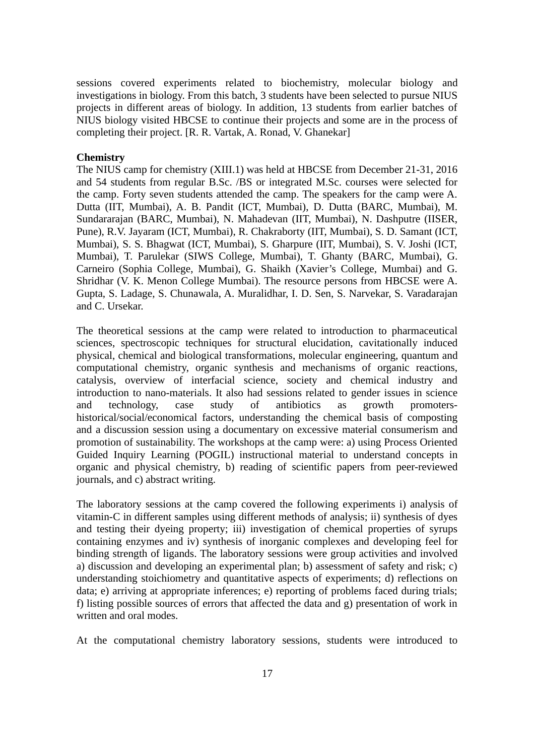sessions covered experiments related to biochemistry, molecular biology and investigations in biology. From this batch, 3 students have been selected to pursue NIUS projects in different areas of biology. In addition, 13 students from earlier batches of NIUS biology visited HBCSE to continue their projects and some are in the process of completing their project. [R. R. Vartak, A. Ronad, V. Ghanekar]

**Chemistry**

The NIUS camp for chemistry (XIII.1) was held at HBCSE from December 21-31, 2016 and 54 students from regular B.Sc. /BS or integrated M.Sc. courses were selected for the camp. Forty seven students attended the camp. The speakers for the camp were A. Dutta (IIT, Mumbai), A. B. Pandit (ICT, Mumbai), D. Dutta (BARC, Mumbai), M. Sundararajan (BARC, Mumbai), N. Mahadevan (IIT, Mumbai), N. Dashputre (IISER, Pune), R.V. Jayaram (ICT, Mumbai), R. Chakraborty (IIT, Mumbai), S. D. Samant (ICT, Mumbai), S. S. Bhagwat (ICT, Mumbai), S. Gharpure (IIT, Mumbai), S. V. Joshi (ICT, Mumbai), T. Parulekar (SIWS College, Mumbai), T. Ghanty (BARC, Mumbai), G. Carneiro (Sophia College, Mumbai), G. Shaikh (Xavier's College, Mumbai) and G. Shridhar (V. K. Menon College Mumbai). The resource persons from HBCSE were A. Gupta, S. Ladage, S. Chunawala, A. Muralidhar, I. D. Sen, S. Narvekar, S. Varadarajan and C. Ursekar.

The theoretical sessions at the camp were related to introduction to pharmaceutical sciences, spectroscopic techniques for structural elucidation, cavitationally induced physical, chemical and biological transformations, molecular engineering, quantum and computational chemistry, organic synthesis and mechanisms of organic reactions, catalysis, overview of interfacial science, society and chemical industry and introduction to nano-materials. It also had sessions related to gender issues in science and technology, case study of antibiotics as growth promoters-historical/social/economical factors, understanding the chemical basis of composting and a discussion session using a documentary on excessive material consumerism and promotion of sustainability. The workshops at the camp were: a) using Process Oriented Guided Inquiry Learning (POGIL) instructional material to understand concepts in organic and physical chemistry, b) reading of scientific papers from peer-reviewed journals, and c) abstract writing.

The laboratory sessions at the camp covered the following experiments i) analysis of vitamin-C in different samples using different methods of analysis; ii) synthesis of dyes and testing their dyeing property; iii) investigation of chemical properties of syrups containing enzymes and iv) synthesis of inorganic complexes and developing feel for binding strength of ligands. The laboratory sessions were group activities and involved a) discussion and developing an experimental plan; b) assessment of safety and risk; c) understanding stoichiometry and quantitative aspects of experiments; d) reflections on data; e) arriving at appropriate inferences; e) reporting of problems faced during trials; f) listing possible sources of errors that affected the data and g) presentation of work in written and oral modes.

At the computational chemistry laboratory sessions, students were introduced to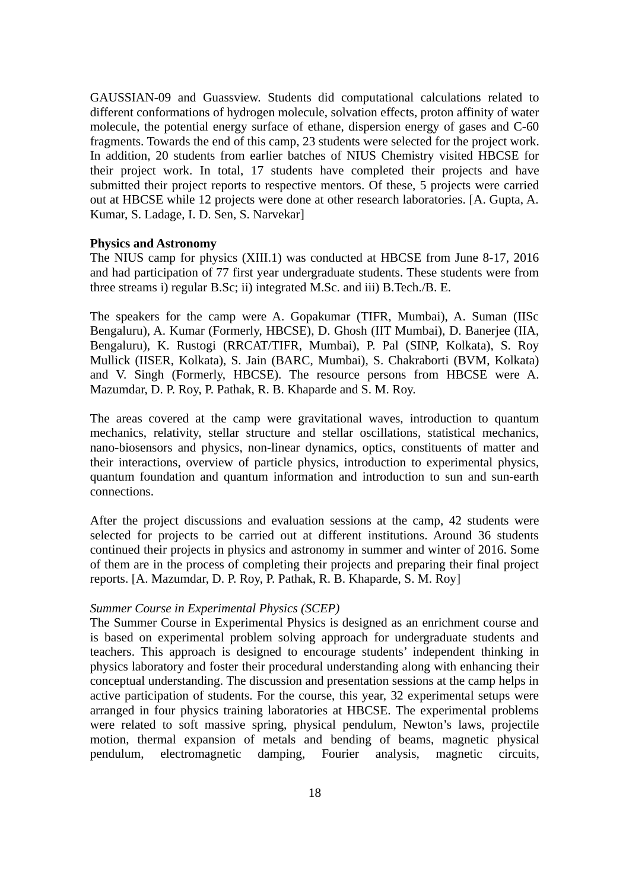GAUSSIAN-09 and Guassview. Students did computational calculations related to different conformations of hydrogen molecule, solvation effects, proton affinity of water molecule, the potential energy surface of ethane, dispersion energy of gases and C-60 fragments. Towards the end of this camp, 23 students were selected for the project work. In addition, 20 students from earlier batches of NIUS Chemistry visited HBCSE for their project work. In total, 17 students have completed their projects and have submitted their project reports to respective mentors. Of these, 5 projects were carried out at HBCSE while 12 projects were done at other research laboratories. [A. Gupta, A. Kumar, S. Ladage, I. D. Sen, S. Narvekar]

**Physics and Astronomy**

The NIUS camp for physics (XIII.1) was conducted at HBCSE from June 8-17, 2016 and had participation of 77 first year undergraduate students. These students were from three streams i) regular B.Sc; ii) integrated M.Sc. and iii) B.Tech./B. E.

The speakers for the camp were A. Gopakumar (TIFR, Mumbai), A. Suman (IISc Bengaluru), A. Kumar (Formerly, HBCSE), D. Ghosh (IIT Mumbai), D. Banerjee (IIA, Bengaluru), K. Rustogi (RRCAT/TIFR, Mumbai), P. Pal (SINP, Kolkata), S. Roy Mullick (IISER, Kolkata), S. Jain (BARC, Mumbai), S. Chakraborti (BVM, Kolkata) and V. Singh (Formerly, HBCSE). The resource persons from HBCSE were A. Mazumdar, D. P. Roy, P. Pathak, R. B. Khaparde and S. M. Roy.

The areas covered at the camp were gravitational waves, introduction to quantum mechanics, relativity, stellar structure and stellar oscillations, statistical mechanics, nano-biosensors and physics, non-linear dynamics, optics, constituents of matter and their interactions, overview of particle physics, introduction to experimental physics, quantum foundation and quantum information and introduction to sun and sun-earth connections.

After the project discussions and evaluation sessions at the camp, 42 students were selected for projects to be carried out at different institutions. Around 36 students continued their projects in physics and astronomy in summer and winter of 2016. Some of them are in the process of completing their projects and preparing their final project reports. [A. Mazumdar, D. P. Roy, P. Pathak, R. B. Khaparde, S. M. Roy]

*Summer Course in Experimental Physics (SCEP)*

The Summer Course in Experimental Physics is designed as an enrichment course and is based on experimental problem solving approach for undergraduate students and teachers. This approach is designed to encourage students' independent thinking in physics laboratory and foster their procedural understanding along with enhancing their conceptual understanding. The discussion and presentation sessions at the camp helps in active participation of students. For the course, this year, 32 experimental setups were arranged in four physics training laboratories at HBCSE. The experimental problems were related to soft massive spring, physical pendulum, Newton's laws, projectile motion, thermal expansion of metals and bending of beams, magnetic physical pendulum, electromagnetic damping, Fourier analysis, magnetic circuits,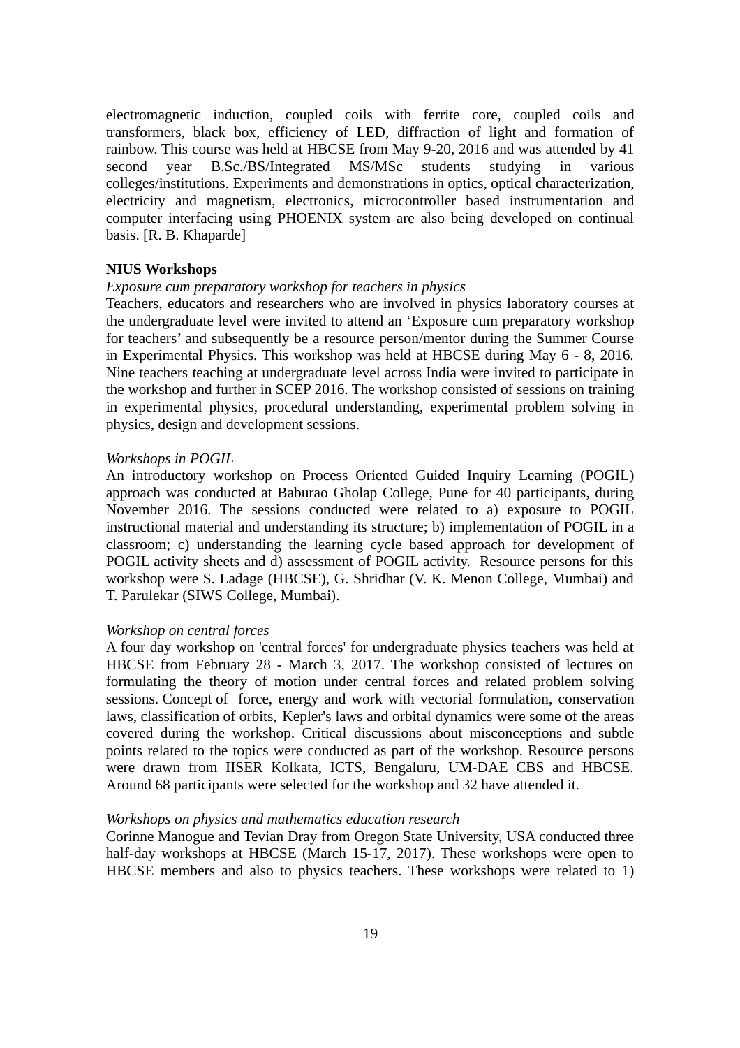electromagnetic induction, coupled coils with ferrite core, coupled coils and transformers, black box, efficiency of LED, diffraction of light and formation of rainbow. This course was held at HBCSE from May 9-20, 2016 and was attended by 41 second year B.Sc./BS/Integrated MS/MSc students studying in various colleges/institutions. Experiments and demonstrations in optics, optical characterization, electricity and magnetism, electronics, microcontroller based instrumentation and computer interfacing using PHOENIX system are also being developed on continual basis. [R. B. Khaparde]

**NIUS Workshops**

*Exposure cum preparatory workshop for teachers in physics*

Teachers, educators and researchers who are involved in physics laboratory courses at the undergraduate level were invited to attend an 'Exposure cum preparatory workshop for teachers' and subsequently be a resource person/mentor during the Summer Course in Experimental Physics. This workshop was held at HBCSE during May 6 - 8, 2016. Nine teachers teaching at undergraduate level across India were invited to participate in the workshop and further in SCEP 2016. The workshop consisted of sessions on training in experimental physics, procedural understanding, experimental problem solving in physics, design and development sessions.

*Workshops in POGIL*

An introductory workshop on Process Oriented Guided Inquiry Learning (POGIL) approach was conducted at Baburao Gholap College, Pune for 40 participants, during November 2016. The sessions conducted were related to a) exposure to POGIL instructional material and understanding its structure; b) implementation of POGIL in a classroom; c) understanding the learning cycle based approach for development of POGIL activity sheets and d) assessment of POGIL activity. Resource persons for this workshop were S. Ladage (HBCSE), G. Shridhar (V. K. Menon College, Mumbai) and T. Parulekar (SIWS College, Mumbai).

*Workshop on central forces*

A four day workshop on 'central forces' for undergraduate physics teachers was held at HBCSE from February 28 - March 3, 2017. The workshop consisted of lectures on formulating the theory of motion under central forces and related problem solving sessions. Concept of force, energy and work with vectorial formulation, conservation laws, classification of orbits, Kepler's laws and orbital dynamics were some of the areas covered during the workshop. Critical discussions about misconceptions and subtle points related to the topics were conducted as part of the workshop. Resource persons were drawn from IISER Kolkata, ICTS, Bengaluru, UM-DAE CBS and HBCSE. Around 68 participants were selected for the workshop and 32 have attended it.

*Workshops on physics and mathematics education research*

Corinne Manogue and Tevian Dray from Oregon State University, USA conducted three half-day workshops at HBCSE (March 15-17, 2017). These workshops were open to HBCSE members and also to physics teachers. These workshops were related to 1)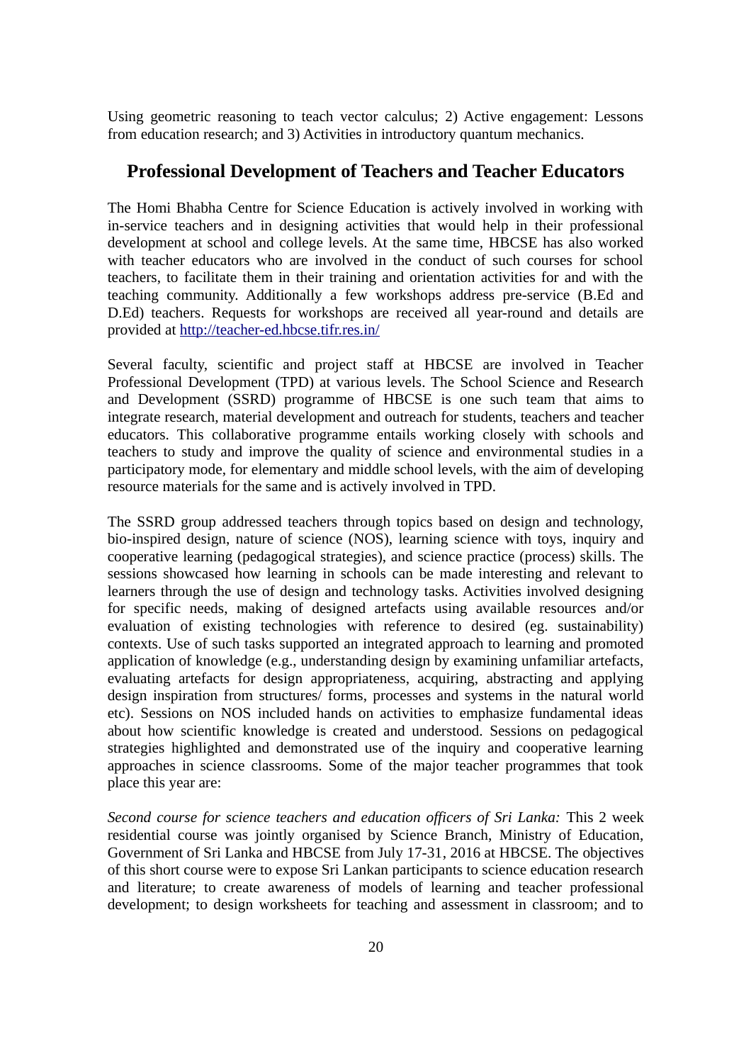Using geometric reasoning to teach vector calculus; 2) Active engagement: Lessons from education research; and 3) Activities in introductory quantum mechanics.

## Professional Development of Teachers and Teacher Educators

The Homi Bhabha Centre for Science Education is actively involved in working with in-service teachers and in designing activities that would help in their professional development at school and college levels. At the same time, HBCSE has also worked with teacher educators who are involved in the conduct of such courses for school teachers, to facilitate them in their training and orientation activities for and with the teaching community. Additionally a few workshops address pre-service (B.Ed and D.Ed) teachers. Requests for workshops are received all year-round and details are provided at [http://teacher-ed.hbcse.tifr.res.in/](http://teacher-ed.hbcse.tifr.res.in/)

Several faculty, scientific and project staff at HBCSE are involved in Teacher Professional Development (TPD) at various levels. The School Science and Research and Development (SSRD) programme of HBCSE is one such team that aims to integrate research, material development and outreach for students, teachers and teacher educators. This collaborative programme entails working closely with schools and teachers to study and improve the quality of science and environmental studies in a participatory mode, for elementary and middle school levels, with the aim of developing resource materials for the same and is actively involved in TPD.

The SSRD group addressed teachers through topics based on design and technology, bio-inspired design, nature of science (NOS), learning science with toys, inquiry and cooperative learning (pedagogical strategies), and science practice (process) skills. The sessions showcased how learning in schools can be made interesting and relevant to learners through the use of design and technology tasks. Activities involved designing for specific needs, making of designed artefacts using available resources and/or evaluation of existing technologies with reference to desired (eg. sustainability) contexts. Use of such tasks supported an integrated approach to learning and promoted application of knowledge (e.g., understanding design by examining unfamiliar artefacts, evaluating artefacts for design appropriateness, acquiring, abstracting and applying design inspiration from structures/ forms, processes and systems in the natural world etc). Sessions on NOS included hands on activities to emphasize fundamental ideas about how scientific knowledge is created and understood. Sessions on pedagogical strategies highlighted and demonstrated use of the inquiry and cooperative learning approaches in science classrooms. Some of the major teacher programmes that took place this year are:

*Second course for science teachers and education officers of Sri Lanka:* This 2 week residential course was jointly organised by Science Branch, Ministry of Education, Government of Sri Lanka and HBCSE from July 17-31, 2016 at HBCSE. The objectives of this short course were to expose Sri Lankan participants to science education research and literature; to create awareness of models of learning and teacher professional development; to design worksheets for teaching and assessment in classroom; and to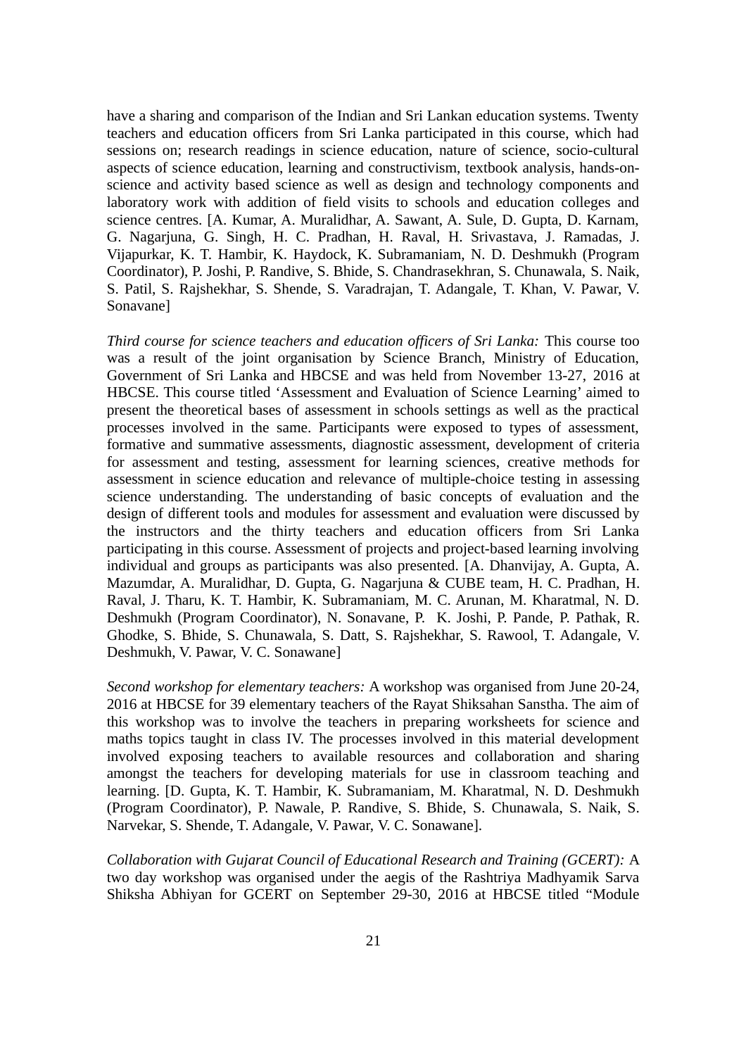have a sharing and comparison of the Indian and Sri Lankan education systems. Twenty teachers and education officers from Sri Lanka participated in this course, which had sessions on; research readings in science education, nature of science, socio-cultural aspects of science education, learning and constructivism, textbook analysis, hands-on-science and activity based science as well as design and technology components and laboratory work with addition of field visits to schools and education colleges and science centres. [A. Kumar, A. Muralidhar, A. Sawant, A. Sule, D. Gupta, D. Karnam, G. Nagarjuna, G. Singh, H. C. Pradhan, H. Raval, H. Srivastava, J. Ramadas, J. Vijapurkar, K. T. Hambir, K. Haydock, K. Subramaniam, N. D. Deshmukh (Program Coordinator), P. Joshi, P. Randive, S. Bhide, S. Chandrasekhran, S. Chunawala, S. Naik, S. Patil, S. Rajshekhar, S. Shende, S. Varadrajan, T. Adangale, T. Khan, V. Pawar, V. Sonavane]

*Third course for science teachers and education officers of Sri Lanka:* This course too was a result of the joint organisation by Science Branch, Ministry of Education, Government of Sri Lanka and HBCSE and was held from November 13-27, 2016 at HBCSE. This course titled 'Assessment and Evaluation of Science Learning' aimed to present the theoretical bases of assessment in schools settings as well as the practical processes involved in the same. Participants were exposed to types of assessment, formative and summative assessments, diagnostic assessment, development of criteria for assessment and testing, assessment for learning sciences, creative methods for assessment in science education and relevance of multiple-choice testing in assessing science understanding. The understanding of basic concepts of evaluation and the design of different tools and modules for assessment and evaluation were discussed by the instructors and the thirty teachers and education officers from Sri Lanka participating in this course. Assessment of projects and project-based learning involving individual and groups as participants was also presented. [A. Dhanvijay, A. Gupta, A. Mazumdar, A. Muralidhar, D. Gupta, G. Nagarjuna & CUBE team, H. C. Pradhan, H. Raval, J. Tharu, K. T. Hambir, K. Subramaniam, M. C. Arunan, M. Kharatmal, N. D. Deshmukh (Program Coordinator), N. Sonavane, P. K. Joshi, P. Pande, P. Pathak, R. Ghodke, S. Bhide, S. Chunawala, S. Datt, S. Rajshekhar, S. Rawool, T. Adangale, V. Deshmukh, V. Pawar, V. C. Sonawane]

*Second workshop for elementary teachers:* A workshop was organised from June 20-24, 2016 at HBCSE for 39 elementary teachers of the Rayat Shiksahan Sanstha. The aim of this workshop was to involve the teachers in preparing worksheets for science and maths topics taught in class IV. The processes involved in this material development involved exposing teachers to available resources and collaboration and sharing amongst the teachers for developing materials for use in classroom teaching and learning. [D. Gupta, K. T. Hambir, K. Subramaniam, M. Kharatmal, N. D. Deshmukh (Program Coordinator), P. Nawale, P. Randive, S. Bhide, S. Chunawala, S. Naik, S. Narvekar, S. Shende, T. Adangale, V. Pawar, V. C. Sonawane].

*Collaboration with Gujarat Council of Educational Research and Training (GCERT):* A two day workshop was organised under the aegis of the Rashtriya Madhyamik Sarva Shiksha Abhiyan for GCERT on September 29-30, 2016 at HBCSE titled "Module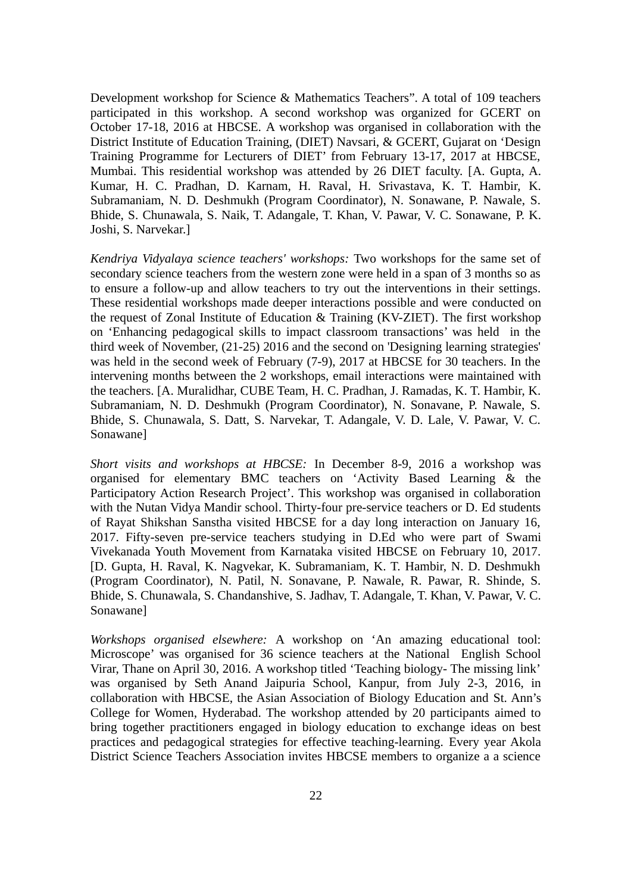Development workshop for Science & Mathematics Teachers". A total of 109 teachers participated in this workshop. A second workshop was organized for GCERT on October 17-18, 2016 at HBCSE. A workshop was organised in collaboration with the District Institute of Education Training, (DIET) Navsari, & GCERT, Gujarat on 'Design Training Programme for Lecturers of DIET' from February 13-17, 2017 at HBCSE, Mumbai. This residential workshop was attended by 26 DIET faculty. [A. Gupta, A. Kumar, H. C. Pradhan, D. Karnam, H. Raval, H. Srivastava, K. T. Hambir, K. Subramaniam, N. D. Deshmukh (Program Coordinator), N. Sonawane, P. Nawale, S. Bhide, S. Chunawala, S. Naik, T. Adangale, T. Khan, V. Pawar, V. C. Sonawane, P. K. Joshi, S. Narvekar.]

*Kendriya Vidyalaya science teachers' workshops:* Two workshops for the same set of secondary science teachers from the western zone were held in a span of 3 months so as to ensure a follow-up and allow teachers to try out the interventions in their settings. These residential workshops made deeper interactions possible and were conducted on the request of Zonal Institute of Education & Training (KV-ZIET). The first workshop on 'Enhancing pedagogical skills to impact classroom transactions' was held in the third week of November, (21-25) 2016 and the second on 'Designing learning strategies' was held in the second week of February (7-9), 2017 at HBCSE for 30 teachers. In the intervening months between the 2 workshops, email interactions were maintained with the teachers. [A. Muralidhar, CUBE Team, H. C. Pradhan, J. Ramadas, K. T. Hambir, K. Subramaniam, N. D. Deshmukh (Program Coordinator), N. Sonavane, P. Nawale, S. Bhide, S. Chunawala, S. Datt, S. Narvekar, T. Adangale, V. D. Lale, V. Pawar, V. C. Sonawane]

*Short visits and workshops at HBCSE:* In December 8-9, 2016 a workshop was organised for elementary BMC teachers on 'Activity Based Learning & the Participatory Action Research Project'. This workshop was organised in collaboration with the Nutan Vidya Mandir school. Thirty-four pre-service teachers or D. Ed students of Rayat Shikshan Sanstha visited HBCSE for a day long interaction on January 16, 2017. Fifty-seven pre-service teachers studying in D.Ed who were part of Swami Vivekanada Youth Movement from Karnataka visited HBCSE on February 10, 2017. [D. Gupta, H. Raval, K. Nagvekar, K. Subramaniam, K. T. Hambir, N. D. Deshmukh (Program Coordinator), N. Patil, N. Sonavane, P. Nawale, R. Pawar, R. Shinde, S. Bhide, S. Chunawala, S. Chandanshive, S. Jadhav, T. Adangale, T. Khan, V. Pawar, V. C. Sonawane]

*Workshops organised elsewhere:* A workshop on 'An amazing educational tool: Microscope' was organised for 36 science teachers at the National English School Virar, Thane on April 30, 2016. A workshop titled 'Teaching biology- The missing link' was organised by Seth Anand Jaipuria School, Kanpur, from July 2-3, 2016, in collaboration with HBCSE, the Asian Association of Biology Education and St. Ann's College for Women, Hyderabad. The workshop attended by 20 participants aimed to bring together practitioners engaged in biology education to exchange ideas on best practices and pedagogical strategies for effective teaching-learning. Every year Akola District Science Teachers Association invites HBCSE members to organize a a science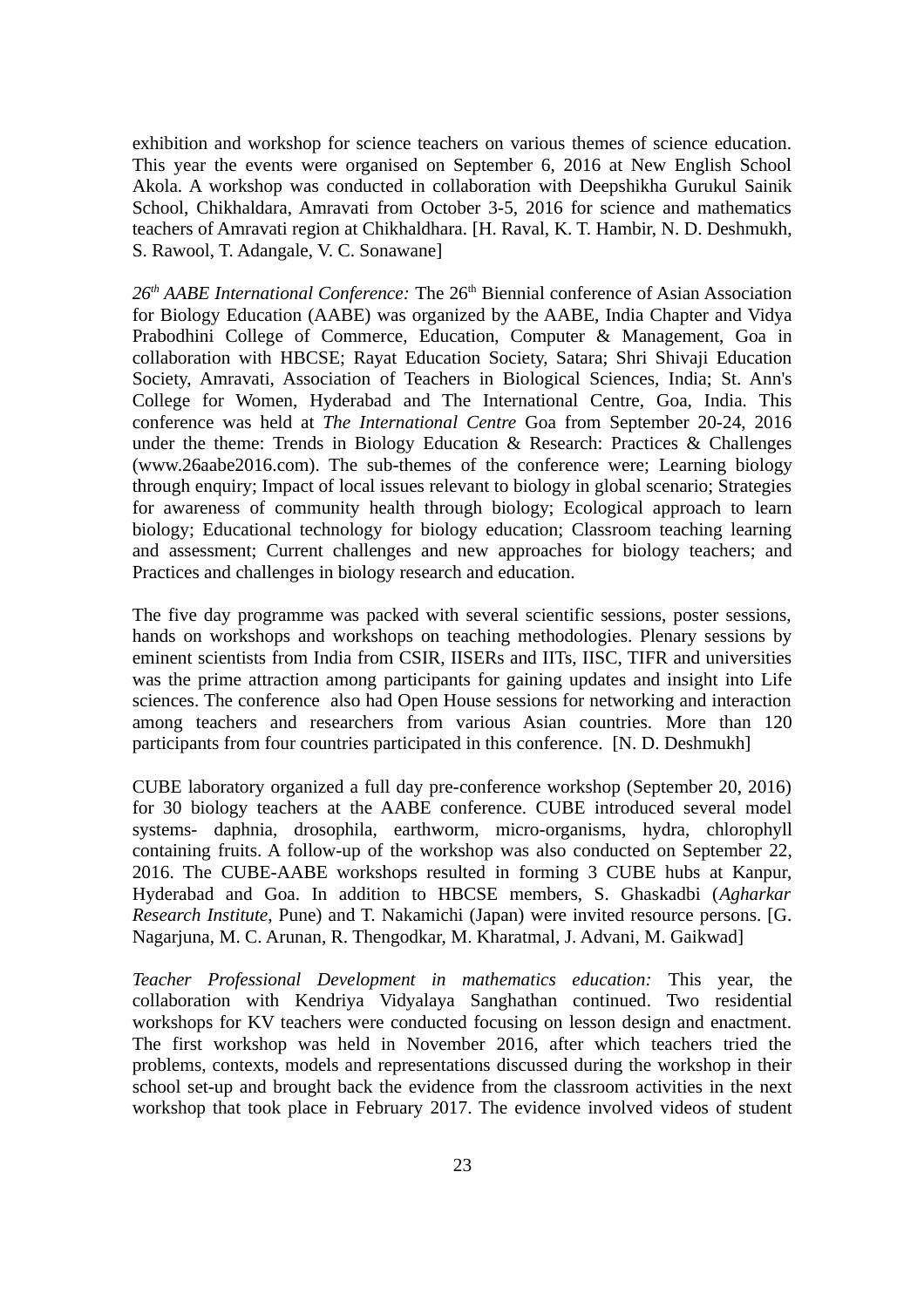exhibition and workshop for science teachers on various themes of science education. This year the events were organised on September 6, 2016 at New English School Akola. A workshop was conducted in collaboration with Deepshikha Gurukul Sainik School, Chikhaldara, Amravati from October 3-5, 2016 for science and mathematics teachers of Amravati region at Chikhaldhara. [H. Raval, K. T. Hambir, N. D. Deshmukh, S. Rawool, T. Adangale, V. C. Sonawane]

*26th AABE International Conference:* The 26th Biennial conference of Asian Association for Biology Education (AABE) was organized by the AABE, India Chapter and Vidya Prabodhini College of Commerce, Education, Computer & Management, Goa in collaboration with HBCSE; Rayat Education Society, Satara; Shri Shivaji Education Society, Amravati, Association of Teachers in Biological Sciences, India; St. Ann's College for Women, Hyderabad and The International Centre, Goa, India. This conference was held at *The International Centre* Goa from September 20-24, 2016 under the theme: Trends in Biology Education & Research: Practices & Challenges (www.26aabe2016.com). The sub-themes of the conference were; Learning biology through enquiry; Impact of local issues relevant to biology in global scenario; Strategies for awareness of community health through biology; Ecological approach to learn biology; Educational technology for biology education; Classroom teaching learning and assessment; Current challenges and new approaches for biology teachers; and Practices and challenges in biology research and education.

The five day programme was packed with several scientific sessions, poster sessions, hands on workshops and workshops on teaching methodologies. Plenary sessions by eminent scientists from India from CSIR, IISERs and IITs, IISC, TIFR and universities was the prime attraction among participants for gaining updates and insight into Life sciences. The conference also had Open House sessions for networking and interaction among teachers and researchers from various Asian countries. More than 120 participants from four countries participated in this conference. [N. D. Deshmukh]

CUBE laboratory organized a full day pre-conference workshop (September 20, 2016) for 30 biology teachers at the AABE conference. CUBE introduced several model systems- daphnia, drosophila, earthworm, micro-organisms, hydra, chlorophyll containing fruits. A follow-up of the workshop was also conducted on September 22, 2016. The CUBE-AABE workshops resulted in forming 3 CUBE hubs at Kanpur, Hyderabad and Goa. In addition to HBCSE members, S. Ghaskadbi (*Agharkar Research Institute,* Pune) and T. Nakamichi (Japan) were invited resource persons. [G. Nagarjuna, M. C. Arunan, R. Thengodkar, M. Kharatmal, J. Advani, M. Gaikwad]

*Teacher Professional Development in mathematics education:* This year, the collaboration with Kendriya Vidyalaya Sanghathan continued. Two residential workshops for KV teachers were conducted focusing on lesson design and enactment. The first workshop was held in November 2016, after which teachers tried the problems, contexts, models and representations discussed during the workshop in their school set-up and brought back the evidence from the classroom activities in the next workshop that took place in February 2017. The evidence involved videos of student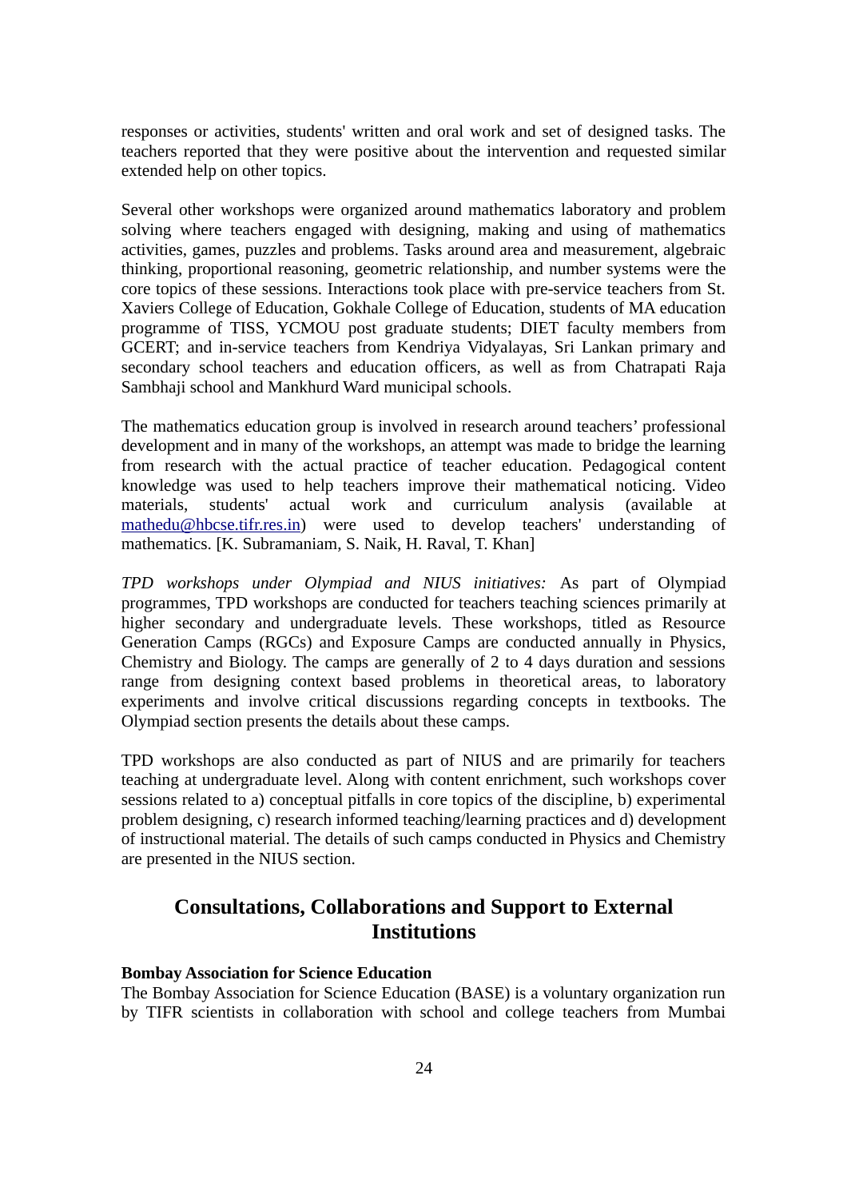responses or activities, students' written and oral work and set of designed tasks. The teachers reported that they were positive about the intervention and requested similar extended help on other topics.

Several other workshops were organized around mathematics laboratory and problem solving where teachers engaged with designing, making and using of mathematics activities, games, puzzles and problems. Tasks around area and measurement, algebraic thinking, proportional reasoning, geometric relationship, and number systems were the core topics of these sessions. Interactions took place with pre-service teachers from St. Xaviers College of Education, Gokhale College of Education, students of MA education programme of TISS, YCMOU post graduate students; DIET faculty members from GCERT; and in-service teachers from Kendriya Vidyalayas, Sri Lankan primary and secondary school teachers and education officers, as well as from Chatrapati Raja Sambhaji school and Mankhurd Ward municipal schools.

The mathematics education group is involved in research around teachers' professional development and in many of the workshops, an attempt was made to bridge the learning from research with the actual practice of teacher education. Pedagogical content knowledge was used to help teachers improve their mathematical noticing. Video materials, students' actual work and curriculum analysis (available at mathedu@hbcse.tifr.res.in) were used to develop teachers' understanding of mathematics. [K. Subramaniam, S. Naik, H. Raval, T. Khan]

*TPD workshops under Olympiad and NIUS initiatives:* As part of Olympiad programmes, TPD workshops are conducted for teachers teaching sciences primarily at higher secondary and undergraduate levels. These workshops, titled as Resource Generation Camps (RGCs) and Exposure Camps are conducted annually in Physics, Chemistry and Biology. The camps are generally of 2 to 4 days duration and sessions range from designing context based problems in theoretical areas, to laboratory experiments and involve critical discussions regarding concepts in textbooks. The Olympiad section presents the details about these camps.

TPD workshops are also conducted as part of NIUS and are primarily for teachers teaching at undergraduate level. Along with content enrichment, such workshops cover sessions related to a) conceptual pitfalls in core topics of the discipline, b) experimental problem designing, c) research informed teaching/learning practices and d) development of instructional material. The details of such camps conducted in Physics and Chemistry are presented in the NIUS section.

## Consultations, Collaborations and Support to External Institutions

**Bombay Association for Science Education**

The Bombay Association for Science Education (BASE) is a voluntary organization run by TIFR scientists in collaboration with school and college teachers from Mumbai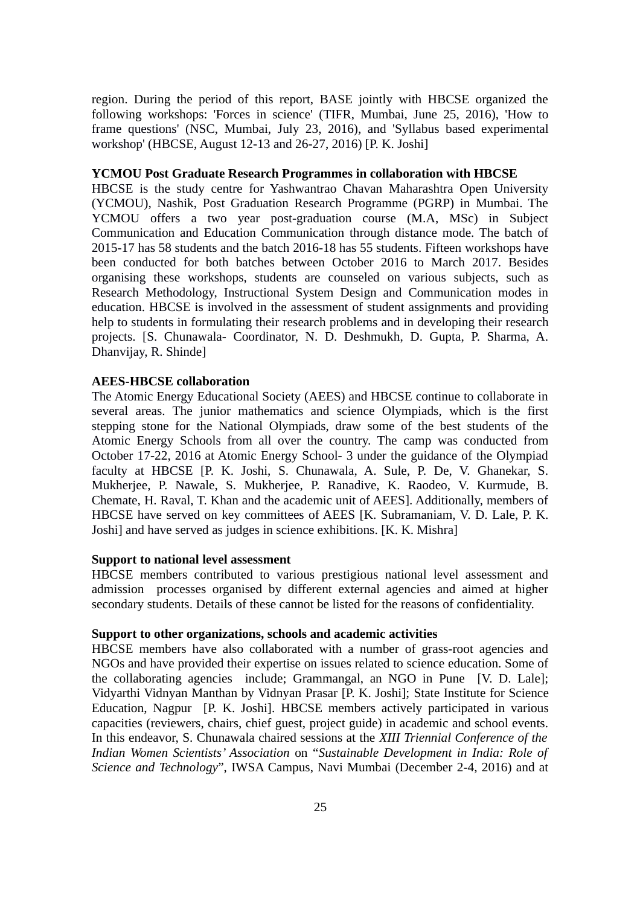region. During the period of this report, BASE jointly with HBCSE organized the following workshops: 'Forces in science' (TIFR, Mumbai, June 25, 2016), 'How to frame questions' (NSC, Mumbai, July 23, 2016), and 'Syllabus based experimental workshop' (HBCSE, August 12-13 and 26-27, 2016) [P. K. Joshi]

**YCMOU Post Graduate Research Programmes in collaboration with HBCSE**

HBCSE is the study centre for Yashwantrao Chavan Maharashtra Open University (YCMOU), Nashik, Post Graduation Research Programme (PGRP) in Mumbai. The YCMOU offers a two year post-graduation course (M.A, MSc) in Subject Communication and Education Communication through distance mode. The batch of 2015-17 has 58 students and the batch 2016-18 has 55 students. Fifteen workshops have been conducted for both batches between October 2016 to March 2017. Besides organising these workshops, students are counseled on various subjects, such as Research Methodology, Instructional System Design and Communication modes in education. HBCSE is involved in the assessment of student assignments and providing help to students in formulating their research problems and in developing their research projects. [S. Chunawala- Coordinator, N. D. Deshmukh, D. Gupta, P. Sharma, A. Dhanvijay, R. Shinde]

**AEES-HBCSE collaboration**

The Atomic Energy Educational Society (AEES) and HBCSE continue to collaborate in several areas. The junior mathematics and science Olympiads, which is the first stepping stone for the National Olympiads, draw some of the best students of the Atomic Energy Schools from all over the country. The camp was conducted from October 17-22, 2016 at Atomic Energy School- 3 under the guidance of the Olympiad faculty at HBCSE [P. K. Joshi, S. Chunawala, A. Sule, P. De, V. Ghanekar, S. Mukherjee, P. Nawale, S. Mukherjee, P. Ranadive, K. Raodeo, V. Kurmude, B. Chemate, H. Raval, T. Khan and the academic unit of AEES]. Additionally, members of HBCSE have served on key committees of AEES [K. Subramaniam, V. D. Lale, P. K. Joshi] and have served as judges in science exhibitions. [K. K. Mishra]

**Support to national level assessment**

HBCSE members contributed to various prestigious national level assessment and admission processes organised by different external agencies and aimed at higher secondary students. Details of these cannot be listed for the reasons of confidentiality.

**Support to other organizations, schools and academic activities**

HBCSE members have also collaborated with a number of grass-root agencies and NGOs and have provided their expertise on issues related to science education. Some of the collaborating agencies include; Grammangal, an NGO in Pune [V. D. Lale]; Vidyarthi Vidnyan Manthan by Vidnyan Prasar [P. K. Joshi]; State Institute for Science Education, Nagpur [P. K. Joshi]. HBCSE members actively participated in various capacities (reviewers, chairs, chief guest, project guide) in academic and school events. In this endeavor, S. Chunawala chaired sessions at the *XIII Triennial Conference of the Indian Women Scientists' Association* on "*Sustainable Development in India: Role of Science and Technology*", IWSA Campus, Navi Mumbai (December 2-4, 2016) and at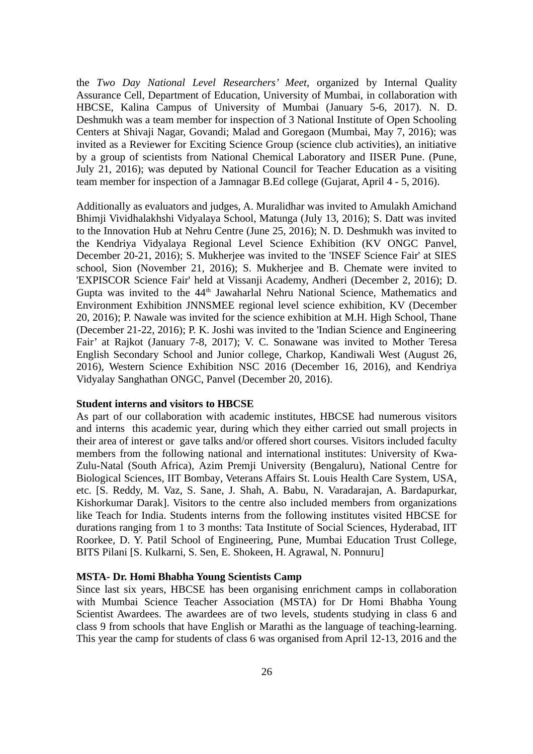the *Two Day National Level Researchers' Meet*, organized by Internal Quality Assurance Cell, Department of Education, University of Mumbai, in collaboration with HBCSE, Kalina Campus of University of Mumbai (January 5-6, 2017). N. D. Deshmukh was a team member for inspection of 3 National Institute of Open Schooling Centers at Shivaji Nagar, Govandi; Malad and Goregaon (Mumbai, May 7, 2016); was invited as a Reviewer for Exciting Science Group (science club activities), an initiative by a group of scientists from National Chemical Laboratory and IISER Pune. (Pune, July 21, 2016); was deputed by National Council for Teacher Education as a visiting team member for inspection of a Jamnagar B.Ed college (Gujarat, April 4 - 5, 2016).

Additionally as evaluators and judges, A. Muralidhar was invited to Amulakh Amichand Bhimji Vividhalakhshi Vidyalaya School, Matunga (July 13, 2016); S. Datt was invited to the Innovation Hub at Nehru Centre (June 25, 2016); N. D. Deshmukh was invited to the Kendriya Vidyalaya Regional Level Science Exhibition (KV ONGC Panvel, December 20-21, 2016); S. Mukherjee was invited to the 'INSEF Science Fair' at SIES school, Sion (November 21, 2016); S. Mukherjee and B. Chemate were invited to 'EXPISCOR Science Fair' held at Vissanji Academy, Andheri (December 2, 2016); D. Gupta was invited to the 44th Jawaharlal Nehru National Science, Mathematics and Environment Exhibition JNNSMEE regional level science exhibition, KV (December 20, 2016); P. Nawale was invited for the science exhibition at M.H. High School, Thane (December 21-22, 2016); P. K. Joshi was invited to the 'Indian Science and Engineering Fair' at Rajkot (January 7-8, 2017); V. C. Sonawane was invited to Mother Teresa English Secondary School and Junior college, Charkop, Kandiwali West (August 26, 2016), Western Science Exhibition NSC 2016 (December 16, 2016), and Kendriya Vidyalay Sanghathan ONGC, Panvel (December 20, 2016).

**Student interns and visitors to HBCSE**

As part of our collaboration with academic institutes, HBCSE had numerous visitors and interns this academic year, during which they either carried out small projects in their area of interest or gave talks and/or offered short courses. Visitors included faculty members from the following national and international institutes: University of Kwa-Zulu-Natal (South Africa), Azim Premji University (Bengaluru), National Centre for Biological Sciences, IIT Bombay, Veterans Affairs St. Louis Health Care System, USA, etc. [S. Reddy, M. Vaz, S. Sane, J. Shah, A. Babu, N. Varadarajan, A. Bardapurkar, Kishorkumar Darak]. Visitors to the centre also included members from organizations like Teach for India. Students interns from the following institutes visited HBCSE for durations ranging from 1 to 3 months: Tata Institute of Social Sciences, Hyderabad, IIT Roorkee, D. Y. Patil School of Engineering, Pune, Mumbai Education Trust College, BITS Pilani [S. Kulkarni, S. Sen, E. Shokeen, H. Agrawal, N. Ponnuru]

**MSTA- Dr. Homi Bhabha Young Scientists Camp**

Since last six years, HBCSE has been organising enrichment camps in collaboration with Mumbai Science Teacher Association (MSTA) for Dr Homi Bhabha Young Scientist Awardees. The awardees are of two levels, students studying in class 6 and class 9 from schools that have English or Marathi as the language of teaching-learning. This year the camp for students of class 6 was organised from April 12-13, 2016 and the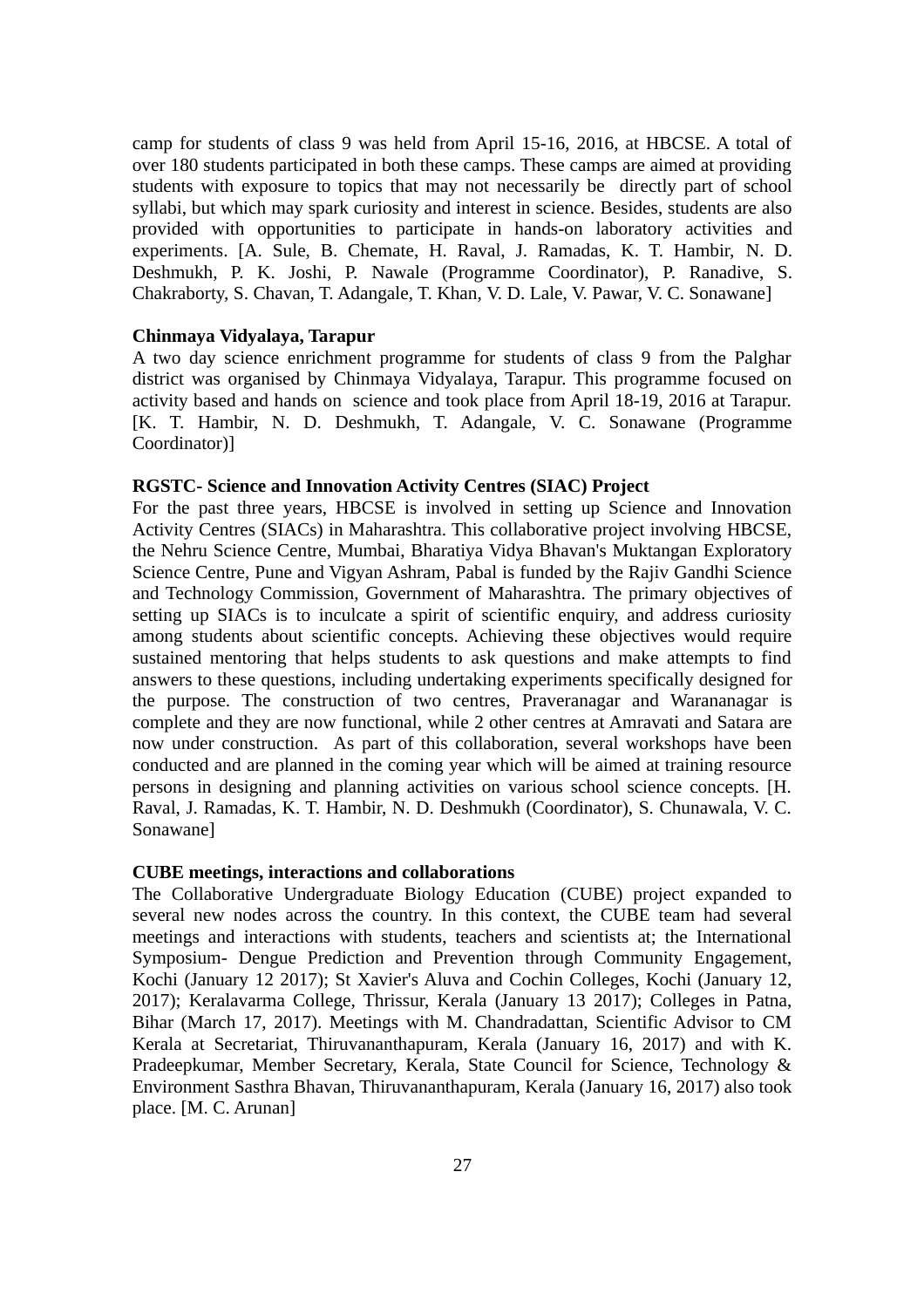camp for students of class 9 was held from April 15-16, 2016, at HBCSE. A total of over 180 students participated in both these camps. These camps are aimed at providing students with exposure to topics that may not necessarily be directly part of school syllabi, but which may spark curiosity and interest in science. Besides, students are also provided with opportunities to participate in hands-on laboratory activities and experiments. [A. Sule, B. Chemate, H. Raval, J. Ramadas, K. T. Hambir, N. D. Deshmukh, P. K. Joshi, P. Nawale (Programme Coordinator), P. Ranadive, S. Chakraborty, S. Chavan, T. Adangale, T. Khan, V. D. Lale, V. Pawar, V. C. Sonawane]

**Chinmaya Vidyalaya, Tarapur**

A two day science enrichment programme for students of class 9 from the Palghar district was organised by Chinmaya Vidyalaya, Tarapur. This programme focused on activity based and hands on science and took place from April 18-19, 2016 at Tarapur. [K. T. Hambir, N. D. Deshmukh, T. Adangale, V. C. Sonawane (Programme Coordinator)]

**RGSTC- Science and Innovation Activity Centres (SIAC) Project**

For the past three years, HBCSE is involved in setting up Science and Innovation Activity Centres (SIACs) in Maharashtra. This collaborative project involving HBCSE, the Nehru Science Centre, Mumbai, Bharatiya Vidya Bhavan's Muktangan Exploratory Science Centre, Pune and Vigyan Ashram, Pabal is funded by the Rajiv Gandhi Science and Technology Commission, Government of Maharashtra. The primary objectives of setting up SIACs is to inculcate a spirit of scientific enquiry, and address curiosity among students about scientific concepts. Achieving these objectives would require sustained mentoring that helps students to ask questions and make attempts to find answers to these questions, including undertaking experiments specifically designed for the purpose. The construction of two centres, Praveranagar and Warananagar is complete and they are now functional, while 2 other centres at Amravati and Satara are now under construction. As part of this collaboration, several workshops have been conducted and are planned in the coming year which will be aimed at training resource persons in designing and planning activities on various school science concepts. [H. Raval, J. Ramadas, K. T. Hambir, N. D. Deshmukh (Coordinator), S. Chunawala, V. C. Sonawane]

**CUBE meetings, interactions and collaborations**

The Collaborative Undergraduate Biology Education (CUBE) project expanded to several new nodes across the country. In this context, the CUBE team had several meetings and interactions with students, teachers and scientists at; the International Symposium- Dengue Prediction and Prevention through Community Engagement, Kochi (January 12 2017); St Xavier's Aluva and Cochin Colleges, Kochi (January 12, 2017); Keralavarma College, Thrissur, Kerala (January 13 2017); Colleges in Patna, Bihar (March 17, 2017). Meetings with M. Chandradattan, Scientific Advisor to CM Kerala at Secretariat, Thiruvananthapuram, Kerala (January 16, 2017) and with K. Pradeepkumar, Member Secretary, Kerala, State Council for Science, Technology & Environment Sasthra Bhavan, Thiruvananthapuram, Kerala (January 16, 2017) also took place. [M. C. Arunan]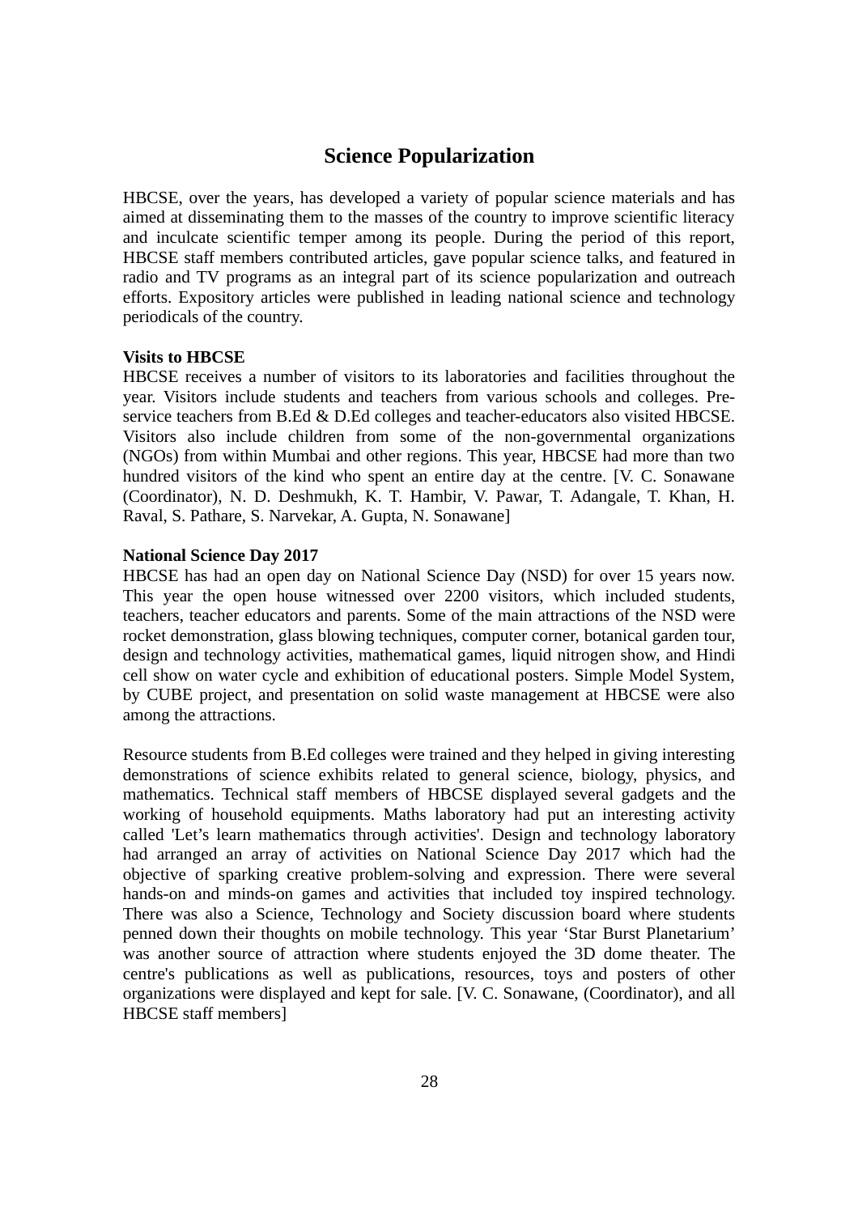# Science Popularization

HBCSE, over the years, has developed a variety of popular science materials and has aimed at disseminating them to the masses of the country to improve scientific literacy and inculcate scientific temper among its people. During the period of this report, HBCSE staff members contributed articles, gave popular science talks, and featured in radio and TV programs as an integral part of its science popularization and outreach efforts. Expository articles were published in leading national science and technology periodicals of the country.

**Visits to HBCSE**

HBCSE receives a number of visitors to its laboratories and facilities throughout the year. Visitors include students and teachers from various schools and colleges. Pre-service teachers from B.Ed & D.Ed colleges and teacher-educators also visited HBCSE. Visitors also include children from some of the non-governmental organizations (NGOs) from within Mumbai and other regions. This year, HBCSE had more than two hundred visitors of the kind who spent an entire day at the centre. [V. C. Sonawane (Coordinator), N. D. Deshmukh, K. T. Hambir, V. Pawar, T. Adangale, T. Khan, H. Raval, S. Pathare, S. Narvekar, A. Gupta, N. Sonawane]

**National Science Day 2017**

HBCSE has had an open day on National Science Day (NSD) for over 15 years now. This year the open house witnessed over 2200 visitors, which included students, teachers, teacher educators and parents. Some of the main attractions of the NSD were rocket demonstration, glass blowing techniques, computer corner, botanical garden tour, design and technology activities, mathematical games, liquid nitrogen show, and Hindi cell show on water cycle and exhibition of educational posters. Simple Model System, by CUBE project, and presentation on solid waste management at HBCSE were also among the attractions.

Resource students from B.Ed colleges were trained and they helped in giving interesting demonstrations of science exhibits related to general science, biology, physics, and mathematics. Technical staff members of HBCSE displayed several gadgets and the working of household equipments. Maths laboratory had put an interesting activity called 'Let’s learn mathematics through activities'. Design and technology laboratory had arranged an array of activities on National Science Day 2017 which had the objective of sparking creative problem-solving and expression. There were several hands-on and minds-on games and activities that included toy inspired technology. There was also a Science, Technology and Society discussion board where students penned down their thoughts on mobile technology. This year ‘Star Burst Planetarium’ was another source of attraction where students enjoyed the 3D dome theater. The centre's publications as well as publications, resources, toys and posters of other organizations were displayed and kept for sale. [V. C. Sonawane, (Coordinator), and all HBCSE staff members]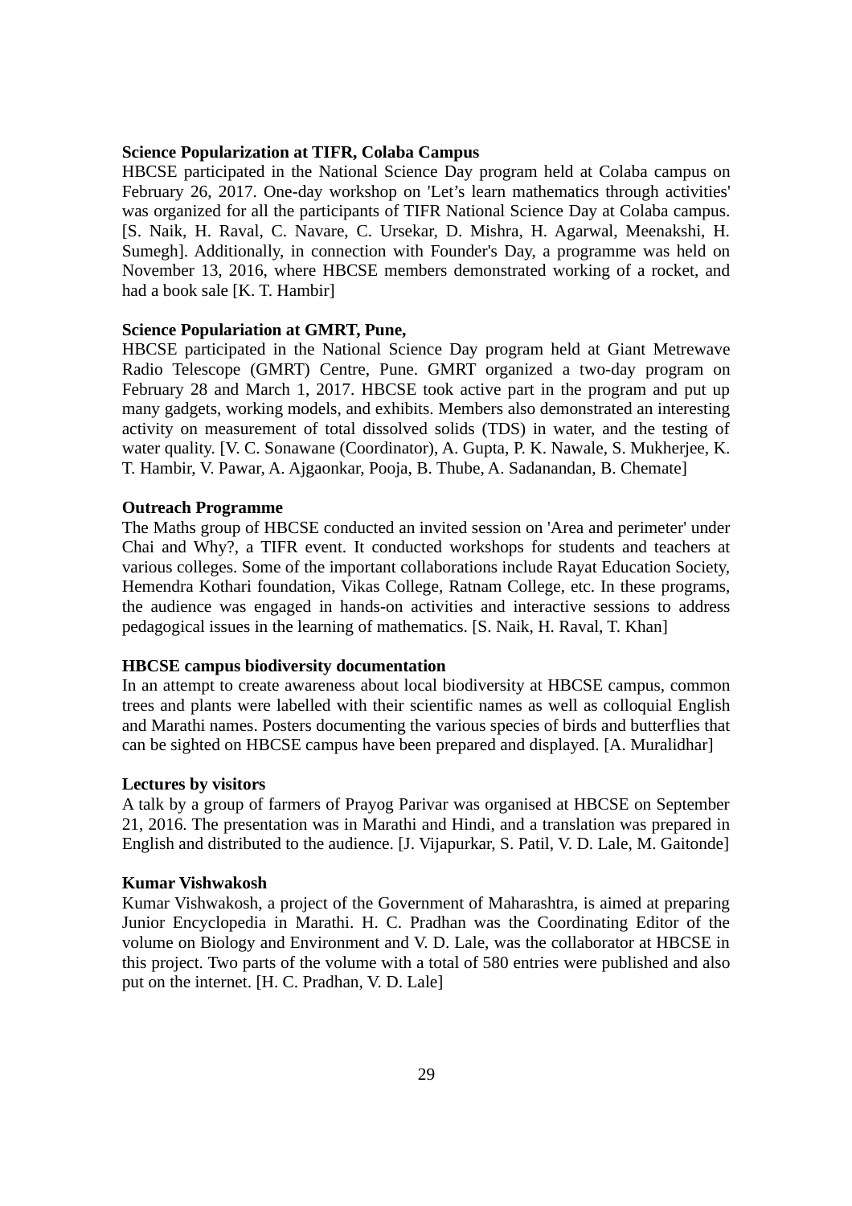### Science Popularization at TIFR, Colaba Campus

HBCSE participated in the National Science Day program held at Colaba campus on February 26, 2017. One-day workshop on 'Let’s learn mathematics through activities' was organized for all the participants of TIFR National Science Day at Colaba campus. [S. Naik, H. Raval, C. Navare, C. Ursekar, D. Mishra, H. Agarwal, Meenakshi, H. Sumegh]. Additionally, in connection with Founder's Day, a programme was held on November 13, 2016, where HBCSE members demonstrated working of a rocket, and had a book sale [K. T. Hambir]

### Science Populariation at GMRT, Pune,

HBCSE participated in the National Science Day program held at Giant Metrewave Radio Telescope (GMRT) Centre, Pune. GMRT organized a two-day program on February 28 and March 1, 2017. HBCSE took active part in the program and put up many gadgets, working models, and exhibits. Members also demonstrated an interesting activity on measurement of total dissolved solids (TDS) in water, and the testing of water quality. [V. C. Sonawane (Coordinator), A. Gupta, P. K. Nawale, S. Mukherjee, K. T. Hambir, V. Pawar, A. Ajgaonkar, Pooja, B. Thube, A. Sadanandan, B. Chemate]

### Outreach Programme

The Maths group of HBCSE conducted an invited session on 'Area and perimeter' under Chai and Why?, a TIFR event. It conducted workshops for students and teachers at various colleges. Some of the important collaborations include Rayat Education Society, Hemendra Kothari foundation, Vikas College, Ratnam College, etc. In these programs, the audience was engaged in hands-on activities and interactive sessions to address pedagogical issues in the learning of mathematics. [S. Naik, H. Raval, T. Khan]

### HBCSE campus biodiversity documentation

In an attempt to create awareness about local biodiversity at HBCSE campus, common trees and plants were labelled with their scientific names as well as colloquial English and Marathi names. Posters documenting the various species of birds and butterflies that can be sighted on HBCSE campus have been prepared and displayed. [A. Muralidhar]

### Lectures by visitors

A talk by a group of farmers of Prayog Parivar was organised at HBCSE on September 21, 2016. The presentation was in Marathi and Hindi, and a translation was prepared in English and distributed to the audience. [J. Vijapurkar, S. Patil, V. D. Lale, M. Gaitonde]

### Kumar Vishwakosh

Kumar Vishwakosh, a project of the Government of Maharashtra, is aimed at preparing Junior Encyclopedia in Marathi. H. C. Pradhan was the Coordinating Editor of the volume on Biology and Environment and V. D. Lale, was the collaborator at HBCSE in this project. Two parts of the volume with a total of 580 entries were published and also put on the internet. [H. C. Pradhan, V. D. Lale]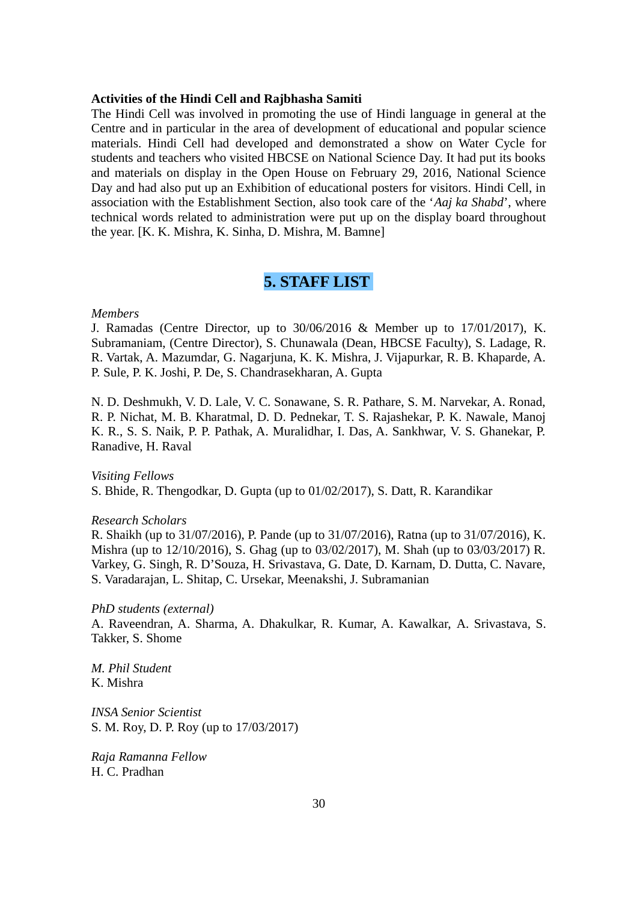**Activities of the Hindi Cell and Rajbhasha Samiti**

The Hindi Cell was involved in promoting the use of Hindi language in general at the Centre and in particular in the area of development of educational and popular science materials. Hindi Cell had developed and demonstrated a show on Water Cycle for students and teachers who visited HBCSE on National Science Day. It had put its books and materials on display in the Open House on February 29, 2016, National Science Day and had also put up an Exhibition of educational posters for visitors. Hindi Cell, in association with the Establishment Section, also took care of the '*Aaj ka Shabd*', where technical words related to administration were put up on the display board throughout the year. [K. K. Mishra, K. Sinha, D. Mishra, M. Bamne]

# 5. STAFF LIST

*Members*

J. Ramadas (Centre Director, up to 30/06/2016 & Member up to 17/01/2017), K. Subramaniam, (Centre Director), S. Chunawala (Dean, HBCSE Faculty), S. Ladage, R. R. Vartak, A. Mazumdar, G. Nagarjuna, K. K. Mishra, J. Vijapurkar, R. B. Khaparde, A. P. Sule, P. K. Joshi, P. De, S. Chandrasekharan, A. Gupta

N. D. Deshmukh, V. D. Lale, V. C. Sonawane, S. R. Pathare, S. M. Narvekar, A. Ronad, R. P. Nichat, M. B. Kharatmal, D. D. Pednekar, T. S. Rajashekar, P. K. Nawale, Manoj K. R., S. S. Naik, P. P. Pathak, A. Muralidhar, I. Das, A. Sankhwar, V. S. Ghanekar, P. Ranadive, H. Raval

*Visiting Fellows*

S. Bhide, R. Thengodkar, D. Gupta (up to 01/02/2017), S. Datt, R. Karandikar

*Research Scholars*

R. Shaikh (up to 31/07/2016), P. Pande (up to 31/07/2016), Ratna (up to 31/07/2016), K. Mishra (up to 12/10/2016), S. Ghag (up to 03/02/2017), M. Shah (up to 03/03/2017) R. Varkey, G. Singh, R. D'Souza, H. Srivastava, G. Date, D. Karnam, D. Dutta, C. Navare, S. Varadarajan, L. Shitap, C. Ursekar, Meenakshi, J. Subramanian

*PhD students (external)*

A. Raveendran, A. Sharma, A. Dhakulkar, R. Kumar, A. Kawalkar, A. Srivastava, S. Takker, S. Shome

*M. Phil Student*

K. Mishra

*INSA Senior Scientist*

S. M. Roy, D. P. Roy (up to 17/03/2017)

*Raja Ramanna Fellow*

H. C. Pradhan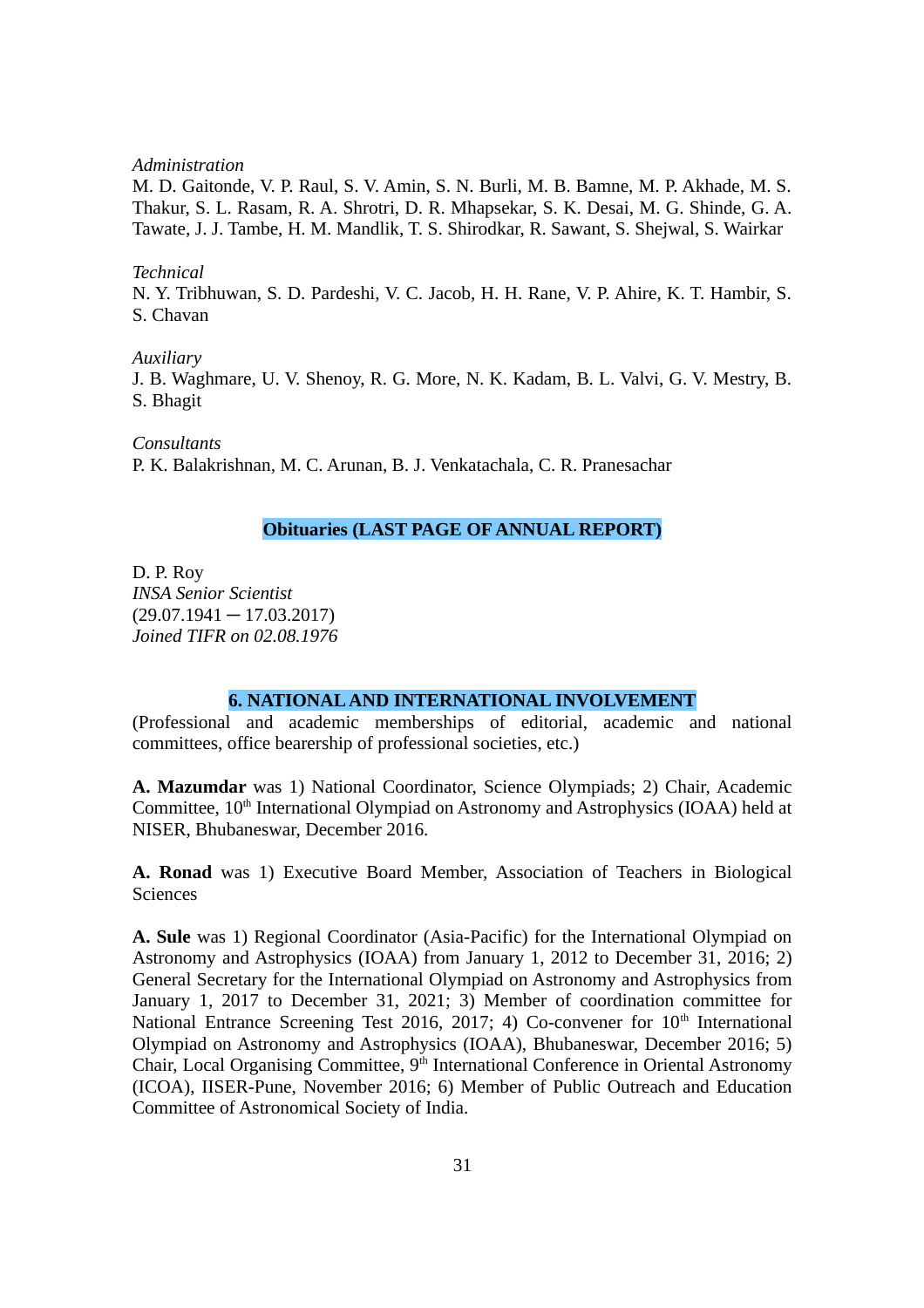*Administration*
M. D. Gaitonde, V. P. Raul, S. V. Amin, S. N. Burli, M. B. Bamne, M. P. Akhade, M. S. Thakur, S. L. Rasam, R. A. Shrotri, D. R. Mhapsekar, S. K. Desai, M. G. Shinde, G. A. Tawate, J. J. Tambe, H. M. Mandlik, T. S. Shirodkar, R. Sawant, S. Shejwal, S. Wairkar

*Technical*
N. Y. Tribhuwan, S. D. Pardeshi, V. C. Jacob, H. H. Rane, V. P. Ahire, K. T. Hambir, S. S. Chavan

*Auxiliary*
J. B. Waghmare, U. V. Shenoy, R. G. More, N. K. Kadam, B. L. Valvi, G. V. Mestry, B. S. Bhagit

*Consultants*
P. K. Balakrishnan, M. C. Arunan, B. J. Venkatachala, C. R. Pranesachar

## Obituaries (LAST PAGE OF ANNUAL REPORT)

D. P. Roy
*INSA Senior Scientist*
(29.07.1941 ─ 17.03.2017)
*Joined TIFR on 02.08.1976*

## 6. NATIONAL AND INTERNATIONAL INVOLVEMENT

(Professional and academic memberships of editorial, academic and national committees, office bearership of professional societies, etc.)

**A. Mazumdar** was 1) National Coordinator, Science Olympiads; 2) Chair, Academic Committee, 10th International Olympiad on Astronomy and Astrophysics (IOAA) held at NISER, Bhubaneswar, December 2016.

**A. Ronad** was 1) Executive Board Member, Association of Teachers in Biological Sciences

**A. Sule** was 1) Regional Coordinator (Asia-Pacific) for the International Olympiad on Astronomy and Astrophysics (IOAA) from January 1, 2012 to December 31, 2016; 2) General Secretary for the International Olympiad on Astronomy and Astrophysics from January 1, 2017 to December 31, 2021; 3) Member of coordination committee for National Entrance Screening Test 2016, 2017; 4) Co-convener for 10th International Olympiad on Astronomy and Astrophysics (IOAA), Bhubaneswar, December 2016; 5) Chair, Local Organising Committee, 9th International Conference in Oriental Astronomy (ICOA), IISER-Pune, November 2016; 6) Member of Public Outreach and Education Committee of Astronomical Society of India.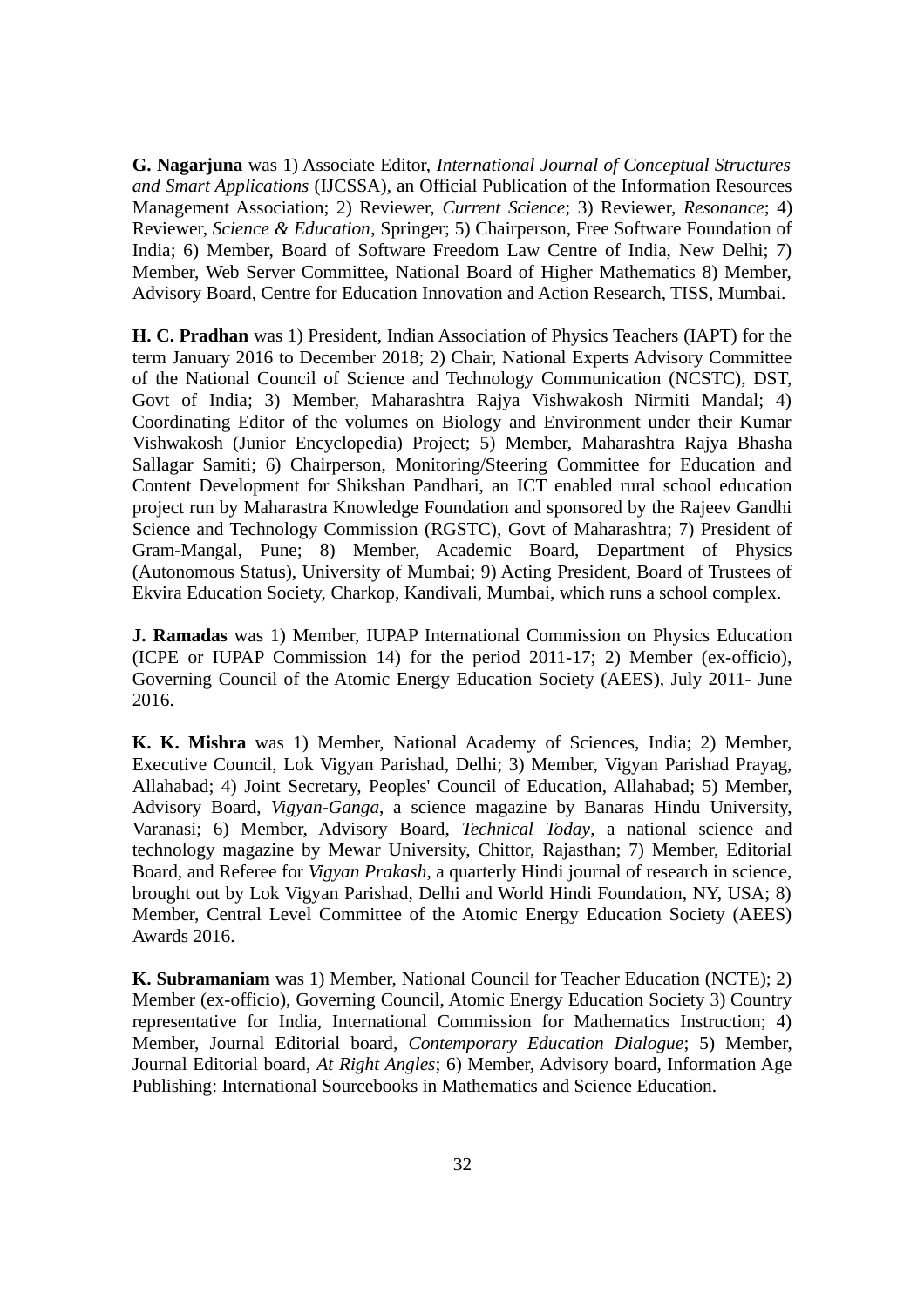**G. Nagarjuna** was 1) Associate Editor, *International Journal of Conceptual Structures and Smart Applications* (IJCSSA), an Official Publication of the Information Resources Management Association; 2) Reviewer, *Current Science*; 3) Reviewer, *Resonance*; 4) Reviewer, *Science & Education*, Springer; 5) Chairperson, Free Software Foundation of India; 6) Member, Board of Software Freedom Law Centre of India, New Delhi; 7) Member, Web Server Committee, National Board of Higher Mathematics 8) Member, Advisory Board, Centre for Education Innovation and Action Research, TISS, Mumbai.

**H. C. Pradhan** was 1) President, Indian Association of Physics Teachers (IAPT) for the term January 2016 to December 2018; 2) Chair, National Experts Advisory Committee of the National Council of Science and Technology Communication (NCSTC), DST, Govt of India; 3) Member, Maharashtra Rajya Vishwakosh Nirmiti Mandal; 4) Coordinating Editor of the volumes on Biology and Environment under their Kumar Vishwakosh (Junior Encyclopedia) Project; 5) Member, Maharashtra Rajya Bhasha Sallagar Samiti; 6) Chairperson, Monitoring/Steering Committee for Education and Content Development for Shikshan Pandhari, an ICT enabled rural school education project run by Maharastra Knowledge Foundation and sponsored by the Rajeev Gandhi Science and Technology Commission (RGSTC), Govt of Maharashtra; 7) President of Gram-Mangal, Pune; 8) Member, Academic Board, Department of Physics (Autonomous Status), University of Mumbai; 9) Acting President, Board of Trustees of Ekvira Education Society, Charkop, Kandivali, Mumbai, which runs a school complex.

**J. Ramadas** was 1) Member, IUPAP International Commission on Physics Education (ICPE or IUPAP Commission 14) for the period 2011-17; 2) Member (ex-officio), Governing Council of the Atomic Energy Education Society (AEES), July 2011- June 2016.

**K. K. Mishra** was 1) Member, National Academy of Sciences, India; 2) Member, Executive Council, Lok Vigyan Parishad, Delhi; 3) Member, Vigyan Parishad Prayag, Allahabad; 4) Joint Secretary, Peoples' Council of Education, Allahabad; 5) Member, Advisory Board, *Vigyan-Ganga*, a science magazine by Banaras Hindu University, Varanasi; 6) Member, Advisory Board, *Technical Today*, a national science and technology magazine by Mewar University, Chittor, Rajasthan; 7) Member, Editorial Board, and Referee for *Vigyan Prakash*, a quarterly Hindi journal of research in science, brought out by Lok Vigyan Parishad, Delhi and World Hindi Foundation, NY, USA; 8) Member, Central Level Committee of the Atomic Energy Education Society (AEES) Awards 2016.

**K. Subramaniam** was 1) Member, National Council for Teacher Education (NCTE); 2) Member (ex-officio), Governing Council, Atomic Energy Education Society 3) Country representative for India, International Commission for Mathematics Instruction; 4) Member, Journal Editorial board, *Contemporary Education Dialogue*; 5) Member, Journal Editorial board, *At Right Angles*; 6) Member, Advisory board, Information Age Publishing: International Sourcebooks in Mathematics and Science Education.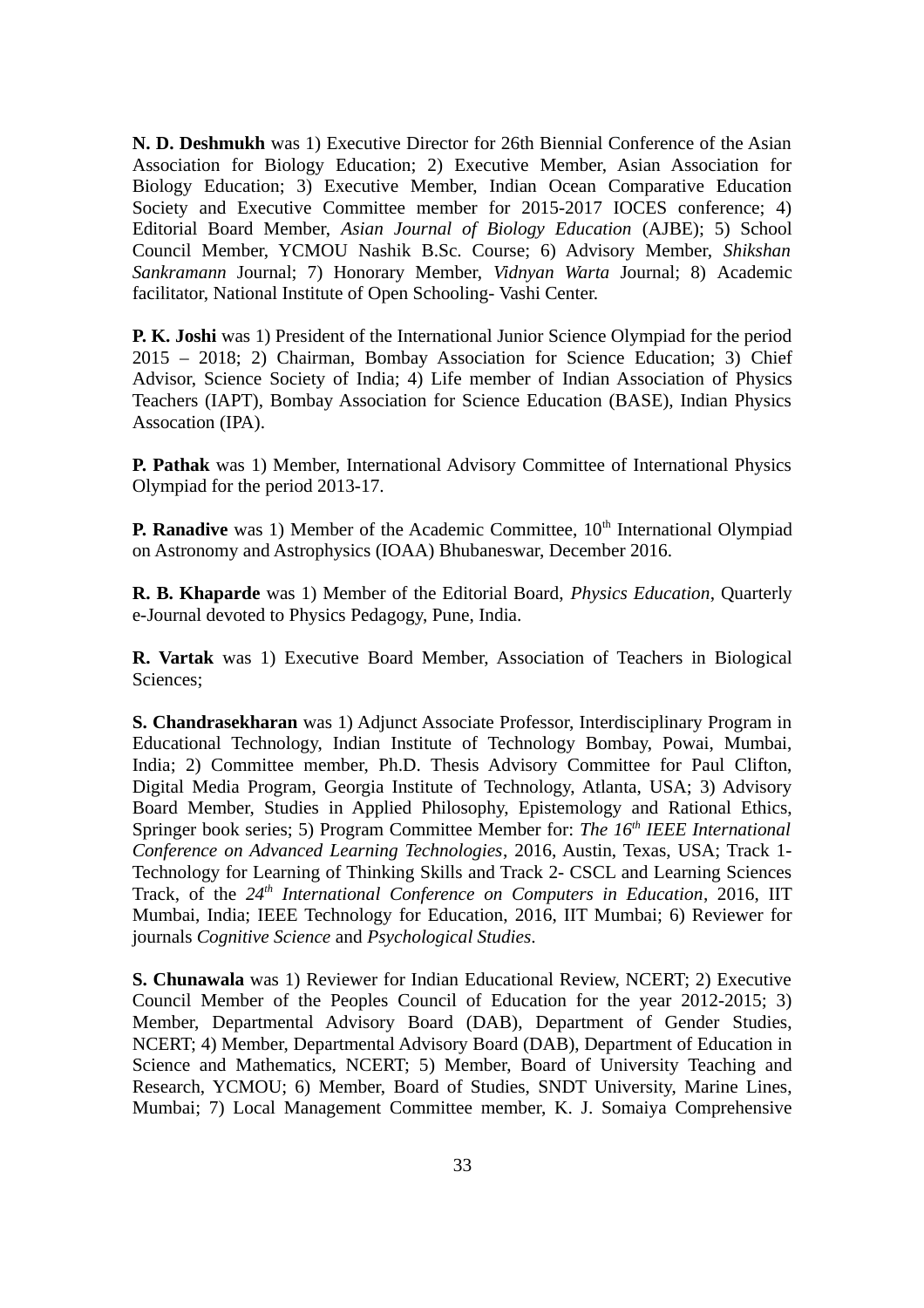**N. D. Deshmukh** was 1) Executive Director for 26th Biennial Conference of the Asian Association for Biology Education; 2) Executive Member, Asian Association for Biology Education; 3) Executive Member, Indian Ocean Comparative Education Society and Executive Committee member for 2015-2017 IOCES conference; 4) Editorial Board Member, *Asian Journal of Biology Education* (AJBE); 5) School Council Member, YCMOU Nashik B.Sc. Course; 6) Advisory Member, *Shikshan Sankramann* Journal; 7) Honorary Member, *Vidnyan Warta* Journal; 8) Academic facilitator, National Institute of Open Schooling- Vashi Center.

**P. K. Joshi** was 1) President of the International Junior Science Olympiad for the period 2015 – 2018; 2) Chairman, Bombay Association for Science Education; 3) Chief Advisor, Science Society of India; 4) Life member of Indian Association of Physics Teachers (IAPT), Bombay Association for Science Education (BASE), Indian Physics Assocation (IPA).

**P. Pathak** was 1) Member, International Advisory Committee of International Physics Olympiad for the period 2013-17.

**P. Ranadive** was 1) Member of the Academic Committee, 10th International Olympiad on Astronomy and Astrophysics (IOAA) Bhubaneswar, December 2016.

**R. B. Khaparde** was 1) Member of the Editorial Board, *Physics Education*, Quarterly e-Journal devoted to Physics Pedagogy, Pune, India.

**R. Vartak** was 1) Executive Board Member, Association of Teachers in Biological Sciences;

**S. Chandrasekharan** was 1) Adjunct Associate Professor, Interdisciplinary Program in Educational Technology, Indian Institute of Technology Bombay, Powai, Mumbai, India; 2) Committee member, Ph.D. Thesis Advisory Committee for Paul Clifton, Digital Media Program, Georgia Institute of Technology, Atlanta, USA; 3) Advisory Board Member, Studies in Applied Philosophy, Epistemology and Rational Ethics, Springer book series; 5) Program Committee Member for: *The 16th IEEE International Conference on Advanced Learning Technologies*, 2016, Austin, Texas, USA; Track 1- Technology for Learning of Thinking Skills and Track 2- CSCL and Learning Sciences Track, of the *24th International Conference on Computers in Education*, 2016, IIT Mumbai, India; IEEE Technology for Education, 2016, IIT Mumbai; 6) Reviewer for journals *Cognitive Science* and *Psychological Studies*.

**S. Chunawala** was 1) Reviewer for Indian Educational Review, NCERT; 2) Executive Council Member of the Peoples Council of Education for the year 2012-2015; 3) Member, Departmental Advisory Board (DAB), Department of Gender Studies, NCERT; 4) Member, Departmental Advisory Board (DAB), Department of Education in Science and Mathematics, NCERT; 5) Member, Board of University Teaching and Research, YCMOU; 6) Member, Board of Studies, SNDT University, Marine Lines, Mumbai; 7) Local Management Committee member, K. J. Somaiya Comprehensive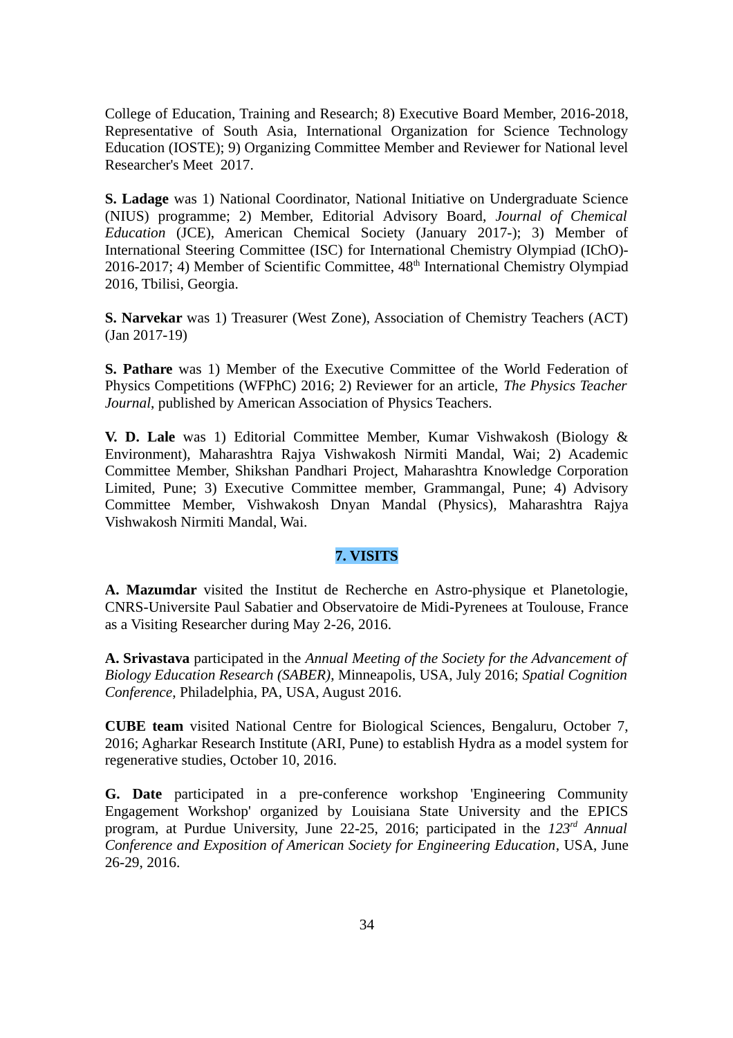College of Education, Training and Research; 8) Executive Board Member, 2016-2018, Representative of South Asia, International Organization for Science Technology Education (IOSTE); 9) Organizing Committee Member and Reviewer for National level Researcher's Meet 2017.

**S. Ladage** was 1) National Coordinator, National Initiative on Undergraduate Science (NIUS) programme; 2) Member, Editorial Advisory Board, *Journal of Chemical Education* (JCE), American Chemical Society (January 2017-); 3) Member of International Steering Committee (ISC) for International Chemistry Olympiad (IChO)-2016-2017; 4) Member of Scientific Committee, 48th International Chemistry Olympiad 2016, Tbilisi, Georgia.

**S. Narvekar** was 1) Treasurer (West Zone), Association of Chemistry Teachers (ACT) (Jan 2017-19)

**S. Pathare** was 1) Member of the Executive Committee of the World Federation of Physics Competitions (WFPhC) 2016; 2) Reviewer for an article, *The Physics Teacher Journal*, published by American Association of Physics Teachers.

**V. D. Lale** was 1) Editorial Committee Member, Kumar Vishwakosh (Biology & Environment), Maharashtra Rajya Vishwakosh Nirmiti Mandal, Wai; 2) Academic Committee Member, Shikshan Pandhari Project, Maharashtra Knowledge Corporation Limited, Pune; 3) Executive Committee member, Grammangal, Pune; 4) Advisory Committee Member, Vishwakosh Dnyan Mandal (Physics), Maharashtra Rajya Vishwakosh Nirmiti Mandal, Wai.

## 7. VISITS

**A. Mazumdar** visited the Institut de Recherche en Astro-physique et Planetologie, CNRS-Universite Paul Sabatier and Observatoire de Midi-Pyrenees at Toulouse, France as a Visiting Researcher during May 2-26, 2016.

**A. Srivastava** participated in the *Annual Meeting of the Society for the Advancement of Biology Education Research (SABER)*, Minneapolis, USA, July 2016; *Spatial Cognition Conference*, Philadelphia, PA, USA, August 2016.

**CUBE team** visited National Centre for Biological Sciences, Bengaluru, October 7, 2016; Agharkar Research Institute (ARI, Pune) to establish Hydra as a model system for regenerative studies, October 10, 2016.

**G. Date** participated in a pre-conference workshop 'Engineering Community Engagement Workshop' organized by Louisiana State University and the EPICS program, at Purdue University, June 22-25, 2016; participated in the *123rd Annual Conference and Exposition of American Society for Engineering Education*, USA, June 26-29, 2016.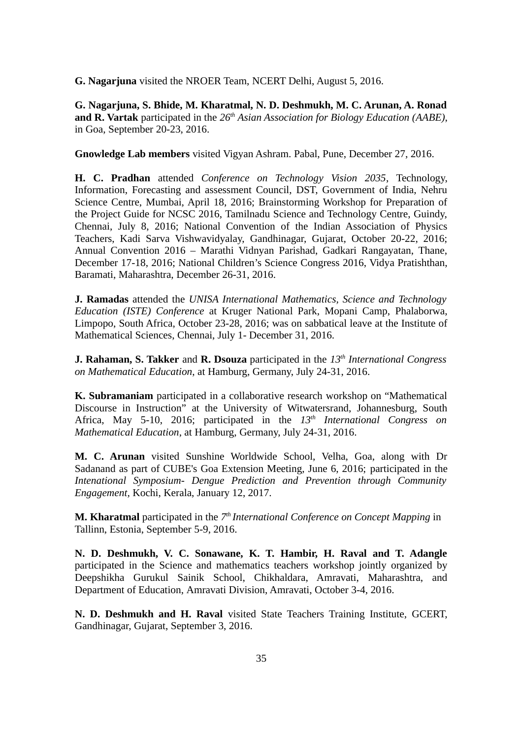**G. Nagarjuna** visited the NROER Team, NCERT Delhi, August 5, 2016.

**G. Nagarjuna, S. Bhide, M. Kharatmal, N. D. Deshmukh, M. C. Arunan, A. Ronad and R. Vartak** participated in the *26th Asian Association for Biology Education (AABE)*, in Goa, September 20-23, 2016.

**Gnowledge Lab members** visited Vigyan Ashram. Pabal, Pune, December 27, 2016.

**H. C. Pradhan** attended *Conference on Technology Vision 2035*, Technology, Information, Forecasting and assessment Council, DST, Government of India, Nehru Science Centre, Mumbai, April 18, 2016; Brainstorming Workshop for Preparation of the Project Guide for NCSC 2016, Tamilnadu Science and Technology Centre, Guindy, Chennai, July 8, 2016; National Convention of the Indian Association of Physics Teachers, Kadi Sarva Vishwavidyalay, Gandhinagar, Gujarat, October 20-22, 2016; Annual Convention 2016 – Marathi Vidnyan Parishad, Gadkari Rangayatan, Thane, December 17-18, 2016; National Children's Science Congress 2016, Vidya Pratishthan, Baramati, Maharashtra, December 26-31, 2016.

**J. Ramadas** attended the *UNISA International Mathematics, Science and Technology Education (ISTE) Conference* at Kruger National Park, Mopani Camp, Phalaborwa, Limpopo, South Africa, October 23-28, 2016; was on sabbatical leave at the Institute of Mathematical Sciences, Chennai, July 1- December 31, 2016.

**J. Rahaman, S. Takker** and **R. Dsouza** participated in the *13th International Congress on Mathematical Education*, at Hamburg, Germany, July 24-31, 2016.

**K. Subramaniam** participated in a collaborative research workshop on "Mathematical Discourse in Instruction" at the University of Witwatersrand, Johannesburg, South Africa, May 5-10, 2016; participated in the *13th International Congress on Mathematical Education*, at Hamburg, Germany, July 24-31, 2016.

**M. C. Arunan** visited Sunshine Worldwide School, Velha, Goa, along with Dr Sadanand as part of CUBE's Goa Extension Meeting, June 6, 2016; participated in the *Intenational Symposium- Dengue Prediction and Prevention through Community Engagement*, Kochi, Kerala, January 12, 2017.

**M. Kharatmal** participated in the *7th International Conference on Concept Mapping* in Tallinn, Estonia, September 5-9, 2016.

**N. D. Deshmukh, V. C. Sonawane, K. T. Hambir, H. Raval and T. Adangle** participated in the Science and mathematics teachers workshop jointly organized by Deepshikha Gurukul Sainik School, Chikhaldara, Amravati, Maharashtra, and Department of Education, Amravati Division, Amravati, October 3-4, 2016.

**N. D. Deshmukh and H. Raval** visited State Teachers Training Institute, GCERT, Gandhinagar, Gujarat, September 3, 2016.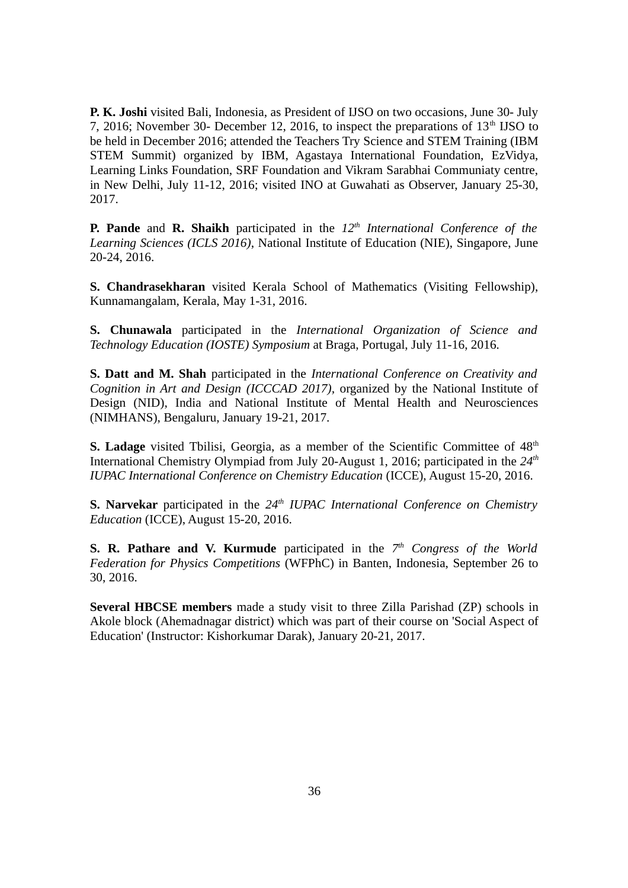**P. K. Joshi** visited Bali, Indonesia, as President of IJSO on two occasions, June 30- July 7, 2016; November 30- December 12, 2016, to inspect the preparations of 13th IJSO to be held in December 2016; attended the Teachers Try Science and STEM Training (IBM STEM Summit) organized by IBM, Agastaya International Foundation, EzVidya, Learning Links Foundation, SRF Foundation and Vikram Sarabhai Communiaty centre, in New Delhi, July 11-12, 2016; visited INO at Guwahati as Observer, January 25-30, 2017.

**P. Pande** and **R. Shaikh** participated in the *12th International Conference of the Learning Sciences (ICLS 2016)*, National Institute of Education (NIE), Singapore, June 20-24, 2016.

**S. Chandrasekharan** visited Kerala School of Mathematics (Visiting Fellowship), Kunnamangalam, Kerala, May 1-31, 2016.

**S. Chunawala** participated in the *International Organization of Science and Technology Education (IOSTE) Symposium* at Braga, Portugal, July 11-16, 2016.

**S. Datt and M. Shah** participated in the *International Conference on Creativity and Cognition in Art and Design (ICCCAD 2017)*, organized by the National Institute of Design (NID), India and National Institute of Mental Health and Neurosciences (NIMHANS), Bengaluru, January 19-21, 2017.

**S. Ladage** visited Tbilisi, Georgia, as a member of the Scientific Committee of 48th International Chemistry Olympiad from July 20-August 1, 2016; participated in the *24th IUPAC International Conference on Chemistry Education* (ICCE), August 15-20, 2016.

**S. Narvekar** participated in the *24th IUPAC International Conference on Chemistry Education* (ICCE), August 15-20, 2016.

**S. R. Pathare and V. Kurmude** participated in the *7th Congress of the World Federation for Physics Competitions* (WFPhC) in Banten, Indonesia, September 26 to 30, 2016.

**Several HBCSE members** made a study visit to three Zilla Parishad (ZP) schools in Akole block (Ahemadnagar district) which was part of their course on 'Social Aspect of Education' (Instructor: Kishorkumar Darak), January 20-21, 2017.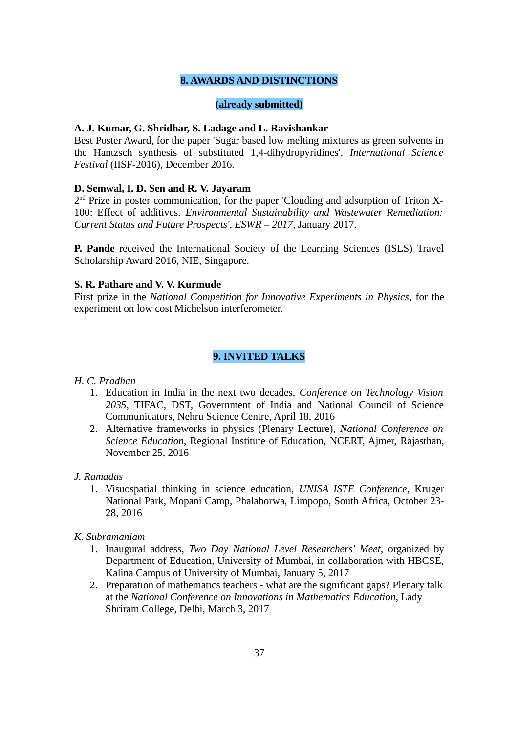## 8. AWARDS AND DISTINCTIONS

**(already submitted)**

**A. J. Kumar, G. Shridhar, S. Ladage and L. Ravishankar**
Best Poster Award, for the paper 'Sugar based low melting mixtures as green solvents in the Hantzsch synthesis of substituted 1,4-dihydropyridines', *International Science Festival* (IISF-2016), December 2016.

**D. Semwal, I. D. Sen and R. V. Jayaram**
2nd Prize in poster communication, for the paper 'Clouding and adsorption of Triton X-100: Effect of additives. *Environmental Sustainability and Wastewater Remediation: Current Status and Future Prospects', ESWR – 2017*, January 2017.

**P. Pande** received the International Society of the Learning Sciences (ISLS) Travel Scholarship Award 2016, NIE, Singapore.

**S. R. Pathare and V. V. Kurmude**
First prize in the *National Competition for Innovative Experiments in Physics*, for the experiment on low cost Michelson interferometer.

## 9. INVITED TALKS

*H. C. Pradhan*

1. Education in India in the next two decades, *Conference on Technology Vision 2035*, TIFAC, DST, Government of India and National Council of Science Communicators, Nehru Science Centre, April 18, 2016
2. Alternative frameworks in physics (Plenary Lecture), *National Conference on Science Education*, Regional Institute of Education, NCERT, Ajmer, Rajasthan, November 25, 2016

*J. Ramadas*

1. Visuospatial thinking in science education, *UNISA ISTE Conference*, Kruger National Park, Mopani Camp, Phalaborwa, Limpopo, South Africa, October 23-28, 2016

*K. Subramaniam*

1. Inaugural address, *Two Day National Level Researchers' Meet*, organized by Department of Education, University of Mumbai, in collaboration with HBCSE, Kalina Campus of University of Mumbai, January 5, 2017
2. Preparation of mathematics teachers - what are the significant gaps? Plenary talk at the *National Conference on Innovations in Mathematics Education*, Lady Shriram College, Delhi, March 3, 2017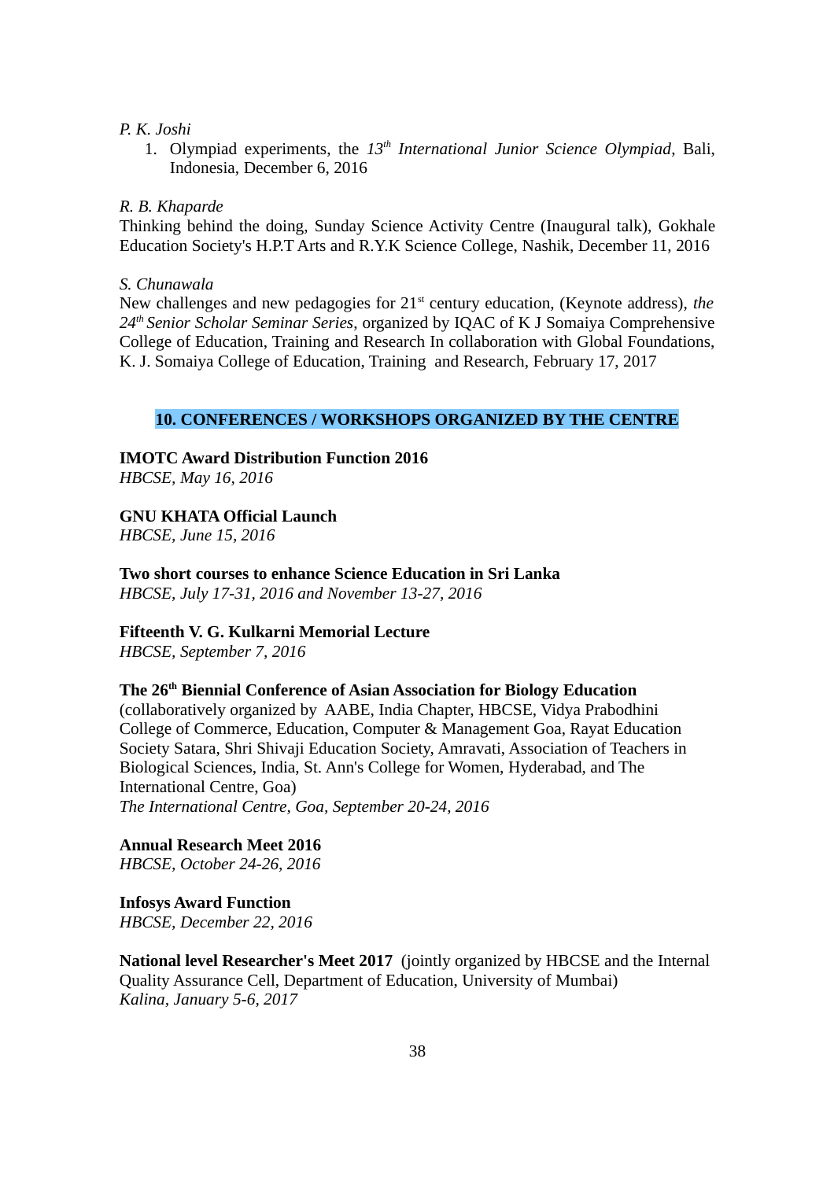*P. K. Joshi*

1. Olympiad experiments, the *13th International Junior Science Olympiad*, Bali, Indonesia, December 6, 2016

*R. B. Khaparde*

Thinking behind the doing, Sunday Science Activity Centre (Inaugural talk), Gokhale Education Society's H.P.T Arts and R.Y.K Science College, Nashik, December 11, 2016

*S. Chunawala*

New challenges and new pedagogies for 21st century education, (Keynote address), *the 24th Senior Scholar Seminar Series*, organized by IQAC of K J Somaiya Comprehensive College of Education, Training and Research In collaboration with Global Foundations, K. J. Somaiya College of Education, Training and Research, February 17, 2017

## 10. CONFERENCES / WORKSHOPS ORGANIZED BY THE CENTRE

**IMOTC Award Distribution Function 2016**
*HBCSE, May 16, 2016*

**GNU KHATA Official Launch**
*HBCSE, June 15, 2016*

**Two short courses to enhance Science Education in Sri Lanka**
*HBCSE, July 17-31, 2016 and November 13-27, 2016*

**Fifteenth V. G. Kulkarni Memorial Lecture**
*HBCSE, September 7, 2016*

**The 26th Biennial Conference of Asian Association for Biology Education**
(collaboratively organized by AABE, India Chapter, HBCSE, Vidya Prabodhini College of Commerce, Education, Computer & Management Goa, Rayat Education Society Satara, Shri Shivaji Education Society, Amravati, Association of Teachers in Biological Sciences, India, St. Ann's College for Women, Hyderabad, and The International Centre, Goa)
*The International Centre, Goa, September 20-24, 2016*

**Annual Research Meet 2016**
*HBCSE, October 24-26, 2016*

**Infosys Award Function**
*HBCSE, December 22, 2016*

**National level Researcher's Meet 2017** (jointly organized by HBCSE and the Internal Quality Assurance Cell, Department of Education, University of Mumbai)
*Kalina, January 5-6, 2017*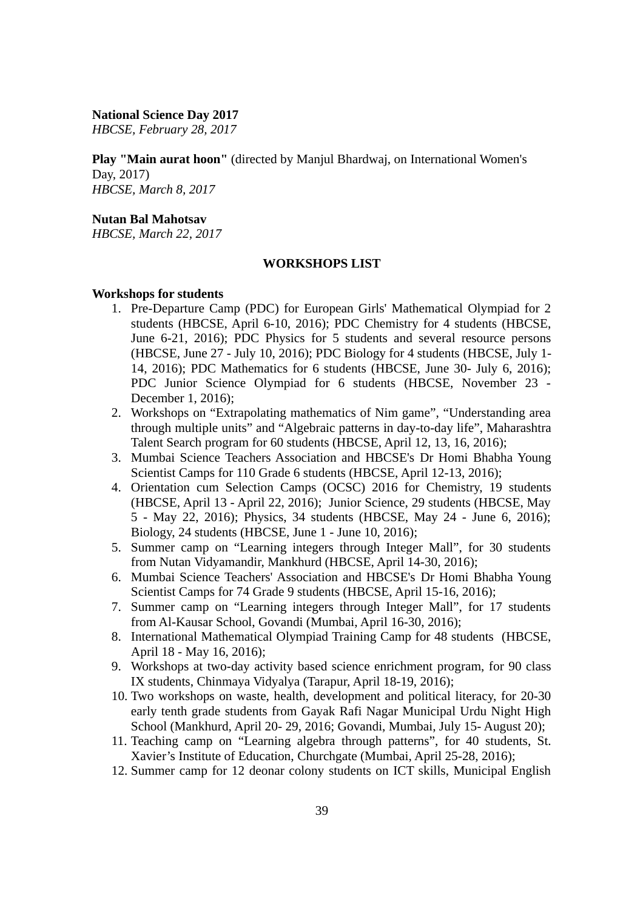**National Science Day 2017**
*HBCSE, February 28, 2017*

**Play "Main aurat hoon"** (directed by Manjul Bhardwaj, on International Women's Day, 2017)
*HBCSE, March 8, 2017*

**Nutan Bal Mahotsav**
*HBCSE, March 22, 2017*

## WORKSHOPS LIST

**Workshops for students**

1. Pre-Departure Camp (PDC) for European Girls' Mathematical Olympiad for 2 students (HBCSE, April 6-10, 2016); PDC Chemistry for 4 students (HBCSE, June 6-21, 2016); PDC Physics for 5 students and several resource persons (HBCSE, June 27 - July 10, 2016); PDC Biology for 4 students (HBCSE, July 1-14, 2016); PDC Mathematics for 6 students (HBCSE, June 30- July 6, 2016); PDC Junior Science Olympiad for 6 students (HBCSE, November 23 - December 1, 2016);
2. Workshops on "Extrapolating mathematics of Nim game", "Understanding area through multiple units" and "Algebraic patterns in day-to-day life", Maharashtra Talent Search program for 60 students (HBCSE, April 12, 13, 16, 2016);
3. Mumbai Science Teachers Association and HBCSE's Dr Homi Bhabha Young Scientist Camps for 110 Grade 6 students (HBCSE, April 12-13, 2016);
4. Orientation cum Selection Camps (OCSC) 2016 for Chemistry, 19 students (HBCSE, April 13 - April 22, 2016); Junior Science, 29 students (HBCSE, May 5 - May 22, 2016); Physics, 34 students (HBCSE, May 24 - June 6, 2016); Biology, 24 students (HBCSE, June 1 - June 10, 2016);
5. Summer camp on "Learning integers through Integer Mall", for 30 students from Nutan Vidyamandir, Mankhurd (HBCSE, April 14-30, 2016);
6. Mumbai Science Teachers' Association and HBCSE's Dr Homi Bhabha Young Scientist Camps for 74 Grade 9 students (HBCSE, April 15-16, 2016);
7. Summer camp on "Learning integers through Integer Mall", for 17 students from Al-Kausar School, Govandi (Mumbai, April 16-30, 2016);
8. International Mathematical Olympiad Training Camp for 48 students (HBCSE, April 18 - May 16, 2016);
9. Workshops at two-day activity based science enrichment program, for 90 class IX students, Chinmaya Vidyalya (Tarapur, April 18-19, 2016);
10. Two workshops on waste, health, development and political literacy, for 20-30 early tenth grade students from Gayak Rafi Nagar Municipal Urdu Night High School (Mankhurd, April 20- 29, 2016; Govandi, Mumbai, July 15- August 20);
11. Teaching camp on "Learning algebra through patterns", for 40 students, St. Xavier's Institute of Education, Churchgate (Mumbai, April 25-28, 2016);
12. Summer camp for 12 deonar colony students on ICT skills, Municipal English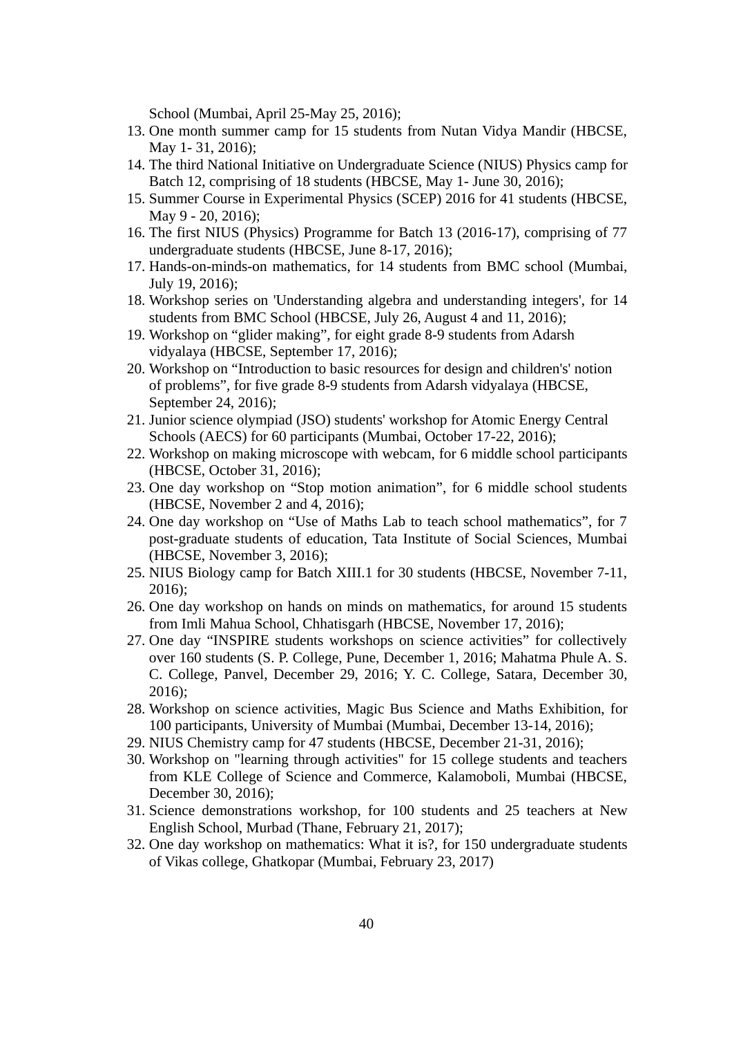School (Mumbai, April 25-May 25, 2016);

13. One month summer camp for 15 students from Nutan Vidya Mandir (HBCSE, May 1- 31, 2016);
14. The third National Initiative on Undergraduate Science (NIUS) Physics camp for Batch 12, comprising of 18 students (HBCSE, May 1- June 30, 2016);
15. Summer Course in Experimental Physics (SCEP) 2016 for 41 students (HBCSE, May 9 - 20, 2016);
16. The first NIUS (Physics) Programme for Batch 13 (2016-17), comprising of 77 undergraduate students (HBCSE, June 8-17, 2016);
17. Hands-on-minds-on mathematics, for 14 students from BMC school (Mumbai, July 19, 2016);
18. Workshop series on 'Understanding algebra and understanding integers', for 14 students from BMC School (HBCSE, July 26, August 4 and 11, 2016);
19. Workshop on “glider making”, for eight grade 8-9 students from Adarsh vidyalaya (HBCSE, September 17, 2016);
20. Workshop on “Introduction to basic resources for design and children's' notion of problems”, for five grade 8-9 students from Adarsh vidyalaya (HBCSE, September 24, 2016);
21. Junior science olympiad (JSO) students' workshop for Atomic Energy Central Schools (AECS) for 60 participants (Mumbai, October 17-22, 2016);
22. Workshop on making microscope with webcam, for 6 middle school participants (HBCSE, October 31, 2016);
23. One day workshop on “Stop motion animation”, for 6 middle school students (HBCSE, November 2 and 4, 2016);
24. One day workshop on “Use of Maths Lab to teach school mathematics”, for 7 post-graduate students of education, Tata Institute of Social Sciences, Mumbai (HBCSE, November 3, 2016);
25. NIUS Biology camp for Batch XIII.1 for 30 students (HBCSE, November 7-11, 2016);
26. One day workshop on hands on minds on mathematics, for around 15 students from Imli Mahua School, Chhatisgarh (HBCSE, November 17, 2016);
27. One day “INSPIRE students workshops on science activities” for collectively over 160 students (S. P. College, Pune, December 1, 2016; Mahatma Phule A. S. C. College, Panvel, December 29, 2016; Y. C. College, Satara, December 30, 2016);
28. Workshop on science activities, Magic Bus Science and Maths Exhibition, for 100 participants, University of Mumbai (Mumbai, December 13-14, 2016);
29. NIUS Chemistry camp for 47 students (HBCSE, December 21-31, 2016);
30. Workshop on "learning through activities" for 15 college students and teachers from KLE College of Science and Commerce, Kalamoboli, Mumbai (HBCSE, December 30, 2016);
31. Science demonstrations workshop, for 100 students and 25 teachers at New English School, Murbad (Thane, February 21, 2017);
32. One day workshop on mathematics: What it is?, for 150 undergraduate students of Vikas college, Ghatkopar (Mumbai, February 23, 2017)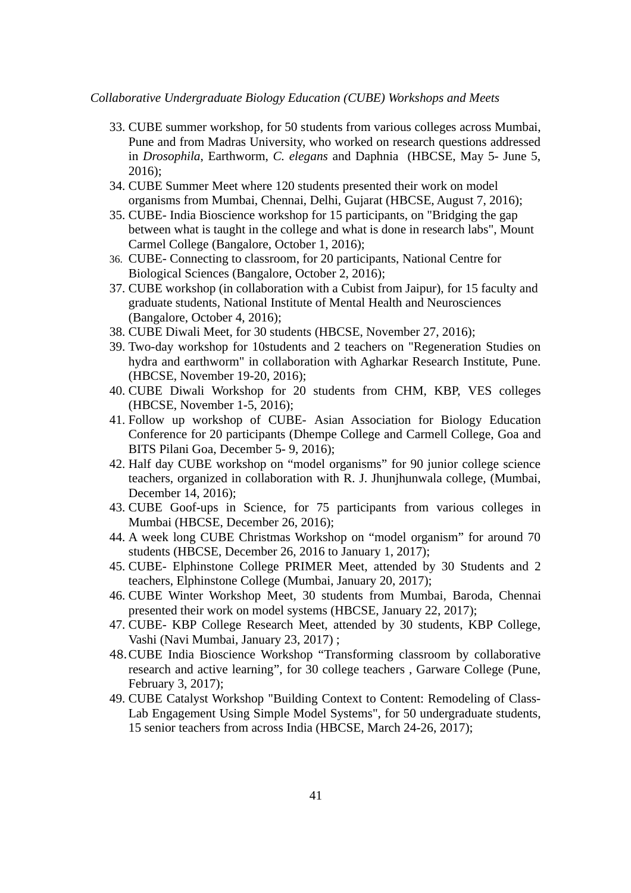*Collaborative Undergraduate Biology Education (CUBE) Workshops and Meets*

33. CUBE summer workshop, for 50 students from various colleges across Mumbai, Pune and from Madras University, who worked on research questions addressed in *Drosophila*, Earthworm, *C. elegans* and Daphnia (HBCSE, May 5- June 5, 2016);
34. CUBE Summer Meet where 120 students presented their work on model organisms from Mumbai, Chennai, Delhi, Gujarat (HBCSE, August 7, 2016);
35. CUBE- India Bioscience workshop for 15 participants, on "Bridging the gap between what is taught in the college and what is done in research labs", Mount Carmel College (Bangalore, October 1, 2016);
36. CUBE- Connecting to classroom, for 20 participants, National Centre for Biological Sciences (Bangalore, October 2, 2016);
37. CUBE workshop (in collaboration with a Cubist from Jaipur), for 15 faculty and graduate students, National Institute of Mental Health and Neurosciences (Bangalore, October 4, 2016);
38. CUBE Diwali Meet, for 30 students (HBCSE, November 27, 2016);
39. Two-day workshop for 10students and 2 teachers on "Regeneration Studies on hydra and earthworm" in collaboration with Agharkar Research Institute, Pune. (HBCSE, November 19-20, 2016);
40. CUBE Diwali Workshop for 20 students from CHM, KBP, VES colleges (HBCSE, November 1-5, 2016);
41. Follow up workshop of CUBE- Asian Association for Biology Education Conference for 20 participants (Dhempe College and Carmell College, Goa and BITS Pilani Goa, December 5- 9, 2016);
42. Half day CUBE workshop on "model organisms" for 90 junior college science teachers, organized in collaboration with R. J. Jhunjhunwala college, (Mumbai, December 14, 2016);
43. CUBE Goof-ups in Science, for 75 participants from various colleges in Mumbai (HBCSE, December 26, 2016);
44. A week long CUBE Christmas Workshop on "model organism" for around 70 students (HBCSE, December 26, 2016 to January 1, 2017);
45. CUBE- Elphinstone College PRIMER Meet, attended by 30 Students and 2 teachers, Elphinstone College (Mumbai, January 20, 2017);
46. CUBE Winter Workshop Meet, 30 students from Mumbai, Baroda, Chennai presented their work on model systems (HBCSE, January 22, 2017);
47. CUBE- KBP College Research Meet, attended by 30 students, KBP College, Vashi (Navi Mumbai, January 23, 2017) ;
48. CUBE India Bioscience Workshop "Transforming classroom by collaborative research and active learning", for 30 college teachers , Garware College (Pune, February 3, 2017);
49. CUBE Catalyst Workshop "Building Context to Content: Remodeling of Class-Lab Engagement Using Simple Model Systems", for 50 undergraduate students, 15 senior teachers from across India (HBCSE, March 24-26, 2017);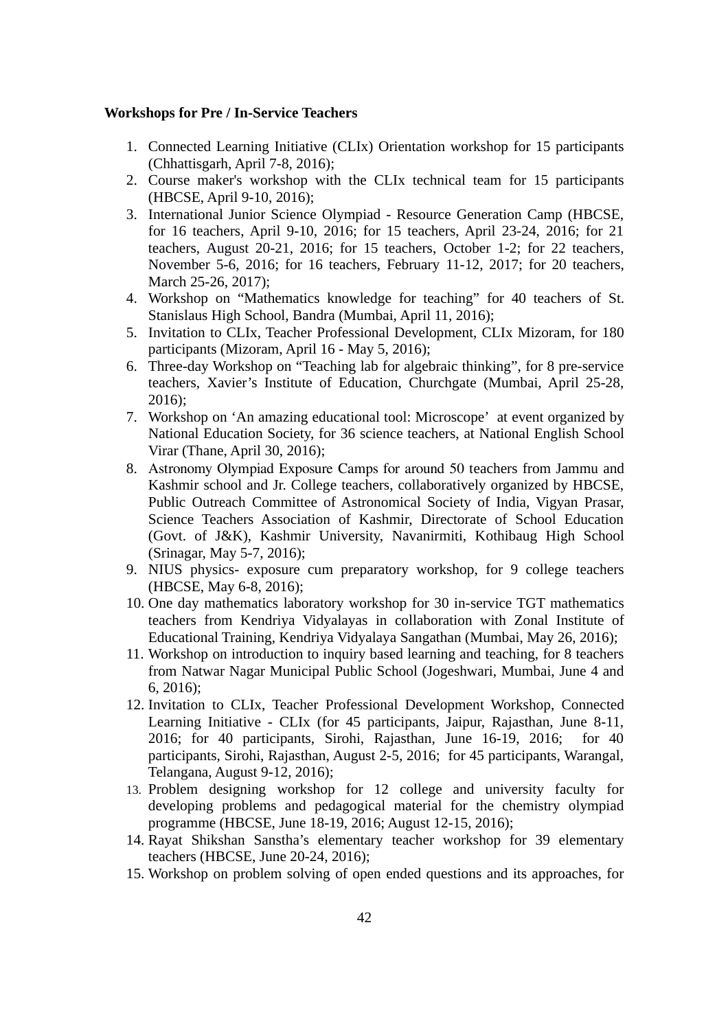**Workshops for Pre / In-Service Teachers**

1. Connected Learning Initiative (CLIx) Orientation workshop for 15 participants (Chhattisgarh, April 7-8, 2016);
2. Course maker's workshop with the CLIx technical team for 15 participants (HBCSE, April 9-10, 2016);
3. International Junior Science Olympiad - Resource Generation Camp (HBCSE, for 16 teachers, April 9-10, 2016; for 15 teachers, April 23-24, 2016; for 21 teachers, August 20-21, 2016; for 15 teachers, October 1-2; for 22 teachers, November 5-6, 2016; for 16 teachers, February 11-12, 2017; for 20 teachers, March 25-26, 2017);
4. Workshop on "Mathematics knowledge for teaching" for 40 teachers of St. Stanislaus High School, Bandra (Mumbai, April 11, 2016);
5. Invitation to CLIx, Teacher Professional Development, CLIx Mizoram, for 180 participants (Mizoram, April 16 - May 5, 2016);
6. Three-day Workshop on "Teaching lab for algebraic thinking", for 8 pre-service teachers, Xavier's Institute of Education, Churchgate (Mumbai, April 25-28, 2016);
7. Workshop on 'An amazing educational tool: Microscope' at event organized by National Education Society, for 36 science teachers, at National English School Virar (Thane, April 30, 2016);
8. Astronomy Olympiad Exposure Camps for around 50 teachers from Jammu and Kashmir school and Jr. College teachers, collaboratively organized by HBCSE, Public Outreach Committee of Astronomical Society of India, Vigyan Prasar, Science Teachers Association of Kashmir, Directorate of School Education (Govt. of J&K), Kashmir University, Navanirmiti, Kothibaug High School (Srinagar, May 5-7, 2016);
9. NIUS physics- exposure cum preparatory workshop, for 9 college teachers (HBCSE, May 6-8, 2016);
10. One day mathematics laboratory workshop for 30 in-service TGT mathematics teachers from Kendriya Vidyalayas in collaboration with Zonal Institute of Educational Training, Kendriya Vidyalaya Sangathan (Mumbai, May 26, 2016);
11. Workshop on introduction to inquiry based learning and teaching, for 8 teachers from Natwar Nagar Municipal Public School (Jogeshwari, Mumbai, June 4 and 6, 2016);
12. Invitation to CLIx, Teacher Professional Development Workshop, Connected Learning Initiative - CLIx (for 45 participants, Jaipur, Rajasthan, June 8-11, 2016; for 40 participants, Sirohi, Rajasthan, June 16-19, 2016; for 40 participants, Sirohi, Rajasthan, August 2-5, 2016; for 45 participants, Warangal, Telangana, August 9-12, 2016);
13. Problem designing workshop for 12 college and university faculty for developing problems and pedagogical material for the chemistry olympiad programme (HBCSE, June 18-19, 2016; August 12-15, 2016);
14. Rayat Shikshan Sanstha's elementary teacher workshop for 39 elementary teachers (HBCSE, June 20-24, 2016);
15. Workshop on problem solving of open ended questions and its approaches, for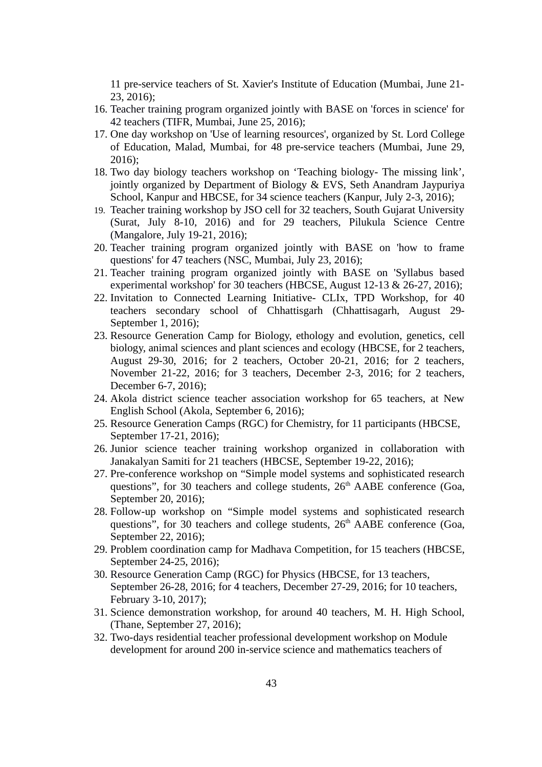11 pre-service teachers of St. Xavier's Institute of Education (Mumbai, June 21-23, 2016);

16. Teacher training program organized jointly with BASE on 'forces in science' for 42 teachers (TIFR, Mumbai, June 25, 2016);
17. One day workshop on 'Use of learning resources', organized by St. Lord College of Education, Malad, Mumbai, for 48 pre-service teachers (Mumbai, June 29, 2016);
18. Two day biology teachers workshop on 'Teaching biology- The missing link', jointly organized by Department of Biology & EVS, Seth Anandram Jaypuriya School, Kanpur and HBCSE, for 34 science teachers (Kanpur, July 2-3, 2016);
19. Teacher training workshop by JSO cell for 32 teachers, South Gujarat University (Surat, July 8-10, 2016) and for 29 teachers, Pilukula Science Centre (Mangalore, July 19-21, 2016);
20. Teacher training program organized jointly with BASE on 'how to frame questions' for 47 teachers (NSC, Mumbai, July 23, 2016);
21. Teacher training program organized jointly with BASE on 'Syllabus based experimental workshop' for 30 teachers (HBCSE, August 12-13 & 26-27, 2016);
22. Invitation to Connected Learning Initiative- CLIx, TPD Workshop, for 40 teachers secondary school of Chhattisgarh (Chhattisagarh, August 29-September 1, 2016);
23. Resource Generation Camp for Biology, ethology and evolution, genetics, cell biology, animal sciences and plant sciences and ecology (HBCSE, for 2 teachers, August 29-30, 2016; for 2 teachers, October 20-21, 2016; for 2 teachers, November 21-22, 2016; for 3 teachers, December 2-3, 2016; for 2 teachers, December 6-7, 2016);
24. Akola district science teacher association workshop for 65 teachers, at New English School (Akola, September 6, 2016);
25. Resource Generation Camps (RGC) for Chemistry, for 11 participants (HBCSE, September 17-21, 2016);
26. Junior science teacher training workshop organized in collaboration with Janakalyan Samiti for 21 teachers (HBCSE, September 19-22, 2016);
27. Pre-conference workshop on "Simple model systems and sophisticated research questions", for 30 teachers and college students, 26th AABE conference (Goa, September 20, 2016);
28. Follow-up workshop on "Simple model systems and sophisticated research questions", for 30 teachers and college students, 26th AABE conference (Goa, September 22, 2016);
29. Problem coordination camp for Madhava Competition, for 15 teachers (HBCSE, September 24-25, 2016);
30. Resource Generation Camp (RGC) for Physics (HBCSE, for 13 teachers, September 26-28, 2016; for 4 teachers, December 27-29, 2016; for 10 teachers, February 3-10, 2017);
31. Science demonstration workshop, for around 40 teachers, M. H. High School, (Thane, September 27, 2016);
32. Two-days residential teacher professional development workshop on Module development for around 200 in-service science and mathematics teachers of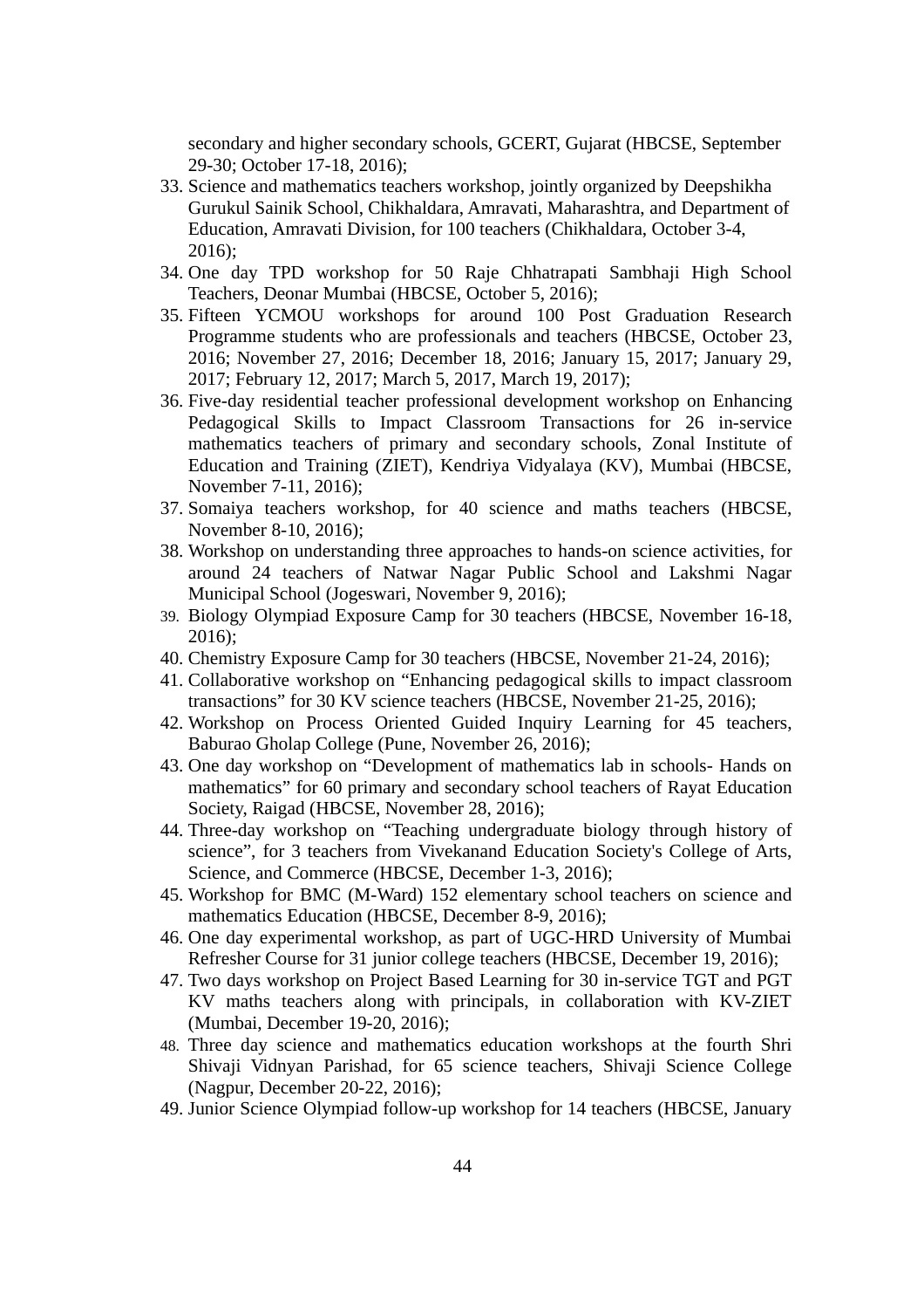secondary and higher secondary schools, GCERT, Gujarat (HBCSE, September 29-30; October 17-18, 2016);

33. Science and mathematics teachers workshop, jointly organized by Deepshikha Gurukul Sainik School, Chikhaldara, Amravati, Maharashtra, and Department of Education, Amravati Division, for 100 teachers (Chikhaldara, October 3-4, 2016);
34. One day TPD workshop for 50 Raje Chhatrapati Sambhaji High School Teachers, Deonar Mumbai (HBCSE, October 5, 2016);
35. Fifteen YCMOU workshops for around 100 Post Graduation Research Programme students who are professionals and teachers (HBCSE, October 23, 2016; November 27, 2016; December 18, 2016; January 15, 2017; January 29, 2017; February 12, 2017; March 5, 2017, March 19, 2017);
36. Five-day residential teacher professional development workshop on Enhancing Pedagogical Skills to Impact Classroom Transactions for 26 in-service mathematics teachers of primary and secondary schools, Zonal Institute of Education and Training (ZIET), Kendriya Vidyalaya (KV), Mumbai (HBCSE, November 7-11, 2016);
37. Somaiya teachers workshop, for 40 science and maths teachers (HBCSE, November 8-10, 2016);
38. Workshop on understanding three approaches to hands-on science activities, for around 24 teachers of Natwar Nagar Public School and Lakshmi Nagar Municipal School (Jogeswari, November 9, 2016);
39. Biology Olympiad Exposure Camp for 30 teachers (HBCSE, November 16-18, 2016);
40. Chemistry Exposure Camp for 30 teachers (HBCSE, November 21-24, 2016);
41. Collaborative workshop on "Enhancing pedagogical skills to impact classroom transactions" for 30 KV science teachers (HBCSE, November 21-25, 2016);
42. Workshop on Process Oriented Guided Inquiry Learning for 45 teachers, Baburao Gholap College (Pune, November 26, 2016);
43. One day workshop on "Development of mathematics lab in schools- Hands on mathematics" for 60 primary and secondary school teachers of Rayat Education Society, Raigad (HBCSE, November 28, 2016);
44. Three-day workshop on "Teaching undergraduate biology through history of science", for 3 teachers from Vivekanand Education Society's College of Arts, Science, and Commerce (HBCSE, December 1-3, 2016);
45. Workshop for BMC (M-Ward) 152 elementary school teachers on science and mathematics Education (HBCSE, December 8-9, 2016);
46. One day experimental workshop, as part of UGC-HRD University of Mumbai Refresher Course for 31 junior college teachers (HBCSE, December 19, 2016);
47. Two days workshop on Project Based Learning for 30 in-service TGT and PGT KV maths teachers along with principals, in collaboration with KV-ZIET (Mumbai, December 19-20, 2016);
48. Three day science and mathematics education workshops at the fourth Shri Shivaji Vidnyan Parishad, for 65 science teachers, Shivaji Science College (Nagpur, December 20-22, 2016);
49. Junior Science Olympiad follow-up workshop for 14 teachers (HBCSE, January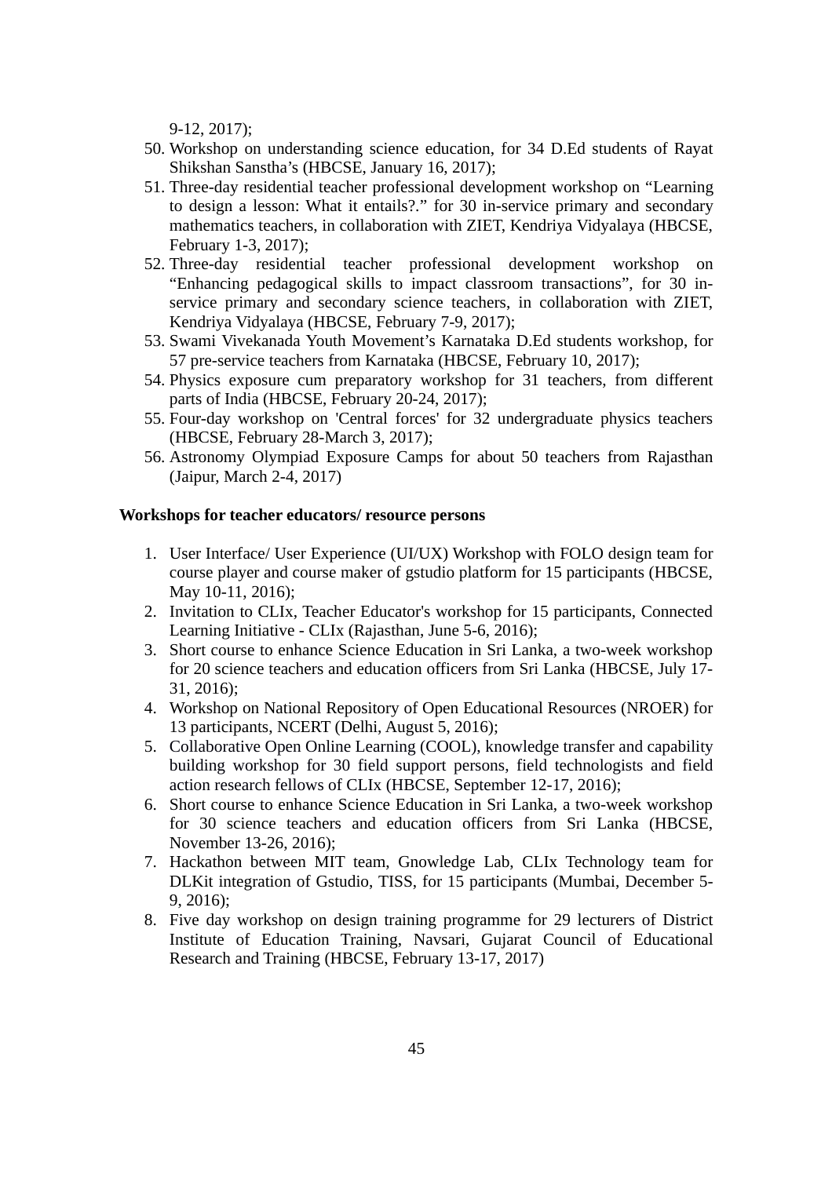9-12, 2017);

50. Workshop on understanding science education, for 34 D.Ed students of Rayat Shikshan Sanstha's (HBCSE, January 16, 2017);
51. Three-day residential teacher professional development workshop on "Learning to design a lesson: What it entails?." for 30 in-service primary and secondary mathematics teachers, in collaboration with ZIET, Kendriya Vidyalaya (HBCSE, February 1-3, 2017);
52. Three-day residential teacher professional development workshop on "Enhancing pedagogical skills to impact classroom transactions", for 30 in-service primary and secondary science teachers, in collaboration with ZIET, Kendriya Vidyalaya (HBCSE, February 7-9, 2017);
53. Swami Vivekanada Youth Movement's Karnataka D.Ed students workshop, for 57 pre-service teachers from Karnataka (HBCSE, February 10, 2017);
54. Physics exposure cum preparatory workshop for 31 teachers, from different parts of India (HBCSE, February 20-24, 2017);
55. Four-day workshop on 'Central forces' for 32 undergraduate physics teachers (HBCSE, February 28-March 3, 2017);
56. Astronomy Olympiad Exposure Camps for about 50 teachers from Rajasthan (Jaipur, March 2-4, 2017)

**Workshops for teacher educators/ resource persons**

1. User Interface/ User Experience (UI/UX) Workshop with FOLO design team for course player and course maker of gstudio platform for 15 participants (HBCSE, May 10-11, 2016);
2. Invitation to CLIx, Teacher Educator's workshop for 15 participants, Connected Learning Initiative - CLIx (Rajasthan, June 5-6, 2016);
3. Short course to enhance Science Education in Sri Lanka, a two-week workshop for 20 science teachers and education officers from Sri Lanka (HBCSE, July 17-31, 2016);
4. Workshop on National Repository of Open Educational Resources (NROER) for 13 participants, NCERT (Delhi, August 5, 2016);
5. Collaborative Open Online Learning (COOL), knowledge transfer and capability building workshop for 30 field support persons, field technologists and field action research fellows of CLIx (HBCSE, September 12-17, 2016);
6. Short course to enhance Science Education in Sri Lanka, a two-week workshop for 30 science teachers and education officers from Sri Lanka (HBCSE, November 13-26, 2016);
7. Hackathon between MIT team, Gnowledge Lab, CLIx Technology team for DLKit integration of Gstudio, TISS, for 15 participants (Mumbai, December 5-9, 2016);
8. Five day workshop on design training programme for 29 lecturers of District Institute of Education Training, Navsari, Gujarat Council of Educational Research and Training (HBCSE, February 13-17, 2017)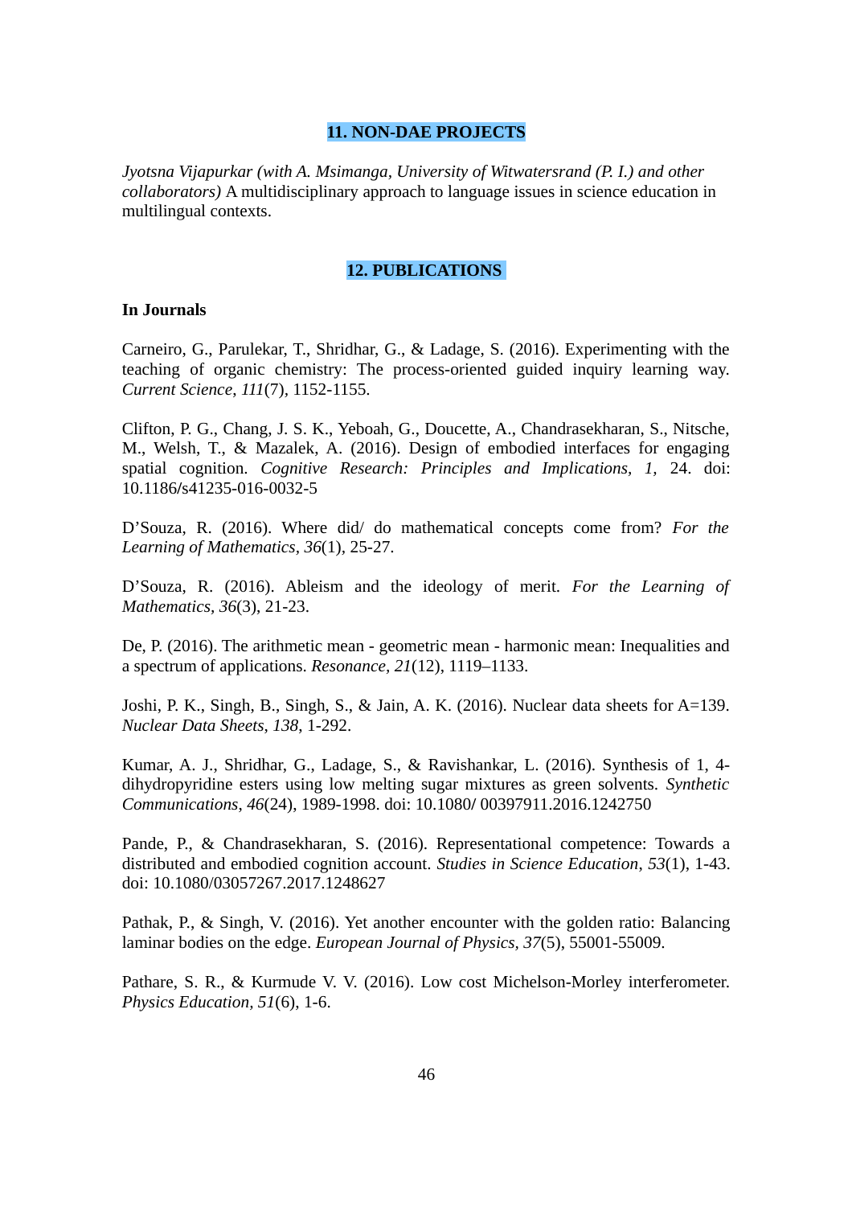## 11. NON-DAE PROJECTS

*Jyotsna Vijapurkar (with A. Msimanga, University of Witwatersrand (P. I.) and other collaborators)* A multidisciplinary approach to language issues in science education in multilingual contexts.

## 12. PUBLICATIONS

### In Journals

Carneiro, G., Parulekar, T., Shridhar, G., & Ladage, S. (2016). Experimenting with the teaching of organic chemistry: The process-oriented guided inquiry learning way. *Current Science*, *111*(7), 1152-1155.

Clifton, P. G., Chang, J. S. K., Yeboah, G., Doucette, A., Chandrasekharan, S., Nitsche, M., Welsh, T., & Mazalek, A. (2016). Design of embodied interfaces for engaging spatial cognition. *Cognitive Research: Principles and Implications*, *1*, 24. doi: 10.1186/s41235-016-0032-5

D'Souza, R. (2016). Where did/ do mathematical concepts come from? *For the Learning of Mathematics*, *36*(1), 25-27.

D'Souza, R. (2016). Ableism and the ideology of merit. *For the Learning of Mathematics*, *36*(3), 21-23.

De, P. (2016). The arithmetic mean - geometric mean - harmonic mean: Inequalities and a spectrum of applications. *Resonance*, *21*(12), 1119–1133.

Joshi, P. K., Singh, B., Singh, S., & Jain, A. K. (2016). Nuclear data sheets for A=139. *Nuclear Data Sheets*, *138*, 1-292.

Kumar, A. J., Shridhar, G., Ladage, S., & Ravishankar, L. (2016). Synthesis of 1, 4-dihydropyridine esters using low melting sugar mixtures as green solvents. *Synthetic Communications*, *46*(24), 1989-1998. doi: 10.1080/ 00397911.2016.1242750

Pande, P., & Chandrasekharan, S. (2016). Representational competence: Towards a distributed and embodied cognition account. *Studies in Science Education*, *53*(1), 1-43. doi: 10.1080/03057267.2017.1248627

Pathak, P., & Singh, V. (2016). Yet another encounter with the golden ratio: Balancing laminar bodies on the edge. *European Journal of Physics*, *37*(5), 55001-55009.

Pathare, S. R., & Kurmude V. V. (2016). Low cost Michelson-Morley interferometer. *Physics Education*, *51*(6), 1-6.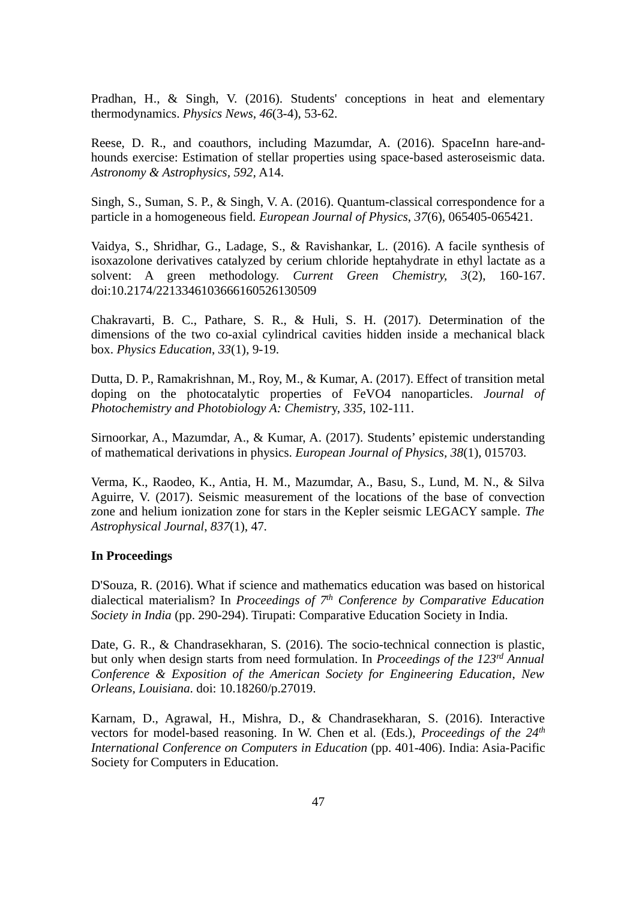Pradhan, H., & Singh, V. (2016). Students' conceptions in heat and elementary thermodynamics. *Physics News*, *46*(3-4), 53-62.

Reese, D. R., and coauthors, including Mazumdar, A. (2016). SpaceInn hare-and-hounds exercise: Estimation of stellar properties using space-based asteroseismic data. *Astronomy & Astrophysics*, *592*, A14.

Singh, S., Suman, S. P., & Singh, V. A. (2016). Quantum-classical correspondence for a particle in a homogeneous field. *European Journal of Physics*, *37*(6), 065405-065421.

Vaidya, S., Shridhar, G., Ladage, S., & Ravishankar, L. (2016). A facile synthesis of isoxazolone derivatives catalyzed by cerium chloride heptahydrate in ethyl lactate as a solvent: A green methodology. *Current Green Chemistry*, *3*(2), 160-167. doi:10.2174/2213346103666160526130509

Chakravarti, B. C., Pathare, S. R., & Huli, S. H. (2017). Determination of the dimensions of the two co-axial cylindrical cavities hidden inside a mechanical black box. *Physics Education*, *33*(1), 9-19.

Dutta, D. P., Ramakrishnan, M., Roy, M., & Kumar, A. (2017). Effect of transition metal doping on the photocatalytic properties of FeVO4 nanoparticles. *Journal of Photochemistry and Photobiology A: Chemistry*, *335*, 102-111.

Sirnoorkar, A., Mazumdar, A., & Kumar, A. (2017). Students' epistemic understanding of mathematical derivations in physics. *European Journal of Physics*, *38*(1), 015703.

Verma, K., Raodeo, K., Antia, H. M., Mazumdar, A., Basu, S., Lund, M. N., & Silva Aguirre, V. (2017). Seismic measurement of the locations of the base of convection zone and helium ionization zone for stars in the Kepler seismic LEGACY sample. *The Astrophysical Journal*, *837*(1), 47.

**In Proceedings**

D'Souza, R. (2016). What if science and mathematics education was based on historical dialectical materialism? In *Proceedings of 7th Conference by Comparative Education Society in India* (pp. 290-294). Tirupati: Comparative Education Society in India.

Date, G. R., & Chandrasekharan, S. (2016). The socio-technical connection is plastic, but only when design starts from need formulation. In *Proceedings of the 123rd Annual Conference & Exposition of the American Society for Engineering Education*, *New Orleans*, *Louisiana*. doi: 10.18260/p.27019.

Karnam, D., Agrawal, H., Mishra, D., & Chandrasekharan, S. (2016). Interactive vectors for model-based reasoning. In W. Chen et al. (Eds.), *Proceedings of the 24th International Conference on Computers in Education* (pp. 401-406). India: Asia-Pacific Society for Computers in Education.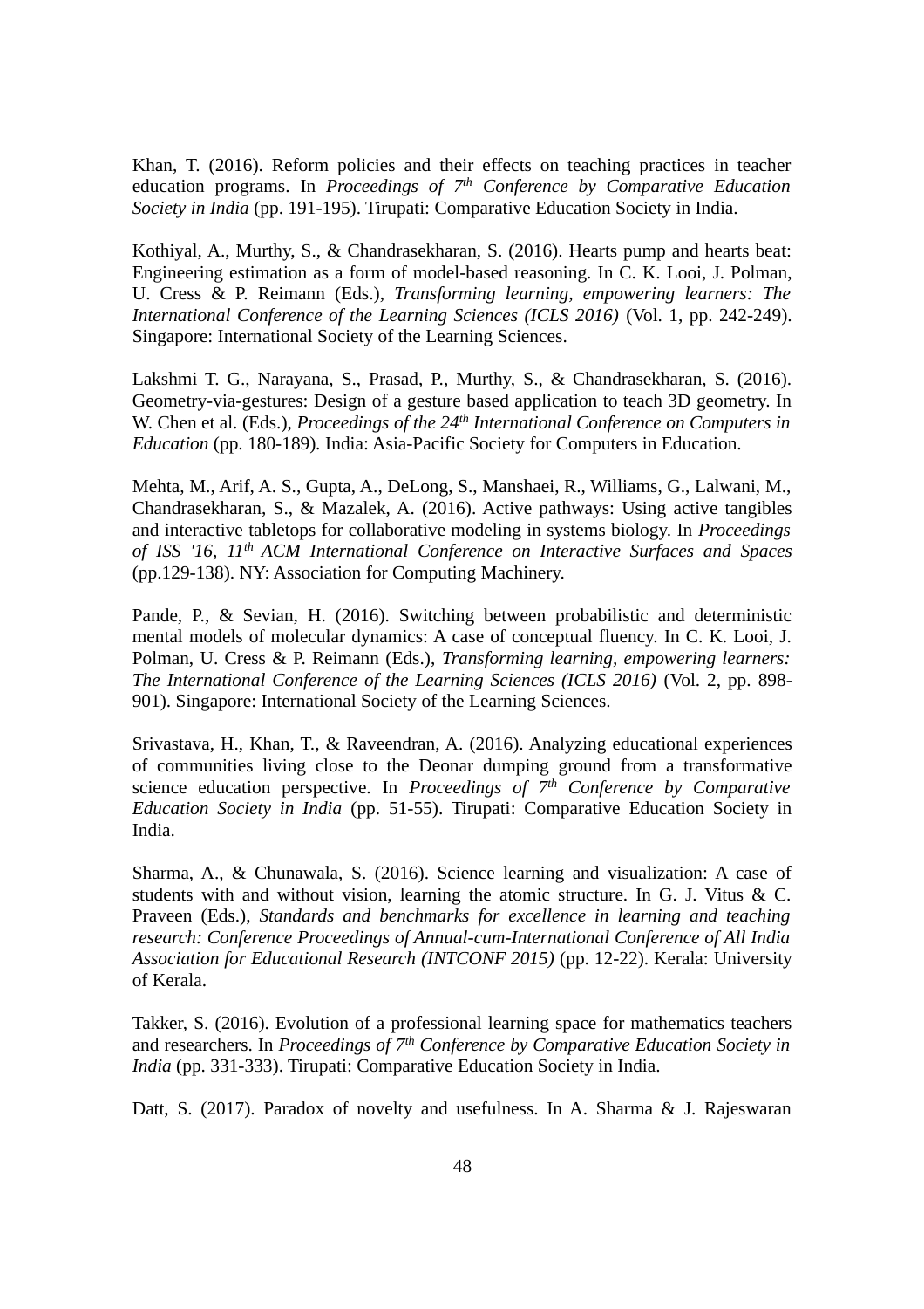Khan, T. (2016). Reform policies and their effects on teaching practices in teacher education programs. In *Proceedings of 7th Conference by Comparative Education Society in India* (pp. 191-195). Tirupati: Comparative Education Society in India.

Kothiyal, A., Murthy, S., & Chandrasekharan, S. (2016). Hearts pump and hearts beat: Engineering estimation as a form of model-based reasoning. In C. K. Looi, J. Polman, U. Cress & P. Reimann (Eds.), *Transforming learning, empowering learners: The International Conference of the Learning Sciences (ICLS 2016)* (Vol. 1, pp. 242-249). Singapore: International Society of the Learning Sciences.

Lakshmi T. G., Narayana, S., Prasad, P., Murthy, S., & Chandrasekharan, S. (2016). Geometry-via-gestures: Design of a gesture based application to teach 3D geometry. In W. Chen et al. (Eds.), *Proceedings of the 24th International Conference on Computers in Education* (pp. 180-189). India: Asia-Pacific Society for Computers in Education.

Mehta, M., Arif, A. S., Gupta, A., DeLong, S., Manshaei, R., Williams, G., Lalwani, M., Chandrasekharan, S., & Mazalek, A. (2016). Active pathways: Using active tangibles and interactive tabletops for collaborative modeling in systems biology. In *Proceedings of ISS '16, 11th ACM International Conference on Interactive Surfaces and Spaces* (pp.129-138). NY: Association for Computing Machinery.

Pande, P., & Sevian, H. (2016). Switching between probabilistic and deterministic mental models of molecular dynamics: A case of conceptual fluency. In C. K. Looi, J. Polman, U. Cress & P. Reimann (Eds.), *Transforming learning, empowering learners: The International Conference of the Learning Sciences (ICLS 2016)* (Vol. 2, pp. 898-901). Singapore: International Society of the Learning Sciences.

Srivastava, H., Khan, T., & Raveendran, A. (2016). Analyzing educational experiences of communities living close to the Deonar dumping ground from a transformative science education perspective. In *Proceedings of 7th Conference by Comparative Education Society in India* (pp. 51-55). Tirupati: Comparative Education Society in India.

Sharma, A., & Chunawala, S. (2016). Science learning and visualization: A case of students with and without vision, learning the atomic structure. In G. J. Vitus & C. Praveen (Eds.), *Standards and benchmarks for excellence in learning and teaching research: Conference Proceedings of Annual-cum-International Conference of All India Association for Educational Research (INTCONF 2015)* (pp. 12-22). Kerala: University of Kerala.

Takker, S. (2016). Evolution of a professional learning space for mathematics teachers and researchers. In *Proceedings of 7th Conference by Comparative Education Society in India* (pp. 331-333). Tirupati: Comparative Education Society in India.

Datt, S. (2017). Paradox of novelty and usefulness. In A. Sharma & J. Rajeswaran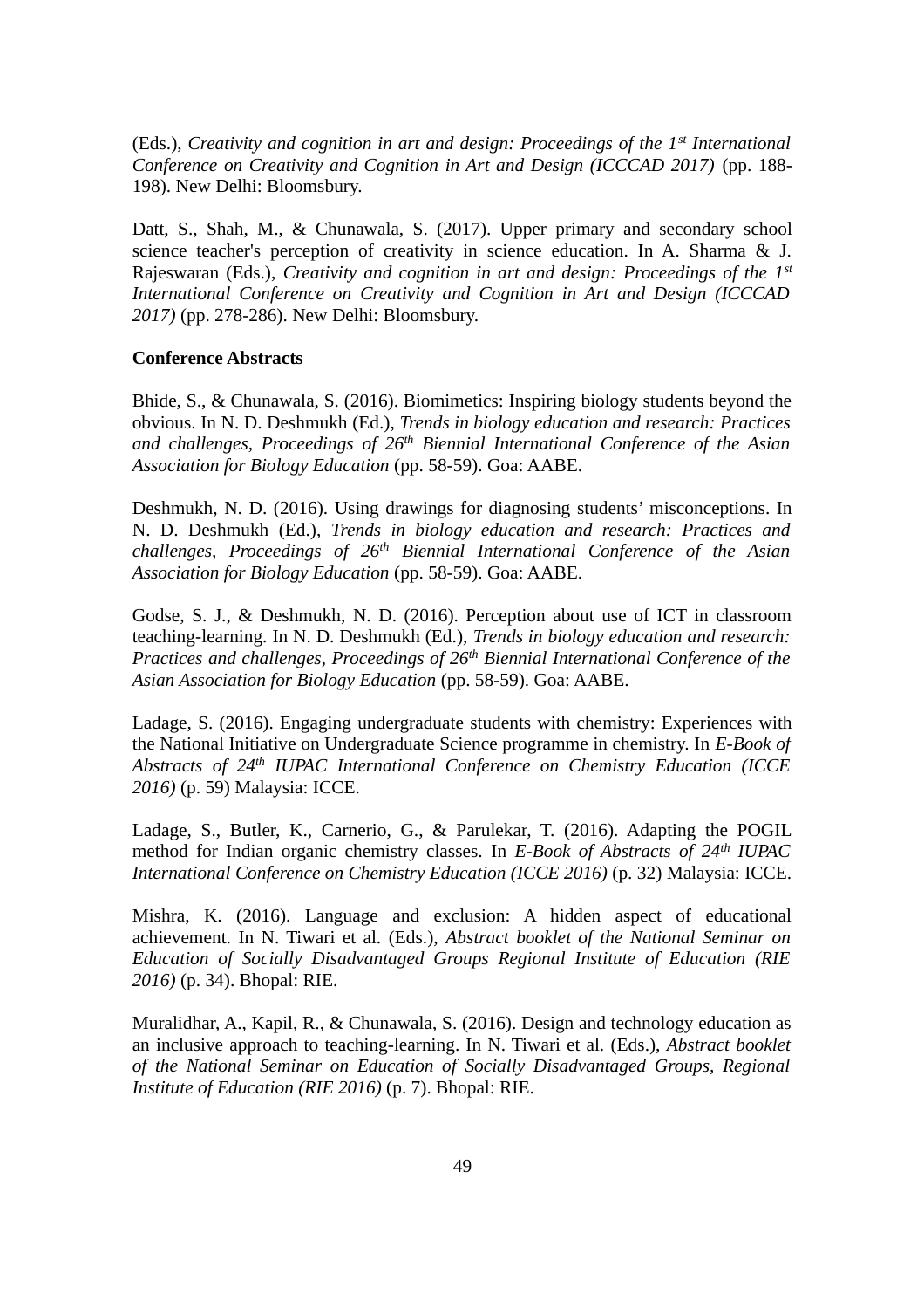(Eds.), *Creativity and cognition in art and design: Proceedings of the 1st International Conference on Creativity and Cognition in Art and Design (ICCCAD 2017)* (pp. 188-198). New Delhi: Bloomsbury.

Datt, S., Shah, M., & Chunawala, S. (2017). Upper primary and secondary school science teacher's perception of creativity in science education. In A. Sharma & J. Rajeswaran (Eds.), *Creativity and cognition in art and design: Proceedings of the 1st International Conference on Creativity and Cognition in Art and Design (ICCCAD 2017)* (pp. 278-286). New Delhi: Bloomsbury.

**Conference Abstracts**

Bhide, S., & Chunawala, S. (2016). Biomimetics: Inspiring biology students beyond the obvious. In N. D. Deshmukh (Ed.), *Trends in biology education and research: Practices and challenges, Proceedings of 26th Biennial International Conference of the Asian Association for Biology Education* (pp. 58-59). Goa: AABE.

Deshmukh, N. D. (2016). Using drawings for diagnosing students' misconceptions. In N. D. Deshmukh (Ed.), *Trends in biology education and research: Practices and challenges, Proceedings of 26th Biennial International Conference of the Asian Association for Biology Education* (pp. 58-59). Goa: AABE.

Godse, S. J., & Deshmukh, N. D. (2016). Perception about use of ICT in classroom teaching-learning. In N. D. Deshmukh (Ed.), *Trends in biology education and research: Practices and challenges, Proceedings of 26th Biennial International Conference of the Asian Association for Biology Education* (pp. 58-59). Goa: AABE.

Ladage, S. (2016). Engaging undergraduate students with chemistry: Experiences with the National Initiative on Undergraduate Science programme in chemistry. In *E-Book of Abstracts of 24th IUPAC International Conference on Chemistry Education (ICCE 2016)* (p. 59) Malaysia: ICCE.

Ladage, S., Butler, K., Carnerio, G., & Parulekar, T. (2016). Adapting the POGIL method for Indian organic chemistry classes. In *E-Book of Abstracts of 24th IUPAC International Conference on Chemistry Education (ICCE 2016)* (p. 32) Malaysia: ICCE.

Mishra, K. (2016). Language and exclusion: A hidden aspect of educational achievement. In N. Tiwari et al. (Eds.), *Abstract booklet of the National Seminar on Education of Socially Disadvantaged Groups Regional Institute of Education (RIE 2016)* (p. 34). Bhopal: RIE.

Muralidhar, A., Kapil, R., & Chunawala, S. (2016). Design and technology education as an inclusive approach to teaching-learning. In N. Tiwari et al. (Eds.), *Abstract booklet of the National Seminar on Education of Socially Disadvantaged Groups, Regional Institute of Education (RIE 2016)* (p. 7). Bhopal: RIE.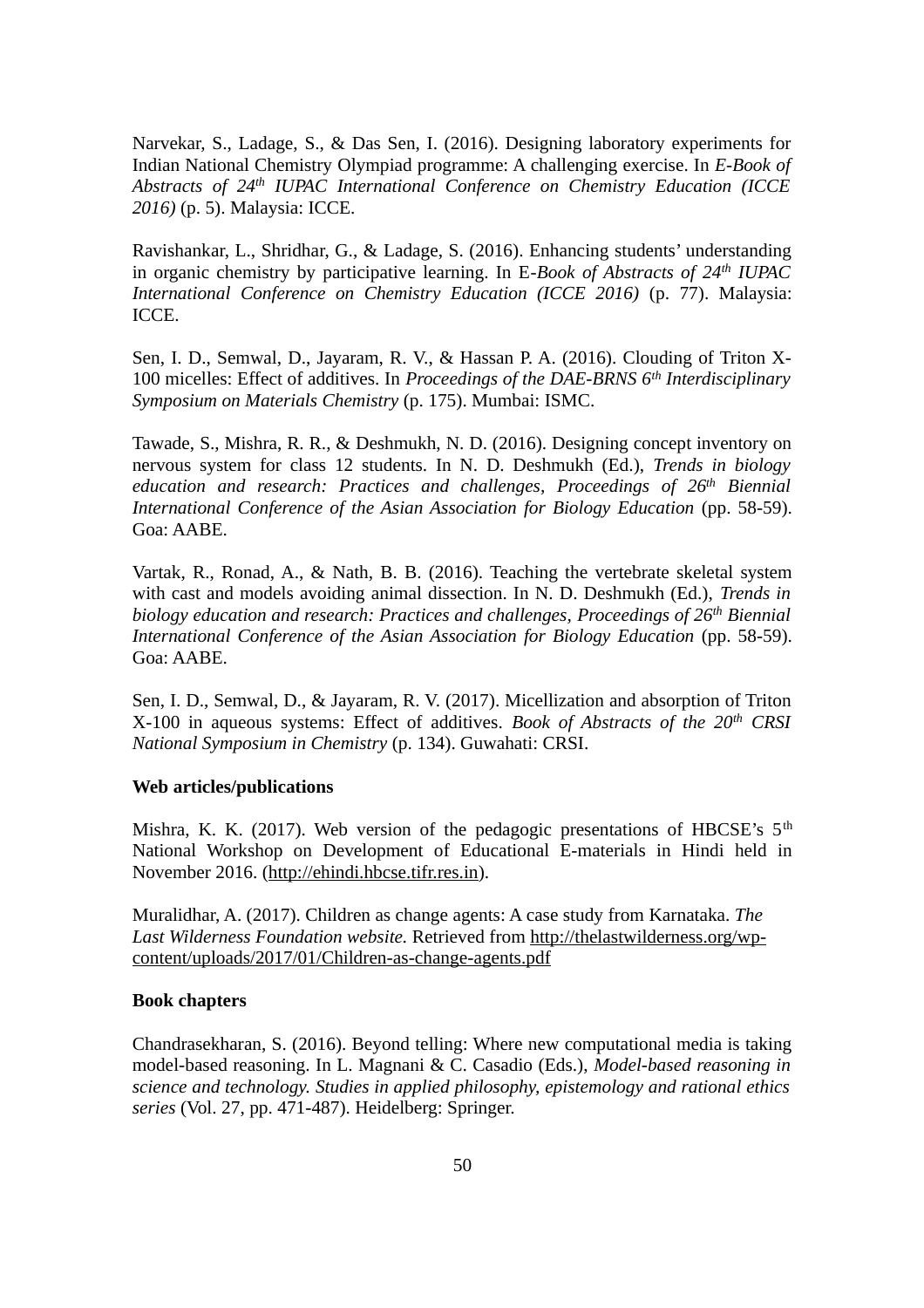Narvekar, S., Ladage, S., & Das Sen, I. (2016). Designing laboratory experiments for Indian National Chemistry Olympiad programme: A challenging exercise. In *E-Book of Abstracts of 24th IUPAC International Conference on Chemistry Education (ICCE 2016)* (p. 5). Malaysia: ICCE.

Ravishankar, L., Shridhar, G., & Ladage, S. (2016). Enhancing students' understanding in organic chemistry by participative learning. In E-*Book of Abstracts of 24th IUPAC International Conference on Chemistry Education (ICCE 2016)* (p. 77). Malaysia: ICCE.

Sen, I. D., Semwal, D., Jayaram, R. V., & Hassan P. A. (2016). Clouding of Triton X-100 micelles: Effect of additives. In *Proceedings of the DAE-BRNS 6th Interdisciplinary Symposium on Materials Chemistry* (p. 175). Mumbai: ISMC.

Tawade, S., Mishra, R. R., & Deshmukh, N. D. (2016). Designing concept inventory on nervous system for class 12 students. In N. D. Deshmukh (Ed.), *Trends in biology education and research: Practices and challenges, Proceedings of 26th Biennial International Conference of the Asian Association for Biology Education* (pp. 58-59). Goa: AABE.

Vartak, R., Ronad, A., & Nath, B. B. (2016). Teaching the vertebrate skeletal system with cast and models avoiding animal dissection. In N. D. Deshmukh (Ed.), *Trends in biology education and research: Practices and challenges, Proceedings of 26th Biennial International Conference of the Asian Association for Biology Education* (pp. 58-59). Goa: AABE.

Sen, I. D., Semwal, D., & Jayaram, R. V. (2017). Micellization and absorption of Triton X-100 in aqueous systems: Effect of additives. *Book of Abstracts of the 20th CRSI National Symposium in Chemistry* (p. 134). Guwahati: CRSI.

**Web articles/publications**

Mishra, K. K. (2017). Web version of the pedagogic presentations of HBCSE's 5th National Workshop on Development of Educational E-materials in Hindi held in November 2016. (http://ehindi.hbcse.tifr.res.in).

Muralidhar, A. (2017). Children as change agents: A case study from Karnataka. *The Last Wilderness Foundation website.* Retrieved from http://thelastwilderness.org/wp-content/uploads/2017/01/Children-as-change-agents.pdf

**Book chapters**

Chandrasekharan, S. (2016). Beyond telling: Where new computational media is taking model-based reasoning. In L. Magnani & C. Casadio (Eds.), *Model-based reasoning in science and technology. Studies in applied philosophy, epistemology and rational ethics series* (Vol. 27, pp. 471-487). Heidelberg: Springer.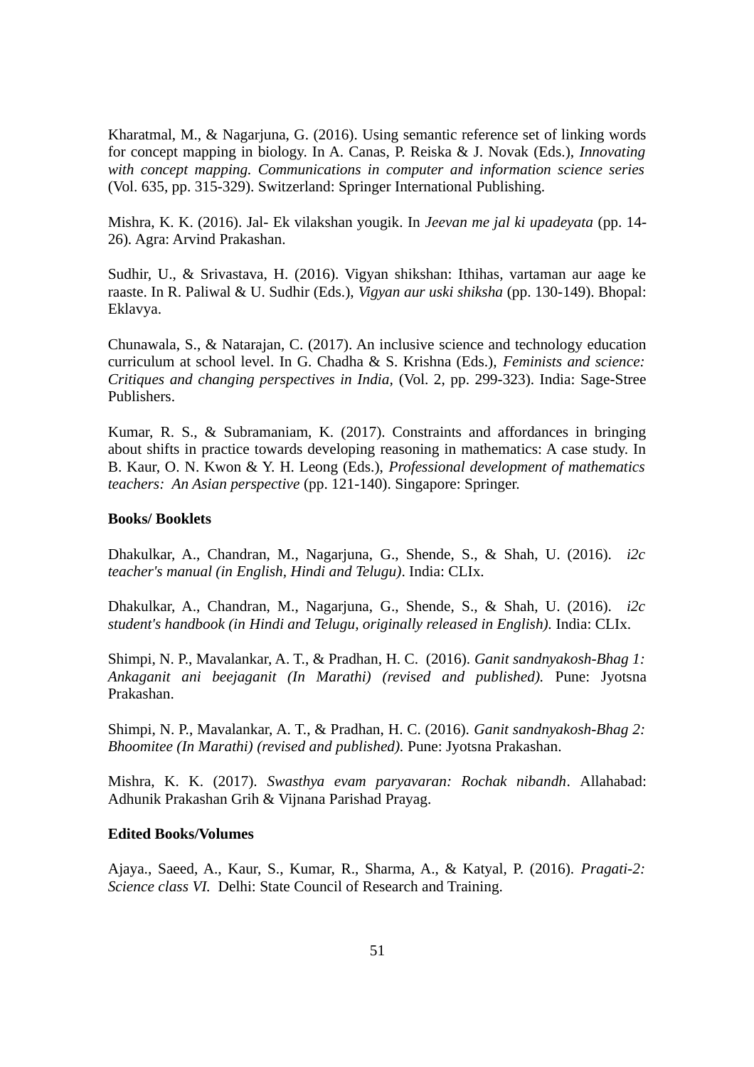Kharatmal, M., & Nagarjuna, G. (2016). Using semantic reference set of linking words for concept mapping in biology. In A. Canas, P. Reiska & J. Novak (Eds.), *Innovating with concept mapping. Communications in computer and information science series* (Vol. 635, pp. 315-329). Switzerland: Springer International Publishing.

Mishra, K. K. (2016). Jal- Ek vilakshan yougik. In *Jeevan me jal ki upadeyata* (pp. 14-26). Agra: Arvind Prakashan.

Sudhir, U., & Srivastava, H. (2016). Vigyan shikshan: Ithihas, vartaman aur aage ke raaste. In R. Paliwal & U. Sudhir (Eds.), *Vigyan aur uski shiksha* (pp. 130-149). Bhopal: Eklavya.

Chunawala, S., & Natarajan, C. (2017). An inclusive science and technology education curriculum at school level. In G. Chadha & S. Krishna (Eds.), *Feminists and science: Critiques and changing perspectives in India*, (Vol. 2, pp. 299-323). India: Sage-Stree Publishers.

Kumar, R. S., & Subramaniam, K. (2017). Constraints and affordances in bringing about shifts in practice towards developing reasoning in mathematics: A case study. In B. Kaur, O. N. Kwon & Y. H. Leong (Eds.), *Professional development of mathematics teachers: An Asian perspective* (pp. 121-140). Singapore: Springer.

**Books/ Booklets**

Dhakulkar, A., Chandran, M., Nagarjuna, G., Shende, S., & Shah, U. (2016). *i2c teacher's manual (in English, Hindi and Telugu)*. India: CLIx.

Dhakulkar, A., Chandran, M., Nagarjuna, G., Shende, S., & Shah, U. (2016). *i2c student's handbook (in Hindi and Telugu, originally released in English).* India: CLIx.

Shimpi, N. P., Mavalankar, A. T., & Pradhan, H. C. (2016). *Ganit sandnyakosh-Bhag 1: Ankaganit ani beejaganit (In Marathi) (revised and published).* Pune: Jyotsna Prakashan.

Shimpi, N. P., Mavalankar, A. T., & Pradhan, H. C. (2016). *Ganit sandnyakosh-Bhag 2: Bhoomitee (In Marathi) (revised and published).* Pune: Jyotsna Prakashan.

Mishra, K. K. (2017). *Swasthya evam paryavaran: Rochak nibandh*. Allahabad: Adhunik Prakashan Grih & Vijnana Parishad Prayag.

**Edited Books/Volumes**

Ajaya., Saeed, A., Kaur, S., Kumar, R., Sharma, A., & Katyal, P. (2016). *Pragati-2: Science class VI.* Delhi: State Council of Research and Training.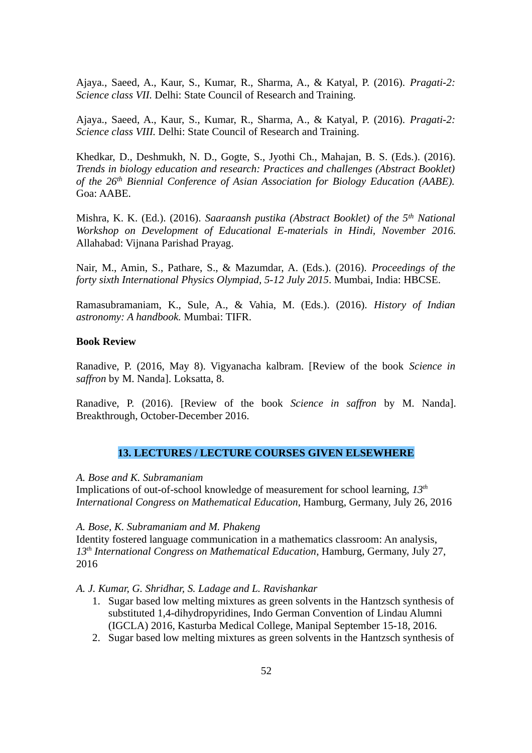Ajaya., Saeed, A., Kaur, S., Kumar, R., Sharma, A., & Katyal, P. (2016). *Pragati-2: Science class VII.* Delhi: State Council of Research and Training.

Ajaya., Saeed, A., Kaur, S., Kumar, R., Sharma, A., & Katyal, P. (2016). *Pragati-2: Science class VIII.* Delhi: State Council of Research and Training.

Khedkar, D., Deshmukh, N. D., Gogte, S., Jyothi Ch., Mahajan, B. S. (Eds.). (2016). *Trends in biology education and research: Practices and challenges (Abstract Booklet) of the 26th Biennial Conference of Asian Association for Biology Education (AABE).* Goa: AABE.

Mishra, K. K. (Ed.). (2016). *Saaraansh pustika (Abstract Booklet) of the 5th National Workshop on Development of Educational E-materials in Hindi, November 2016.* Allahabad: Vijnana Parishad Prayag.

Nair, M., Amin, S., Pathare, S., & Mazumdar, A. (Eds.). (2016). *Proceedings of the forty sixth International Physics Olympiad, 5-12 July 2015*. Mumbai, India: HBCSE.

Ramasubramaniam, K., Sule, A., & Vahia, M. (Eds.). (2016). *History of Indian astronomy: A handbook.* Mumbai: TIFR.

**Book Review**

Ranadive, P. (2016, May 8). Vigyanacha kalbram. [Review of the book *Science in saffron* by M. Nanda]. Loksatta, 8.

Ranadive, P. (2016). [Review of the book *Science in saffron* by M. Nanda]. Breakthrough, October-December 2016.

## 13. LECTURES / LECTURE COURSES GIVEN ELSEWHERE

*A. Bose and K. Subramaniam*
Implications of out-of-school knowledge of measurement for school learning, *13th International Congress on Mathematical Education*, Hamburg, Germany, July 26, 2016

*A. Bose, K. Subramaniam and M. Phakeng*
Identity fostered language communication in a mathematics classroom: An analysis, *13th International Congress on Mathematical Education*, Hamburg, Germany, July 27, 2016

*A. J. Kumar, G. Shridhar, S. Ladage and L. Ravishankar*

1. Sugar based low melting mixtures as green solvents in the Hantzsch synthesis of substituted 1,4-dihydropyridines, Indo German Convention of Lindau Alumni (IGCLA) 2016, Kasturba Medical College, Manipal September 15-18, 2016.
2. Sugar based low melting mixtures as green solvents in the Hantzsch synthesis of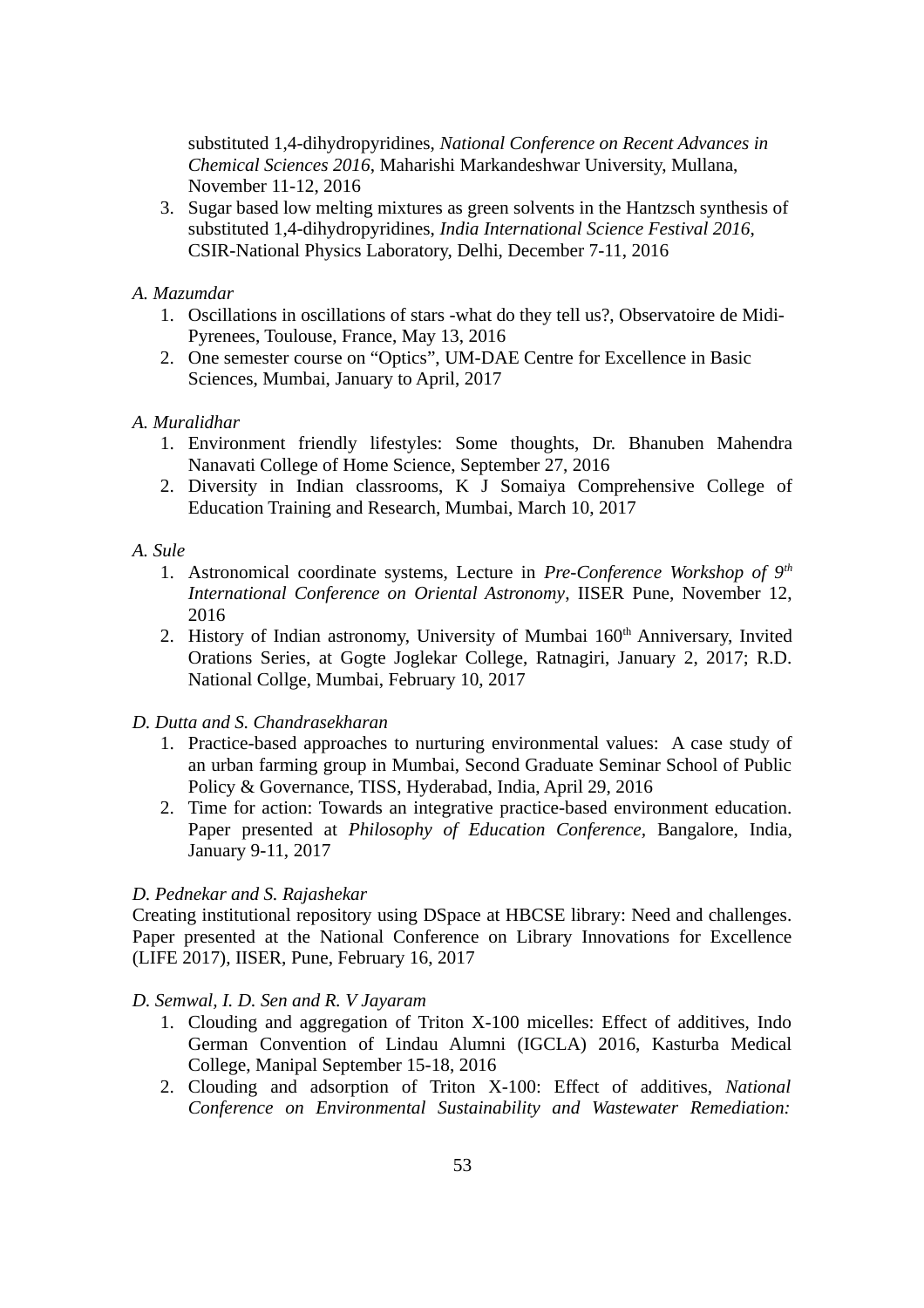substituted 1,4-dihydropyridines, *National Conference on Recent Advances in Chemical Sciences 2016*, Maharishi Markandeshwar University, Mullana, November 11-12, 2016

3. Sugar based low melting mixtures as green solvents in the Hantzsch synthesis of substituted 1,4-dihydropyridines, *India International Science Festival 2016*, CSIR-National Physics Laboratory, Delhi, December 7-11, 2016

*A. Mazumdar*

1. Oscillations in oscillations of stars -what do they tell us?, Observatoire de Midi-Pyrenees, Toulouse, France, May 13, 2016
2. One semester course on “Optics”, UM-DAE Centre for Excellence in Basic Sciences, Mumbai, January to April, 2017

*A. Muralidhar*

1. Environment friendly lifestyles: Some thoughts, Dr. Bhanuben Mahendra Nanavati College of Home Science, September 27, 2016
2. Diversity in Indian classrooms, K J Somaiya Comprehensive College of Education Training and Research, Mumbai, March 10, 2017

*A. Sule*

1. Astronomical coordinate systems, Lecture in *Pre-Conference Workshop of 9th International Conference on Oriental Astronomy*, IISER Pune, November 12, 2016
2. History of Indian astronomy, University of Mumbai 160th Anniversary, Invited Orations Series, at Gogte Joglekar College, Ratnagiri, January 2, 2017; R.D. National Collge, Mumbai, February 10, 2017

*D. Dutta and S. Chandrasekharan*

1. Practice-based approaches to nurturing environmental values: A case study of an urban farming group in Mumbai, Second Graduate Seminar School of Public Policy & Governance, TISS, Hyderabad, India, April 29, 2016
2. Time for action: Towards an integrative practice-based environment education. Paper presented at *Philosophy of Education Conference*, Bangalore, India, January 9-11, 2017

*D. Pednekar and S. Rajashekar*

Creating institutional repository using DSpace at HBCSE library: Need and challenges. Paper presented at the National Conference on Library Innovations for Excellence (LIFE 2017), IISER, Pune, February 16, 2017

*D. Semwal, I. D. Sen and R. V Jayaram*

1. Clouding and aggregation of Triton X-100 micelles: Effect of additives, Indo German Convention of Lindau Alumni (IGCLA) 2016, Kasturba Medical College, Manipal September 15-18, 2016
2. Clouding and adsorption of Triton X-100: Effect of additives, *National Conference on Environmental Sustainability and Wastewater Remediation:*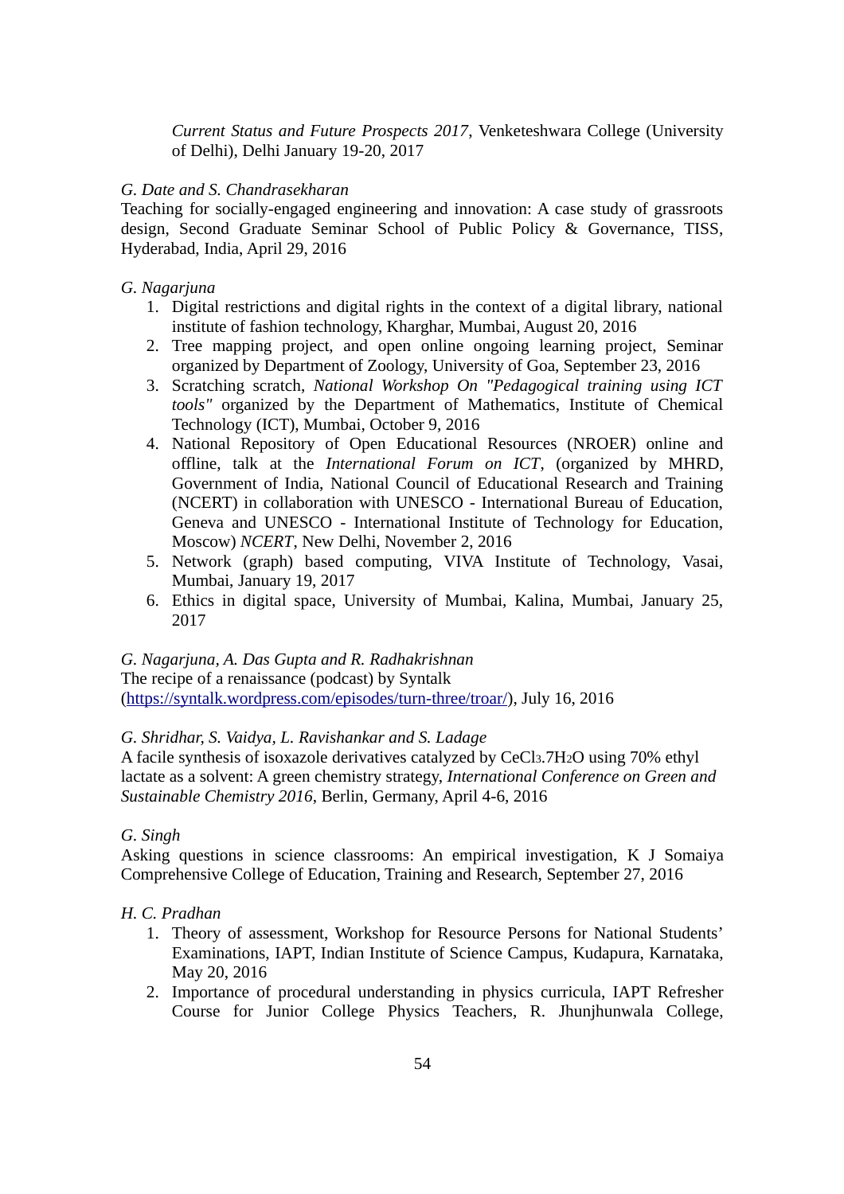*Current Status and Future Prospects 2017*, Venketeshwara College (University of Delhi), Delhi January 19-20, 2017

*G. Date and S. Chandrasekharan*
Teaching for socially-engaged engineering and innovation: A case study of grassroots design, Second Graduate Seminar School of Public Policy & Governance, TISS, Hyderabad, India, April 29, 2016

*G. Nagarjuna*

1. Digital restrictions and digital rights in the context of a digital library, national institute of fashion technology, Kharghar, Mumbai, August 20, 2016
2. Tree mapping project, and open online ongoing learning project, Seminar organized by Department of Zoology, University of Goa, September 23, 2016
3. Scratching scratch, *National Workshop On "Pedagogical training using ICT tools"* organized by the Department of Mathematics, Institute of Chemical Technology (ICT), Mumbai, October 9, 2016
4. National Repository of Open Educational Resources (NROER) online and offline, talk at the *International Forum on ICT*, (organized by MHRD, Government of India, National Council of Educational Research and Training (NCERT) in collaboration with UNESCO - International Bureau of Education, Geneva and UNESCO - International Institute of Technology for Education, Moscow) *NCERT*, New Delhi, November 2, 2016
5. Network (graph) based computing, VIVA Institute of Technology, Vasai, Mumbai, January 19, 2017
6. Ethics in digital space, University of Mumbai, Kalina, Mumbai, January 25, 2017

*G. Nagarjuna, A. Das Gupta and R. Radhakrishnan*
The recipe of a renaissance (podcast) by Syntalk (https://syntalk.wordpress.com/episodes/turn-three/troar/), July 16, 2016

*G. Shridhar, S. Vaidya, L. Ravishankar and S. Ladage*
A facile synthesis of isoxazole derivatives catalyzed by $CeCl_3.7H_2O$ using 70% ethyl lactate as a solvent: A green chemistry strategy, *International Conference on Green and Sustainable Chemistry 2016*, Berlin, Germany, April 4-6, 2016

*G. Singh*
Asking questions in science classrooms: An empirical investigation, K J Somaiya Comprehensive College of Education, Training and Research, September 27, 2016

*H. C. Pradhan*

1. Theory of assessment, Workshop for Resource Persons for National Students' Examinations, IAPT, Indian Institute of Science Campus, Kudapura, Karnataka, May 20, 2016
2. Importance of procedural understanding in physics curricula, IAPT Refresher Course for Junior College Physics Teachers, R. Jhunjhunwala College,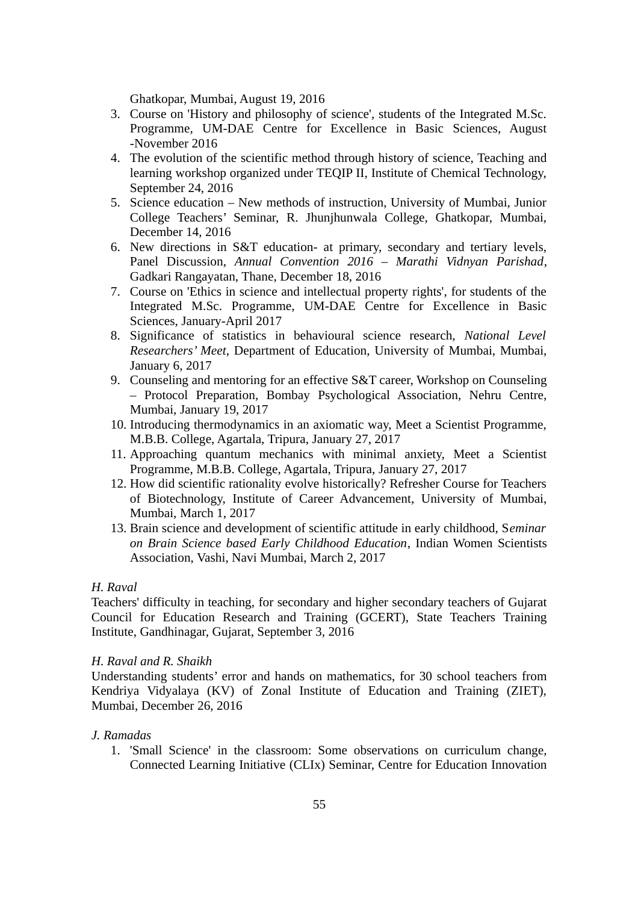Ghatkopar, Mumbai, August 19, 2016

3. Course on 'History and philosophy of science', students of the Integrated M.Sc. Programme, UM-DAE Centre for Excellence in Basic Sciences, August -November 2016
4. The evolution of the scientific method through history of science, Teaching and learning workshop organized under TEQIP II, Institute of Chemical Technology, September 24, 2016
5. Science education – New methods of instruction, University of Mumbai, Junior College Teachers' Seminar, R. Jhunjhunwala College, Ghatkopar, Mumbai, December 14, 2016
6. New directions in S&T education- at primary, secondary and tertiary levels, Panel Discussion, *Annual Convention 2016 – Marathi Vidnyan Parishad*, Gadkari Rangayatan, Thane, December 18, 2016
7. Course on 'Ethics in science and intellectual property rights', for students of the Integrated M.Sc. Programme, UM-DAE Centre for Excellence in Basic Sciences, January-April 2017
8. Significance of statistics in behavioural science research, *National Level Researchers' Meet*, Department of Education, University of Mumbai, Mumbai, January 6, 2017
9. Counseling and mentoring for an effective S&T career, Workshop on Counseling – Protocol Preparation, Bombay Psychological Association, Nehru Centre, Mumbai, January 19, 2017
10. Introducing thermodynamics in an axiomatic way, Meet a Scientist Programme, M.B.B. College, Agartala, Tripura, January 27, 2017
11. Approaching quantum mechanics with minimal anxiety, Meet a Scientist Programme, M.B.B. College, Agartala, Tripura, January 27, 2017
12. How did scientific rationality evolve historically? Refresher Course for Teachers of Biotechnology, Institute of Career Advancement, University of Mumbai, Mumbai, March 1, 2017
13. Brain science and development of scientific attitude in early childhood, S*eminar on Brain Science based Early Childhood Education*, Indian Women Scientists Association, Vashi, Navi Mumbai, March 2, 2017

*H. Raval*

Teachers' difficulty in teaching, for secondary and higher secondary teachers of Gujarat Council for Education Research and Training (GCERT), State Teachers Training Institute, Gandhinagar, Gujarat, September 3, 2016

*H. Raval and R. Shaikh*

Understanding students' error and hands on mathematics, for 30 school teachers from Kendriya Vidyalaya (KV) of Zonal Institute of Education and Training (ZIET), Mumbai, December 26, 2016

*J. Ramadas*

1. 'Small Science' in the classroom: Some observations on curriculum change, Connected Learning Initiative (CLIx) Seminar, Centre for Education Innovation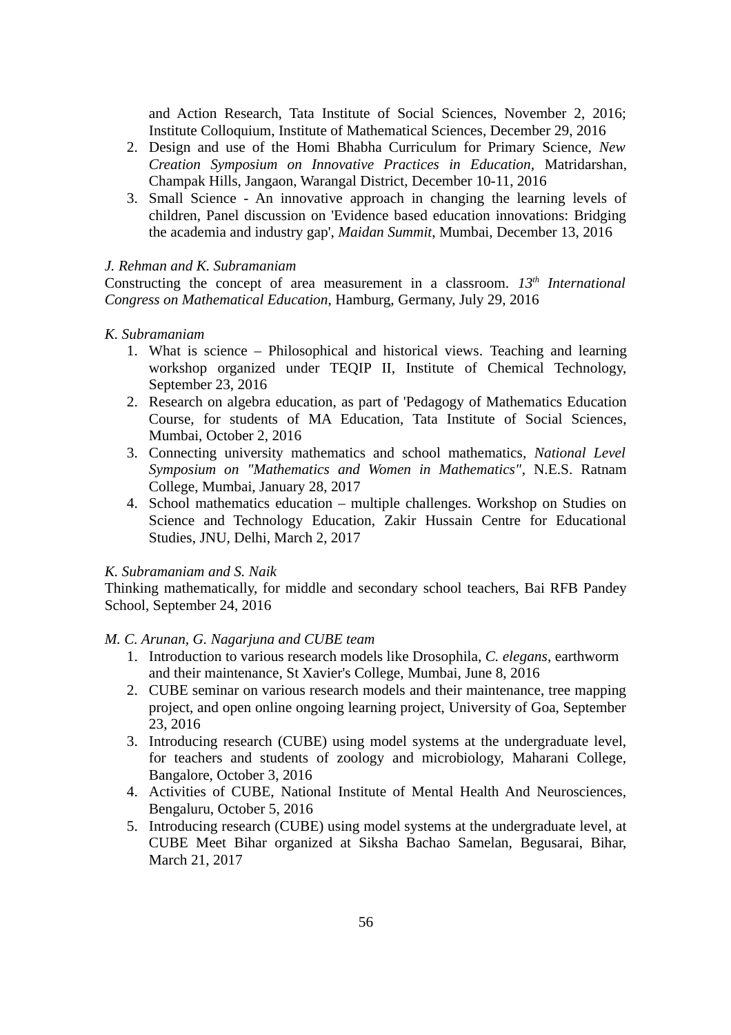and Action Research, Tata Institute of Social Sciences, November 2, 2016; Institute Colloquium, Institute of Mathematical Sciences, December 29, 2016

2. Design and use of the Homi Bhabha Curriculum for Primary Science, *New Creation Symposium on Innovative Practices in Education*, Matridarshan, Champak Hills, Jangaon, Warangal District, December 10-11, 2016
3. Small Science - An innovative approach in changing the learning levels of children, Panel discussion on 'Evidence based education innovations: Bridging the academia and industry gap', *Maidan Summit*, Mumbai, December 13, 2016

*J. Rehman and K. Subramaniam*

Constructing the concept of area measurement in a classroom. *13th International Congress on Mathematical Education*, Hamburg, Germany, July 29, 2016

*K. Subramaniam*

1. What is science – Philosophical and historical views. Teaching and learning workshop organized under TEQIP II, Institute of Chemical Technology, September 23, 2016
2. Research on algebra education, as part of 'Pedagogy of Mathematics Education Course, for students of MA Education, Tata Institute of Social Sciences, Mumbai, October 2, 2016
3. Connecting university mathematics and school mathematics, *National Level Symposium on "Mathematics and Women in Mathematics"*, N.E.S. Ratnam College, Mumbai, January 28, 2017
4. School mathematics education – multiple challenges. Workshop on Studies on Science and Technology Education, Zakir Hussain Centre for Educational Studies, JNU, Delhi, March 2, 2017

*K. Subramaniam and S. Naik*

Thinking mathematically, for middle and secondary school teachers, Bai RFB Pandey School, September 24, 2016

*M. C. Arunan, G. Nagarjuna and CUBE team*

1. Introduction to various research models like Drosophila, *C. elegans*, earthworm and their maintenance, St Xavier's College, Mumbai, June 8, 2016
2. CUBE seminar on various research models and their maintenance, tree mapping project, and open online ongoing learning project, University of Goa, September 23, 2016
3. Introducing research (CUBE) using model systems at the undergraduate level, for teachers and students of zoology and microbiology, Maharani College, Bangalore, October 3, 2016
4. Activities of CUBE, National Institute of Mental Health And Neurosciences, Bengaluru, October 5, 2016
5. Introducing research (CUBE) using model systems at the undergraduate level, at CUBE Meet Bihar organized at Siksha Bachao Samelan, Begusarai, Bihar, March 21, 2017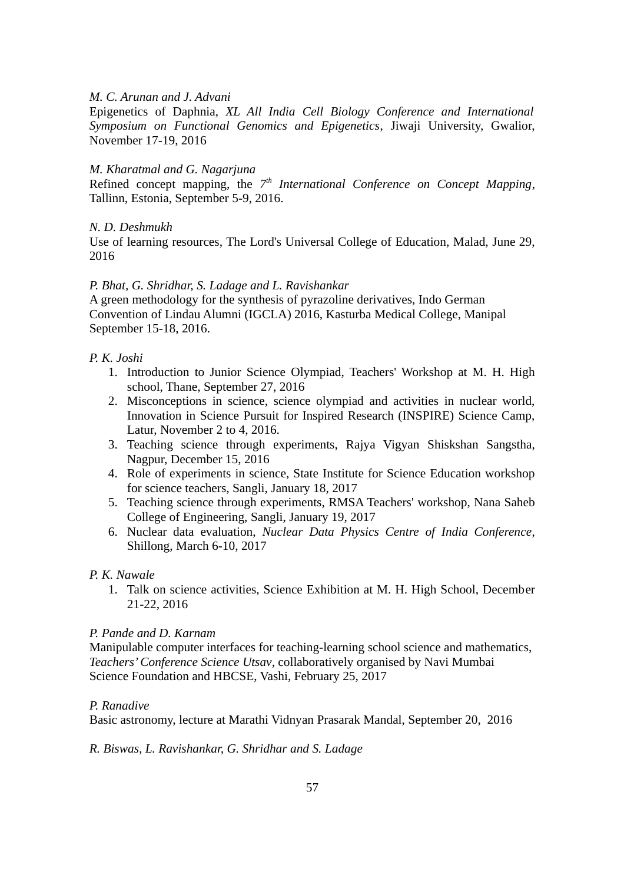*M. C. Arunan and J. Advani*
Epigenetics of Daphnia, *XL All India Cell Biology Conference and International Symposium on Functional Genomics and Epigenetics*, Jiwaji University, Gwalior, November 17-19, 2016

*M. Kharatmal and G. Nagarjuna*
Refined concept mapping, the *7th International Conference on Concept Mapping*, Tallinn, Estonia, September 5-9, 2016.

*N. D. Deshmukh*
Use of learning resources, The Lord's Universal College of Education, Malad, June 29, 2016

*P. Bhat, G. Shridhar, S. Ladage and L. Ravishankar*
A green methodology for the synthesis of pyrazoline derivatives, Indo German Convention of Lindau Alumni (IGCLA) 2016, Kasturba Medical College, Manipal September 15-18, 2016.

*P. K. Joshi*

1. Introduction to Junior Science Olympiad, Teachers' Workshop at M. H. High school, Thane, September 27, 2016
2. Misconceptions in science, science olympiad and activities in nuclear world, Innovation in Science Pursuit for Inspired Research (INSPIRE) Science Camp, Latur, November 2 to 4, 2016.
3. Teaching science through experiments, Rajya Vigyan Shiskshan Sangstha, Nagpur, December 15, 2016
4. Role of experiments in science, State Institute for Science Education workshop for science teachers, Sangli, January 18, 2017
5. Teaching science through experiments, RMSA Teachers' workshop, Nana Saheb College of Engineering, Sangli, January 19, 2017
6. Nuclear data evaluation, *Nuclear Data Physics Centre of India Conference*, Shillong, March 6-10, 2017

*P. K. Nawale*

1. Talk on science activities, Science Exhibition at M. H. High School, December 21-22, 2016

*P. Pande and D. Karnam*
Manipulable computer interfaces for teaching-learning school science and mathematics, *Teachers' Conference Science Utsav*, collaboratively organised by Navi Mumbai Science Foundation and HBCSE, Vashi, February 25, 2017

*P. Ranadive*
Basic astronomy, lecture at Marathi Vidnyan Prasarak Mandal, September 20, 2016

*R. Biswas, L. Ravishankar, G. Shridhar and S. Ladage*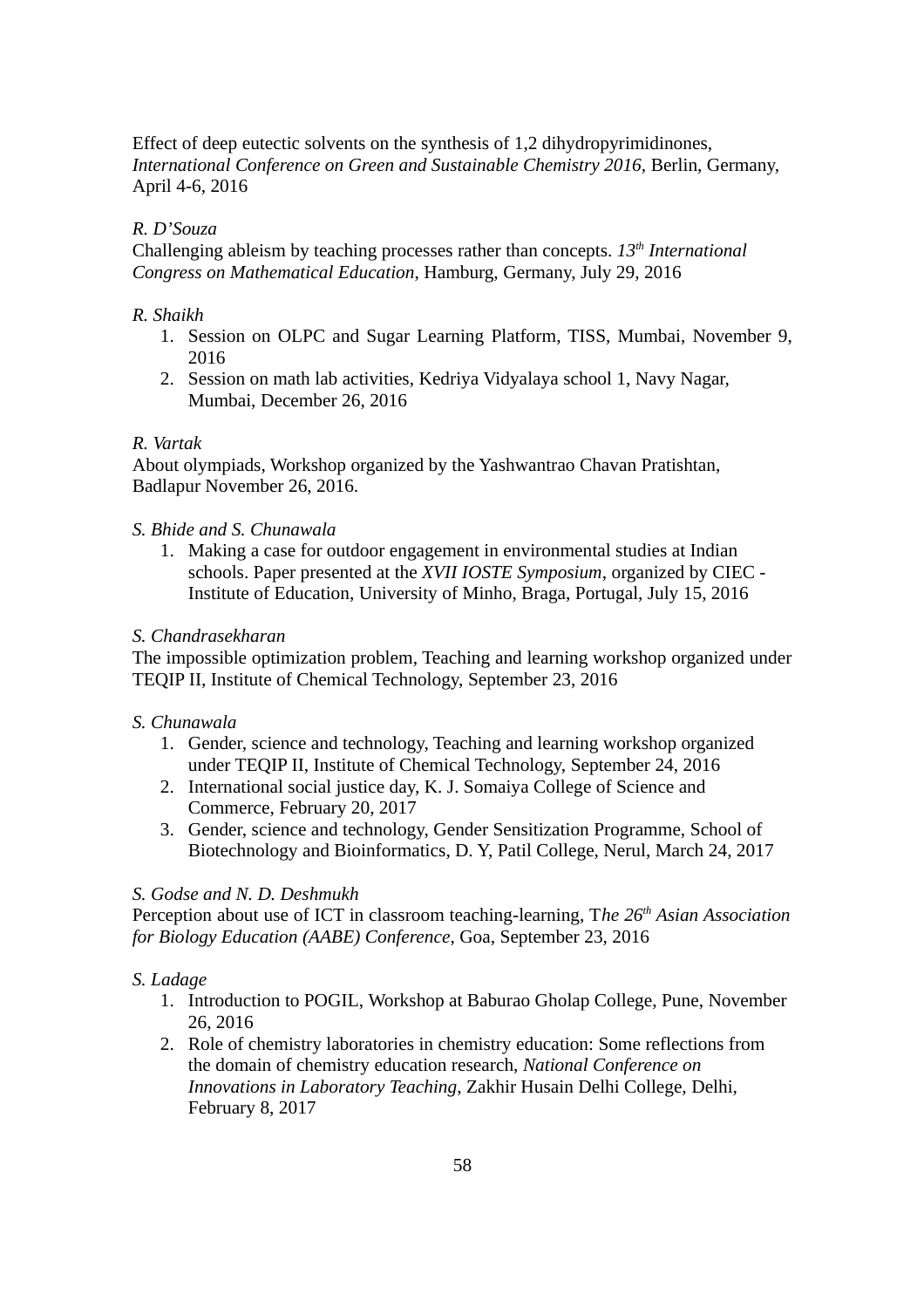Effect of deep eutectic solvents on the synthesis of 1,2 dihydropyrimidinones, *International Conference on Green and Sustainable Chemistry 2016*, Berlin, Germany, April 4-6, 2016

*R. D'Souza*
Challenging ableism by teaching processes rather than concepts. *13th International Congress on Mathematical Education*, Hamburg, Germany, July 29, 2016

*R. Shaikh*

1. Session on OLPC and Sugar Learning Platform, TISS, Mumbai, November 9, 2016
2. Session on math lab activities, Kedriya Vidyalaya school 1, Navy Nagar, Mumbai, December 26, 2016

*R. Vartak*
About olympiads, Workshop organized by the Yashwantrao Chavan Pratishtan, Badlapur November 26, 2016.

*S. Bhide and S. Chunawala*

1. Making a case for outdoor engagement in environmental studies at Indian schools. Paper presented at the *XVII IOSTE Symposium*, organized by CIEC - Institute of Education, University of Minho, Braga, Portugal, July 15, 2016

*S. Chandrasekharan*
The impossible optimization problem, Teaching and learning workshop organized under TEQIP II, Institute of Chemical Technology, September 23, 2016

*S. Chunawala*

1. Gender, science and technology, Teaching and learning workshop organized under TEQIP II, Institute of Chemical Technology, September 24, 2016
2. International social justice day, K. J. Somaiya College of Science and Commerce, February 20, 2017
3. Gender, science and technology, Gender Sensitization Programme, School of Biotechnology and Bioinformatics, D. Y, Patil College, Nerul, March 24, 2017

*S. Godse and N. D. Deshmukh*
Perception about use of ICT in classroom teaching-learning, T*he 26th Asian Association for Biology Education (AABE) Conference*, Goa, September 23, 2016

*S. Ladage*

1. Introduction to POGIL, Workshop at Baburao Gholap College, Pune, November 26, 2016
2. Role of chemistry laboratories in chemistry education: Some reflections from the domain of chemistry education research, *National Conference on Innovations in Laboratory Teaching*, Zakhir Husain Delhi College, Delhi, February 8, 2017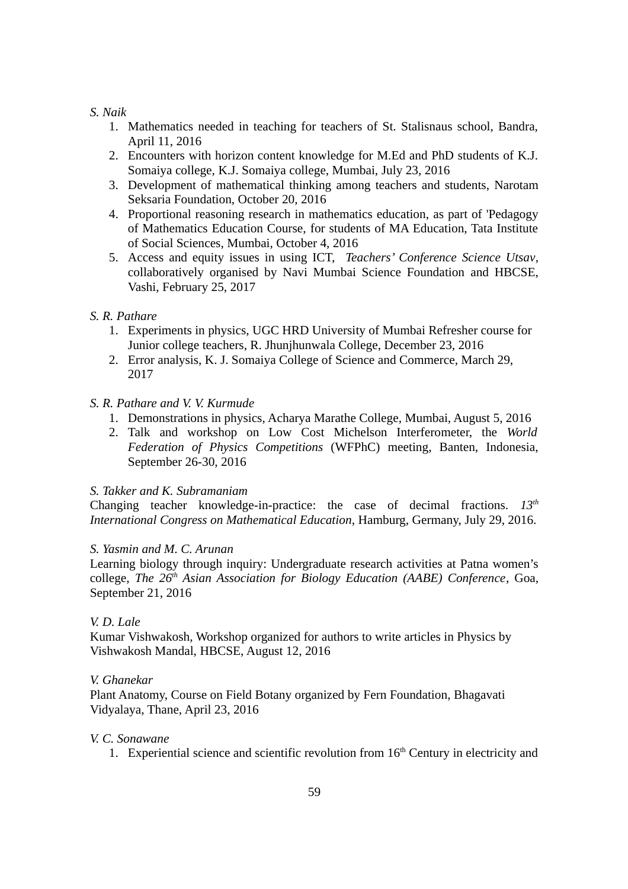*S. Naik*

1. Mathematics needed in teaching for teachers of St. Stalisnaus school, Bandra, April 11, 2016
2. Encounters with horizon content knowledge for M.Ed and PhD students of K.J. Somaiya college, K.J. Somaiya college, Mumbai, July 23, 2016
3. Development of mathematical thinking among teachers and students, Narotam Seksaria Foundation, October 20, 2016
4. Proportional reasoning research in mathematics education, as part of 'Pedagogy of Mathematics Education Course, for students of MA Education, Tata Institute of Social Sciences, Mumbai, October 4, 2016
5. Access and equity issues in using ICT, *Teachers' Conference Science Utsav*, collaboratively organised by Navi Mumbai Science Foundation and HBCSE, Vashi, February 25, 2017

*S. R. Pathare*

1. Experiments in physics, UGC HRD University of Mumbai Refresher course for Junior college teachers, R. Jhunjhunwala College, December 23, 2016
2. Error analysis, K. J. Somaiya College of Science and Commerce, March 29, 2017

*S. R. Pathare and V. V. Kurmude*

1. Demonstrations in physics, Acharya Marathe College, Mumbai, August 5, 2016
2. Talk and workshop on Low Cost Michelson Interferometer, the *World Federation of Physics Competitions* (WFPhC) meeting, Banten, Indonesia, September 26-30, 2016

*S. Takker and K. Subramaniam*

Changing teacher knowledge-in-practice: the case of decimal fractions. *13th International Congress on Mathematical Education*, Hamburg, Germany, July 29, 2016.

*S. Yasmin and M. C. Arunan*

Learning biology through inquiry: Undergraduate research activities at Patna women's college, *The 26th Asian Association for Biology Education (AABE) Conference*, Goa, September 21, 2016

*V. D. Lale*

Kumar Vishwakosh, Workshop organized for authors to write articles in Physics by Vishwakosh Mandal, HBCSE, August 12, 2016

*V. Ghanekar*

Plant Anatomy, Course on Field Botany organized by Fern Foundation, Bhagavati Vidyalaya, Thane, April 23, 2016

*V. C. Sonawane*

1. Experiential science and scientific revolution from 16th Century in electricity and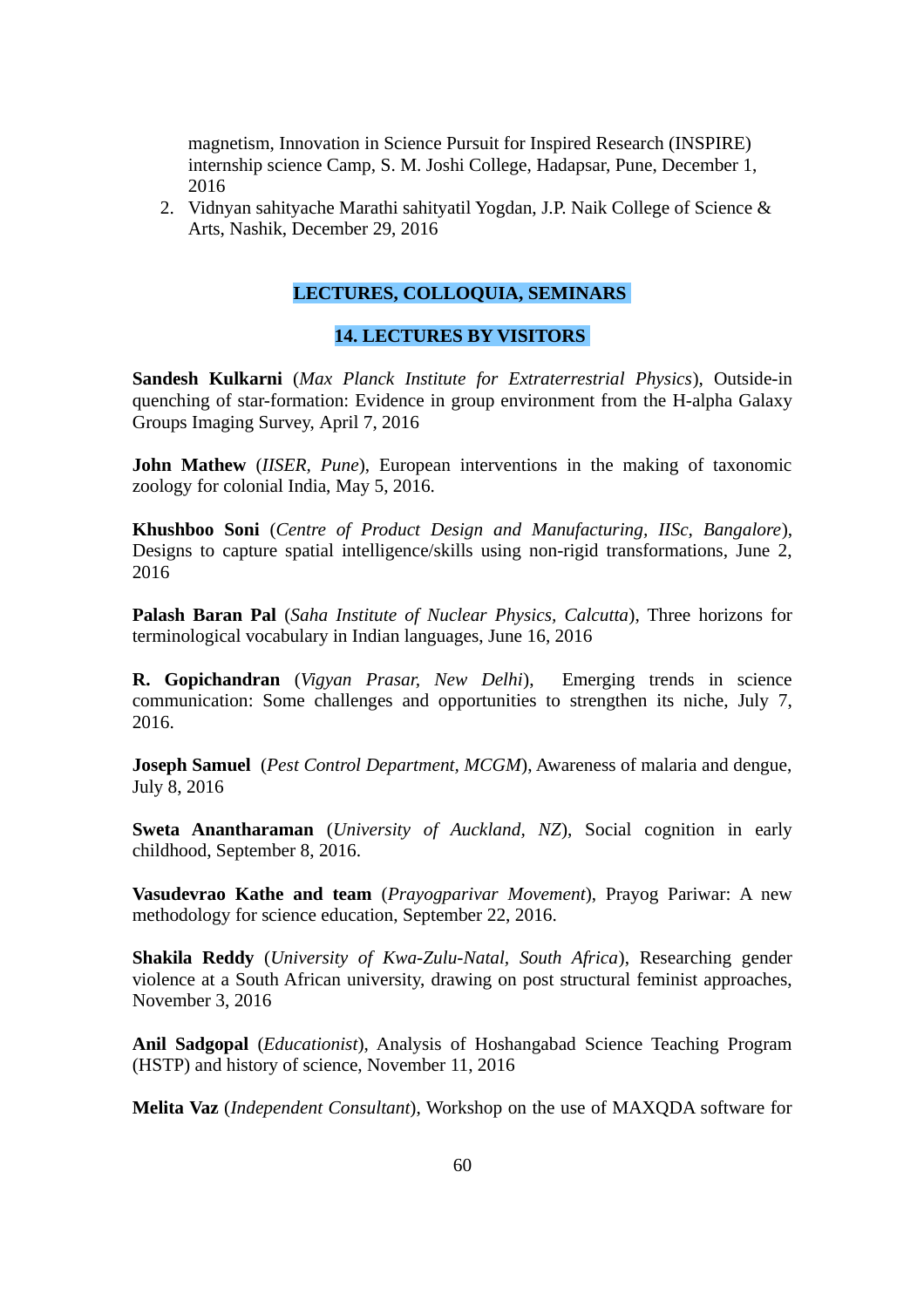magnetism, Innovation in Science Pursuit for Inspired Research (INSPIRE) internship science Camp, S. M. Joshi College, Hadapsar, Pune, December 1, 2016

2. Vidnyan sahityache Marathi sahityatil Yogdan, J.P. Naik College of Science & Arts, Nashik, December 29, 2016

## LECTURES, COLLOQUIA, SEMINARS

### 14. LECTURES BY VISITORS

**Sandesh Kulkarni** (*Max Planck Institute for Extraterrestrial Physics*), Outside-in quenching of star-formation: Evidence in group environment from the H-alpha Galaxy Groups Imaging Survey, April 7, 2016

**John Mathew** (*IISER, Pune*), European interventions in the making of taxonomic zoology for colonial India, May 5, 2016.

**Khushboo Soni** (*Centre of Product Design and Manufacturing, IISc, Bangalore*), Designs to capture spatial intelligence/skills using non-rigid transformations, June 2, 2016

**Palash Baran Pal** (*Saha Institute of Nuclear Physics, Calcutta*), Three horizons for terminological vocabulary in Indian languages, June 16, 2016

**R. Gopichandran** (*Vigyan Prasar, New Delhi*), Emerging trends in science communication: Some challenges and opportunities to strengthen its niche, July 7, 2016.

**Joseph Samuel** (*Pest Control Department, MCGM*), Awareness of malaria and dengue, July 8, 2016

**Sweta Anantharaman** (*University of Auckland, NZ*), Social cognition in early childhood, September 8, 2016.

**Vasudevrao Kathe and team** (*Prayogparivar Movement*), Prayog Pariwar: A new methodology for science education, September 22, 2016.

**Shakila Reddy** (*University of Kwa-Zulu-Natal, South Africa*), Researching gender violence at a South African university, drawing on post structural feminist approaches, November 3, 2016

**Anil Sadgopal** (*Educationist*), Analysis of Hoshangabad Science Teaching Program (HSTP) and history of science, November 11, 2016

**Melita Vaz** (*Independent Consultant*), Workshop on the use of MAXQDA software for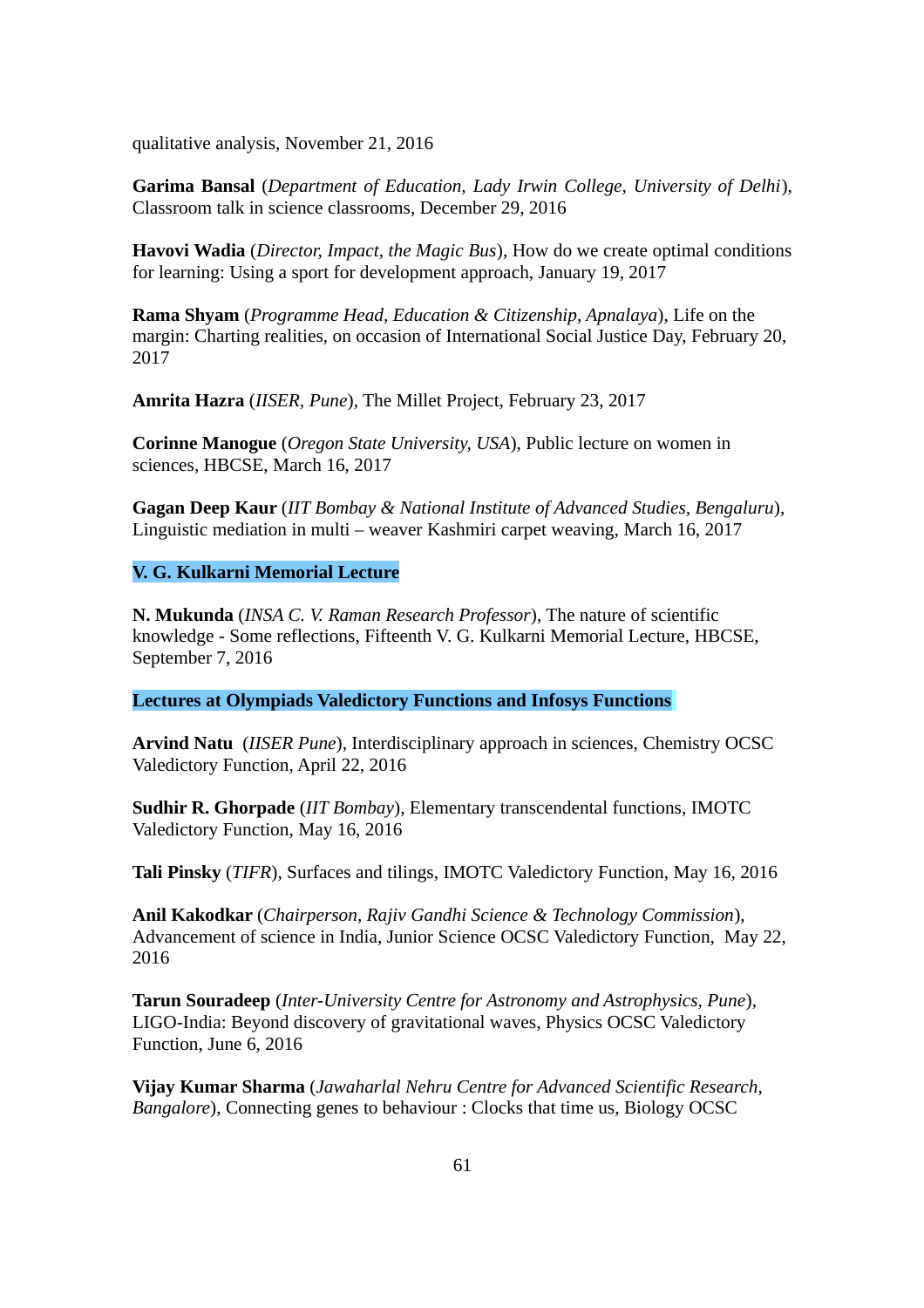qualitative analysis, November 21, 2016

**Garima Bansal** (*Department of Education, Lady Irwin College, University of Delhi*), Classroom talk in science classrooms, December 29, 2016

**Havovi Wadia** (*Director, Impact, the Magic Bus*), How do we create optimal conditions for learning: Using a sport for development approach, January 19, 2017

**Rama Shyam** (*Programme Head, Education & Citizenship, Apnalaya*), Life on the margin: Charting realities, on occasion of International Social Justice Day, February 20, 2017

**Amrita Hazra** (*IISER, Pune*), The Millet Project, February 23, 2017

**Corinne Manogue** (*Oregon State University, USA*), Public lecture on women in sciences, HBCSE, March 16, 2017

**Gagan Deep Kaur** (*IIT Bombay & National Institute of Advanced Studies, Bengaluru*), Linguistic mediation in multi – weaver Kashmiri carpet weaving, March 16, 2017

### V. G. Kulkarni Memorial Lecture

**N. Mukunda** (*INSA C. V. Raman Research Professor*), The nature of scientific knowledge - Some reflections, Fifteenth V. G. Kulkarni Memorial Lecture, HBCSE, September 7, 2016

### Lectures at Olympiads Valedictory Functions and Infosys Functions

**Arvind Natu** (*IISER Pune*), Interdisciplinary approach in sciences, Chemistry OCSC Valedictory Function, April 22, 2016

**Sudhir R. Ghorpade** (*IIT Bombay*), Elementary transcendental functions, IMOTC Valedictory Function, May 16, 2016

**Tali Pinsky** (*TIFR*), Surfaces and tilings, IMOTC Valedictory Function, May 16, 2016

**Anil Kakodkar** (*Chairperson, Rajiv Gandhi Science & Technology Commission*), Advancement of science in India, Junior Science OCSC Valedictory Function, May 22, 2016

**Tarun Souradeep** (*Inter-University Centre for Astronomy and Astrophysics, Pune*), LIGO-India: Beyond discovery of gravitational waves, Physics OCSC Valedictory Function, June 6, 2016

**Vijay Kumar Sharma** (*Jawaharlal Nehru Centre for Advanced Scientific Research, Bangalore*), Connecting genes to behaviour : Clocks that time us, Biology OCSC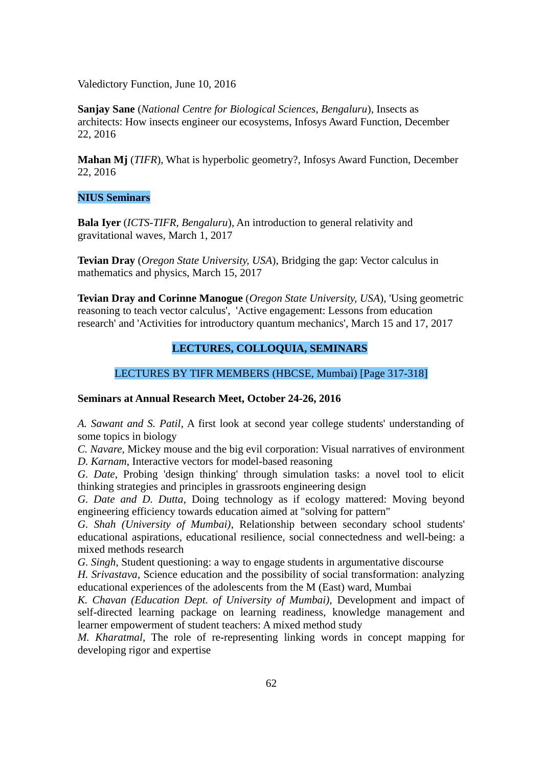Valedictory Function, June 10, 2016

**Sanjay Sane** (*National Centre for Biological Sciences, Bengaluru*), Insects as architects: How insects engineer our ecosystems, Infosys Award Function, December 22, 2016

**Mahan Mj** (*TIFR*), What is hyperbolic geometry?, Infosys Award Function, December 22, 2016

### NIUS Seminars

**Bala Iyer** (*ICTS-TIFR, Bengaluru*), An introduction to general relativity and gravitational waves, March 1, 2017

**Tevian Dray** (*Oregon State University, USA*), Bridging the gap: Vector calculus in mathematics and physics, March 15, 2017

**Tevian Dray and Corinne Manogue** (*Oregon State University, USA*), 'Using geometric reasoning to teach vector calculus', 'Active engagement: Lessons from education research' and 'Activities for introductory quantum mechanics', March 15 and 17, 2017

## LECTURES, COLLOQUIA, SEMINARS

### LECTURES BY TIFR MEMBERS (HBCSE, Mumbai) [Page 317-318]

**Seminars at Annual Research Meet, October 24-26, 2016**

*A. Sawant and S. Patil*, A first look at second year college students' understanding of some topics in biology
*C. Navare*, Mickey mouse and the big evil corporation: Visual narratives of environment
*D. Karnam*, Interactive vectors for model-based reasoning
*G. Date*, Probing 'design thinking' through simulation tasks: a novel tool to elicit thinking strategies and principles in grassroots engineering design
*G. Date and D. Dutta*, Doing technology as if ecology mattered: Moving beyond engineering efficiency towards education aimed at "solving for pattern"
*G. Shah (University of Mumbai)*, Relationship between secondary school students' educational aspirations, educational resilience, social connectedness and well-being: a mixed methods research
*G. Singh*, Student questioning: a way to engage students in argumentative discourse
*H. Srivastava*, Science education and the possibility of social transformation: analyzing educational experiences of the adolescents from the M (East) ward, Mumbai
*K. Chavan (Education Dept. of University of Mumbai)*, Development and impact of self-directed learning package on learning readiness, knowledge management and learner empowerment of student teachers: A mixed method study
*M. Kharatmal*, The role of re-representing linking words in concept mapping for developing rigor and expertise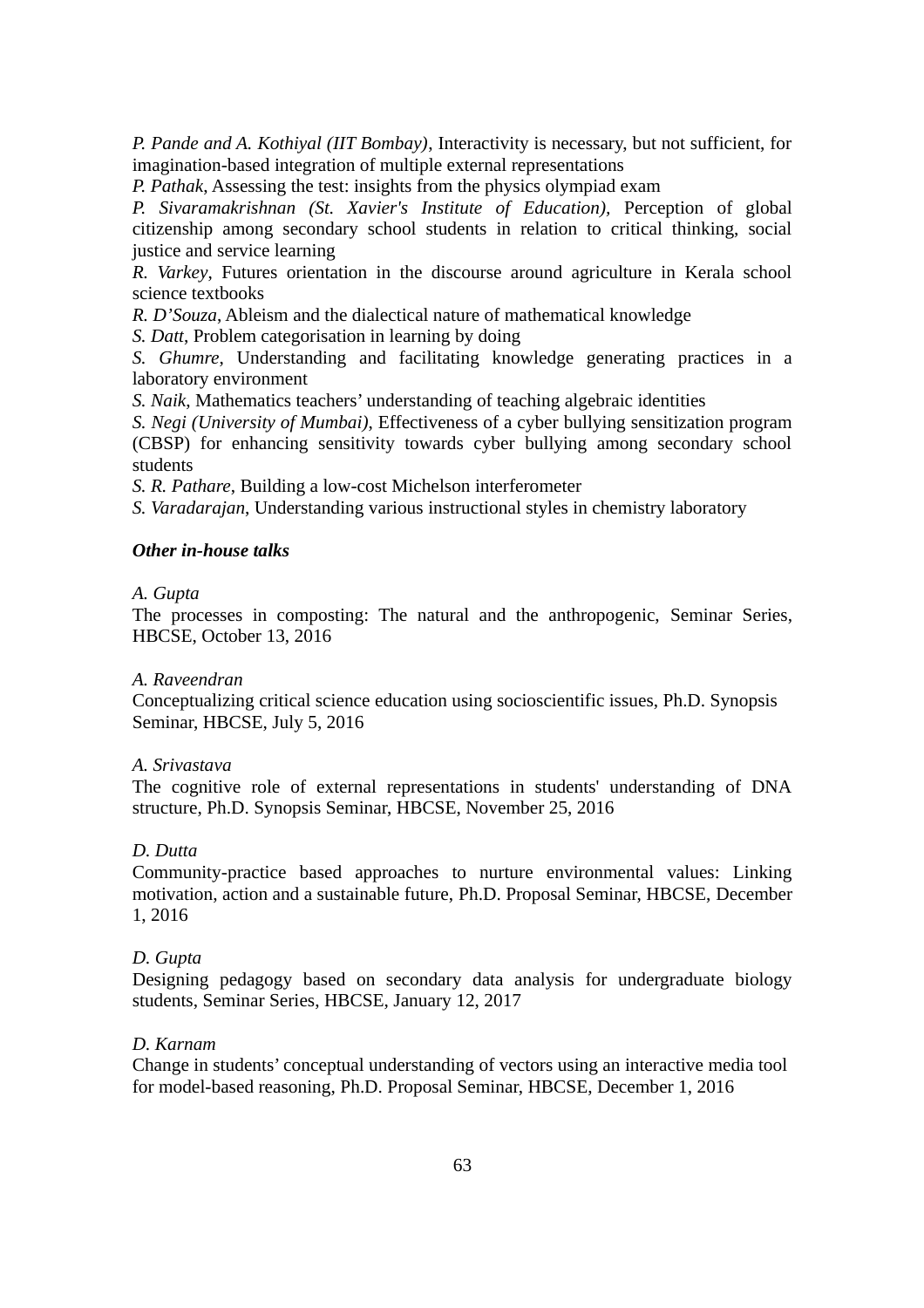*P. Pande and A. Kothiyal (IIT Bombay)*, Interactivity is necessary, but not sufficient, for imagination-based integration of multiple external representations

*P. Pathak*, Assessing the test: insights from the physics olympiad exam

*P. Sivaramakrishnan (St. Xavier's Institute of Education)*, Perception of global citizenship among secondary school students in relation to critical thinking, social justice and service learning

*R. Varkey*, Futures orientation in the discourse around agriculture in Kerala school science textbooks

*R. D'Souza*, Ableism and the dialectical nature of mathematical knowledge

*S. Datt*, Problem categorisation in learning by doing

*S. Ghumre*, Understanding and facilitating knowledge generating practices in a laboratory environment

*S. Naik*, Mathematics teachers' understanding of teaching algebraic identities

*S. Negi (University of Mumbai)*, Effectiveness of a cyber bullying sensitization program (CBSP) for enhancing sensitivity towards cyber bullying among secondary school students

*S. R. Pathare*, Building a low-cost Michelson interferometer

*S. Varadarajan*, Understanding various instructional styles in chemistry laboratory

***Other in-house talks***

*A. Gupta*
The processes in composting: The natural and the anthropogenic, Seminar Series, HBCSE, October 13, 2016

*A. Raveendran*
Conceptualizing critical science education using socioscientific issues, Ph.D. Synopsis Seminar, HBCSE, July 5, 2016

*A. Srivastava*
The cognitive role of external representations in students' understanding of DNA structure, Ph.D. Synopsis Seminar, HBCSE, November 25, 2016

*D. Dutta*
Community-practice based approaches to nurture environmental values: Linking motivation, action and a sustainable future, Ph.D. Proposal Seminar, HBCSE, December 1, 2016

*D. Gupta*
Designing pedagogy based on secondary data analysis for undergraduate biology students, Seminar Series, HBCSE, January 12, 2017

*D. Karnam*
Change in students' conceptual understanding of vectors using an interactive media tool for model-based reasoning, Ph.D. Proposal Seminar, HBCSE, December 1, 2016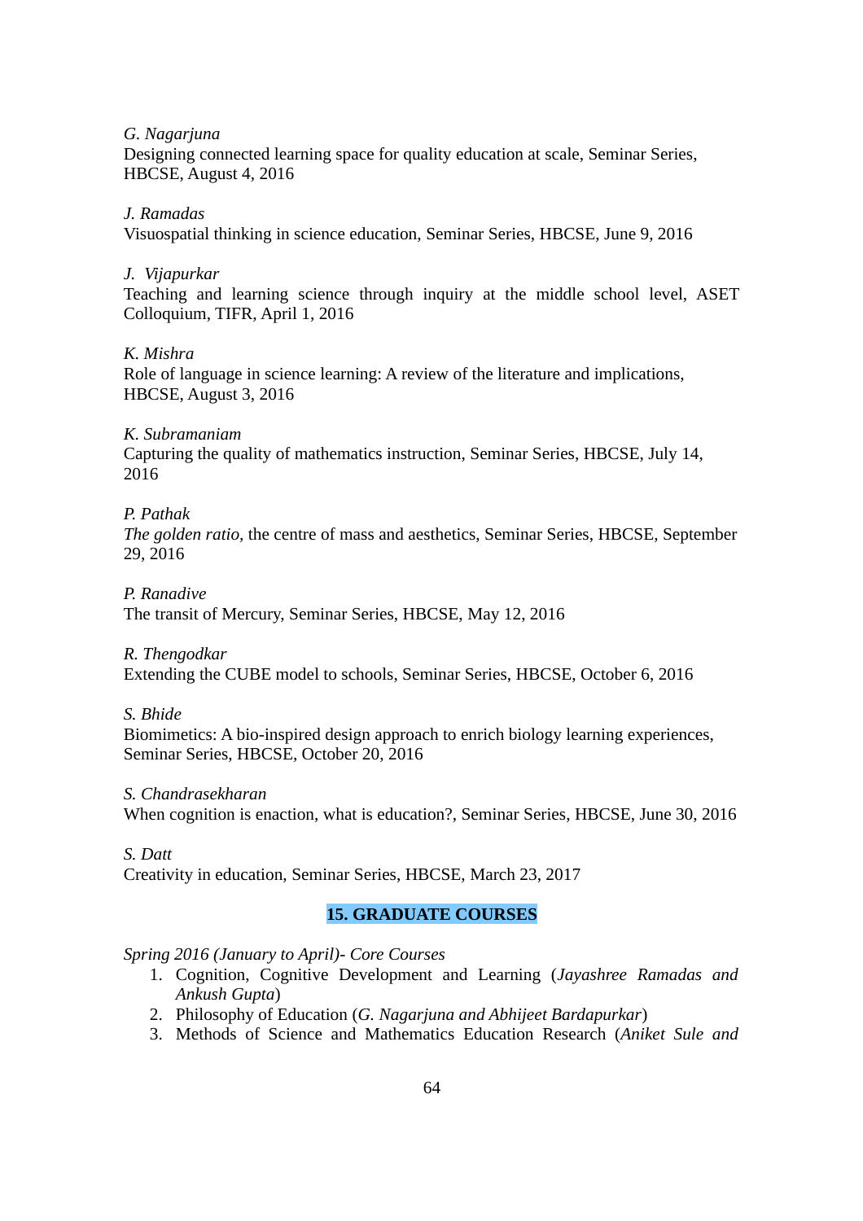*G. Nagarjuna*
Designing connected learning space for quality education at scale, Seminar Series, HBCSE, August 4, 2016

*J. Ramadas*
Visuospatial thinking in science education, Seminar Series, HBCSE, June 9, 2016

*J. Vijapurkar*
Teaching and learning science through inquiry at the middle school level, ASET Colloquium, TIFR, April 1, 2016

*K. Mishra*
Role of language in science learning: A review of the literature and implications, HBCSE, August 3, 2016

*K. Subramaniam*
Capturing the quality of mathematics instruction, Seminar Series, HBCSE, July 14, 2016

*P. Pathak*
*The golden ratio,* the centre of mass and aesthetics, Seminar Series, HBCSE, September 29, 2016

*P. Ranadive*
The transit of Mercury, Seminar Series, HBCSE, May 12, 2016

*R. Thengodkar*
Extending the CUBE model to schools, Seminar Series, HBCSE, October 6, 2016

*S. Bhide*
Biomimetics: A bio-inspired design approach to enrich biology learning experiences, Seminar Series, HBCSE, October 20, 2016

*S. Chandrasekharan*
When cognition is enaction, what is education?, Seminar Series, HBCSE, June 30, 2016

*S. Datt*
Creativity in education, Seminar Series, HBCSE, March 23, 2017

## 15. GRADUATE COURSES

*Spring 2016 (January to April)- Core Courses*

1. Cognition, Cognitive Development and Learning (*Jayashree Ramadas and Ankush Gupta*)
2. Philosophy of Education (*G. Nagarjuna and Abhijeet Bardapurkar*)
3. Methods of Science and Mathematics Education Research (*Aniket Sule and*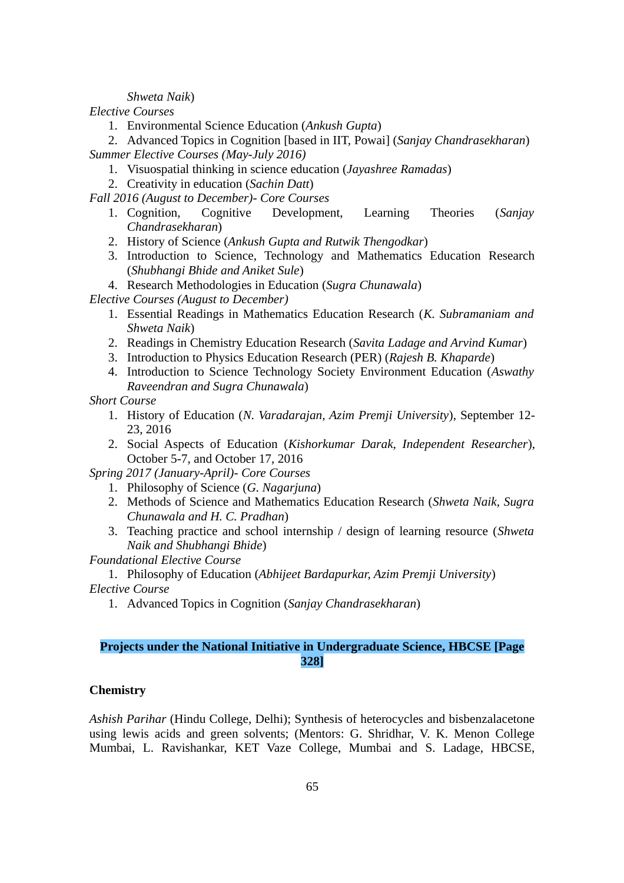*Shweta Naik*)

*Elective Courses*

1. Environmental Science Education (*Ankush Gupta*)
2. Advanced Topics in Cognition [based in IIT, Powai] (*Sanjay Chandrasekharan*)

*Summer Elective Courses (May-July 2016)*

1. Visuospatial thinking in science education (*Jayashree Ramadas*)
2. Creativity in education (*Sachin Datt*)

*Fall 2016 (August to December)- Core Courses*

1. Cognition, Cognitive Development, Learning Theories (*Sanjay Chandrasekharan*)
2. History of Science (*Ankush Gupta and Rutwik Thengodkar*)
3. Introduction to Science, Technology and Mathematics Education Research (*Shubhangi Bhide and Aniket Sule*)
4. Research Methodologies in Education (*Sugra Chunawala*)

*Elective Courses (August to December)*

1. Essential Readings in Mathematics Education Research (*K. Subramaniam and Shweta Naik*)
2. Readings in Chemistry Education Research (*Savita Ladage and Arvind Kumar*)
3. Introduction to Physics Education Research (PER) (*Rajesh B. Khaparde*)
4. Introduction to Science Technology Society Environment Education (*Aswathy Raveendran and Sugra Chunawala*)

*Short Course*

1. History of Education (*N. Varadarajan, Azim Premji University*), September 12-23, 2016
2. Social Aspects of Education (*Kishorkumar Darak, Independent Researcher*), October 5-7, and October 17, 2016

*Spring 2017 (January-April)- Core Courses*

1. Philosophy of Science (*G. Nagarjuna*)
2. Methods of Science and Mathematics Education Research (*Shweta Naik, Sugra Chunawala and H. C. Pradhan*)
3. Teaching practice and school internship / design of learning resource (*Shweta Naik and Shubhangi Bhide*)

*Foundational Elective Course*

1. Philosophy of Education (*Abhijeet Bardapurkar, Azim Premji University*)

*Elective Course*

1. Advanced Topics in Cognition (*Sanjay Chandrasekharan*)

## Projects under the National Initiative in Undergraduate Science, HBCSE [Page 328]

**Chemistry**

*Ashish Parihar* (Hindu College, Delhi); Synthesis of heterocycles and bisbenzalacetone using lewis acids and green solvents; (Mentors: G. Shridhar, V. K. Menon College Mumbai, L. Ravishankar, KET Vaze College, Mumbai and S. Ladage, HBCSE,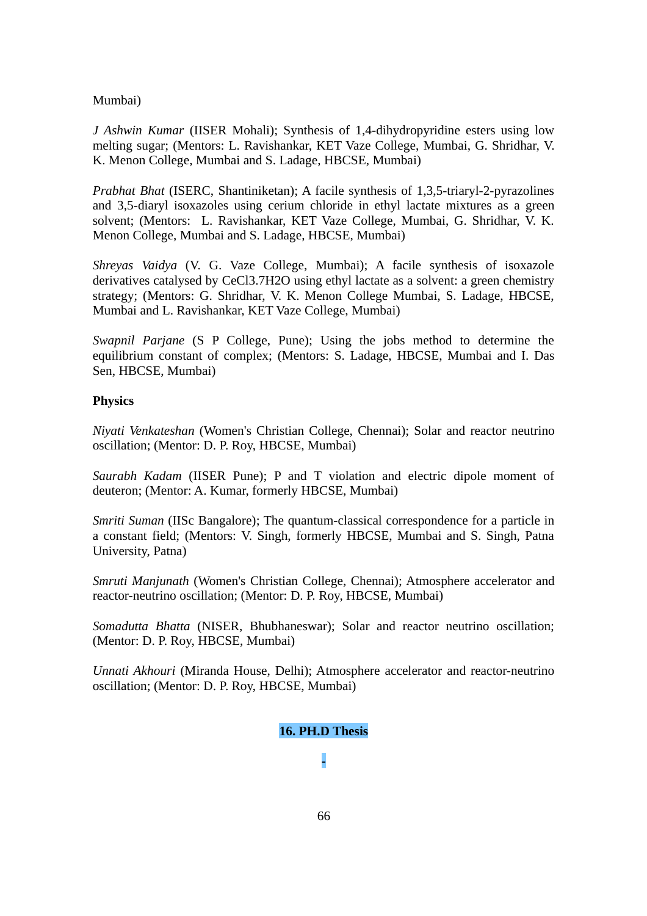Mumbai)

*J Ashwin Kumar* (IISER Mohali); Synthesis of 1,4-dihydropyridine esters using low melting sugar; (Mentors: L. Ravishankar, KET Vaze College, Mumbai, G. Shridhar, V. K. Menon College, Mumbai and S. Ladage, HBCSE, Mumbai)

*Prabhat Bhat* (ISERC, Shantiniketan); A facile synthesis of 1,3,5-triaryl-2-pyrazolines and 3,5-diaryl isoxazoles using cerium chloride in ethyl lactate mixtures as a green solvent; (Mentors: L. Ravishankar, KET Vaze College, Mumbai, G. Shridhar, V. K. Menon College, Mumbai and S. Ladage, HBCSE, Mumbai)

*Shreyas Vaidya* (V. G. Vaze College, Mumbai); A facile synthesis of isoxazole derivatives catalysed by $CeCl_3.7H_2O$ using ethyl lactate as a solvent: a green chemistry strategy; (Mentors: G. Shridhar, V. K. Menon College Mumbai, S. Ladage, HBCSE, Mumbai and L. Ravishankar, KET Vaze College, Mumbai)

*Swapnil Parjane* (S P College, Pune); Using the jobs method to determine the equilibrium constant of complex; (Mentors: S. Ladage, HBCSE, Mumbai and I. Das Sen, HBCSE, Mumbai)

**Physics**

*Niyati Venkateshan* (Women's Christian College, Chennai); Solar and reactor neutrino oscillation; (Mentor: D. P. Roy, HBCSE, Mumbai)

*Saurabh Kadam* (IISER Pune); P and T violation and electric dipole moment of deuteron; (Mentor: A. Kumar, formerly HBCSE, Mumbai)

*Smriti Suman* (IISc Bangalore); The quantum-classical correspondence for a particle in a constant field; (Mentors: V. Singh, formerly HBCSE, Mumbai and S. Singh, Patna University, Patna)

*Smruti Manjunath* (Women's Christian College, Chennai); Atmosphere accelerator and reactor-neutrino oscillation; (Mentor: D. P. Roy, HBCSE, Mumbai)

*Somadutta Bhatta* (NISER, Bhubhaneswar); Solar and reactor neutrino oscillation; (Mentor: D. P. Roy, HBCSE, Mumbai)

*Unnati Akhouri* (Miranda House, Delhi); Atmosphere accelerator and reactor-neutrino oscillation; (Mentor: D. P. Roy, HBCSE, Mumbai)

## 16. PH.D Thesis

-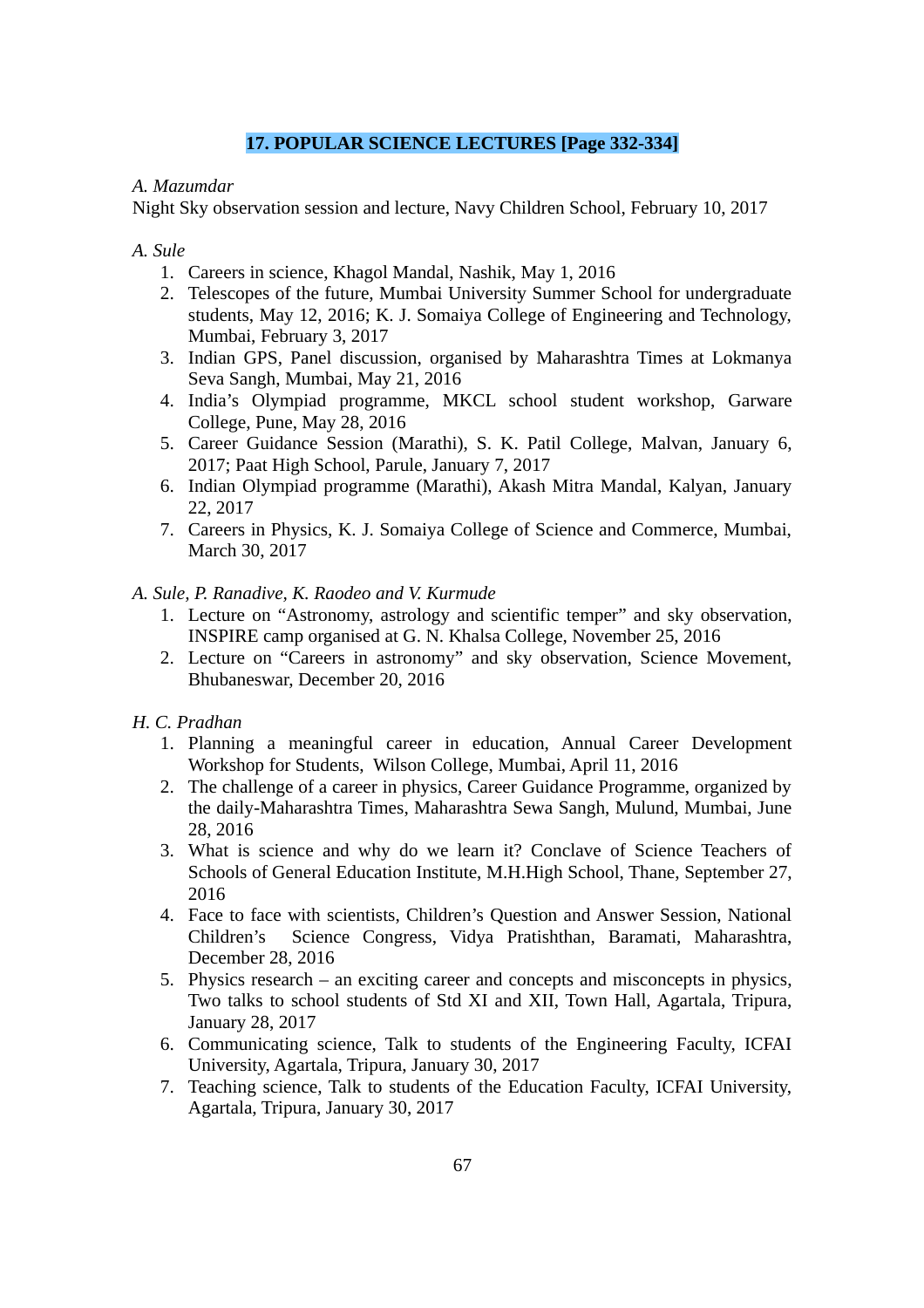## 17. POPULAR SCIENCE LECTURES [Page 332-334]

*A. Mazumdar*
Night Sky observation session and lecture, Navy Children School, February 10, 2017

*A. Sule*

1. Careers in science, Khagol Mandal, Nashik, May 1, 2016
2. Telescopes of the future, Mumbai University Summer School for undergraduate students, May 12, 2016; K. J. Somaiya College of Engineering and Technology, Mumbai, February 3, 2017
3. Indian GPS, Panel discussion, organised by Maharashtra Times at Lokmanya Seva Sangh, Mumbai, May 21, 2016
4. India's Olympiad programme, MKCL school student workshop, Garware College, Pune, May 28, 2016
5. Career Guidance Session (Marathi), S. K. Patil College, Malvan, January 6, 2017; Paat High School, Parule, January 7, 2017
6. Indian Olympiad programme (Marathi), Akash Mitra Mandal, Kalyan, January 22, 2017
7. Careers in Physics, K. J. Somaiya College of Science and Commerce, Mumbai, March 30, 2017

*A. Sule, P. Ranadive, K. Raodeo and V. Kurmude*

1. Lecture on "Astronomy, astrology and scientific temper" and sky observation, INSPIRE camp organised at G. N. Khalsa College, November 25, 2016
2. Lecture on "Careers in astronomy" and sky observation, Science Movement, Bhubaneswar, December 20, 2016

*H. C. Pradhan*

1. Planning a meaningful career in education, Annual Career Development Workshop for Students, Wilson College, Mumbai, April 11, 2016
2. The challenge of a career in physics, Career Guidance Programme, organized by the daily-Maharashtra Times, Maharashtra Sewa Sangh, Mulund, Mumbai, June 28, 2016
3. What is science and why do we learn it? Conclave of Science Teachers of Schools of General Education Institute, M.H.High School, Thane, September 27, 2016
4. Face to face with scientists, Children's Question and Answer Session, National Children's Science Congress, Vidya Pratishthan, Baramati, Maharashtra, December 28, 2016
5. Physics research – an exciting career and concepts and misconcepts in physics, Two talks to school students of Std XI and XII, Town Hall, Agartala, Tripura, January 28, 2017
6. Communicating science, Talk to students of the Engineering Faculty, ICFAI University, Agartala, Tripura, January 30, 2017
7. Teaching science, Talk to students of the Education Faculty, ICFAI University, Agartala, Tripura, January 30, 2017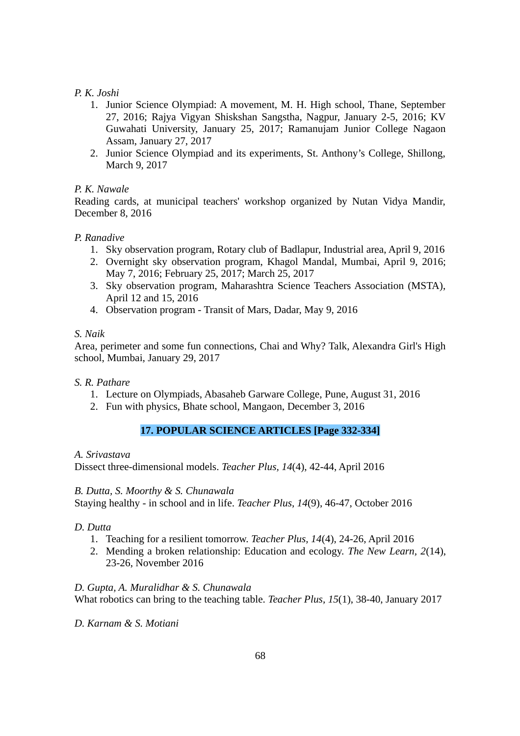*P. K. Joshi*

1. Junior Science Olympiad: A movement, M. H. High school, Thane, September 27, 2016; Rajya Vigyan Shiskshan Sangstha, Nagpur, January 2-5, 2016; KV Guwahati University, January 25, 2017; Ramanujam Junior College Nagaon Assam, January 27, 2017
2. Junior Science Olympiad and its experiments, St. Anthony's College, Shillong, March 9, 2017

*P. K. Nawale*

Reading cards, at municipal teachers' workshop organized by Nutan Vidya Mandir, December 8, 2016

*P. Ranadive*

1. Sky observation program, Rotary club of Badlapur, Industrial area, April 9, 2016
2. Overnight sky observation program, Khagol Mandal, Mumbai, April 9, 2016; May 7, 2016; February 25, 2017; March 25, 2017
3. Sky observation program, Maharashtra Science Teachers Association (MSTA), April 12 and 15, 2016
4. Observation program - Transit of Mars, Dadar, May 9, 2016

*S. Naik*

Area, perimeter and some fun connections, Chai and Why? Talk, Alexandra Girl's High school, Mumbai, January 29, 2017

*S. R. Pathare*

1. Lecture on Olympiads, Abasaheb Garware College, Pune, August 31, 2016
2. Fun with physics, Bhate school, Mangaon, December 3, 2016

## 17. POPULAR SCIENCE ARTICLES [Page 332-334]

*A. Srivastava*

Dissect three-dimensional models. *Teacher Plus, 14*(4), 42-44, April 2016

*B. Dutta, S. Moorthy & S. Chunawala*

Staying healthy - in school and in life. *Teacher Plus*, *14*(9), 46-47, October 2016

*D. Dutta*

1. Teaching for a resilient tomorrow. *Teacher Plus, 14*(4), 24-26, April 2016
2. Mending a broken relationship: Education and ecology. *The New Learn, 2*(14), 23-26, November 2016

*D. Gupta, A. Muralidhar & S. Chunawala*

What robotics can bring to the teaching table. *Teacher Plus*, *15*(1), 38-40, January 2017

*D. Karnam & S. Motiani*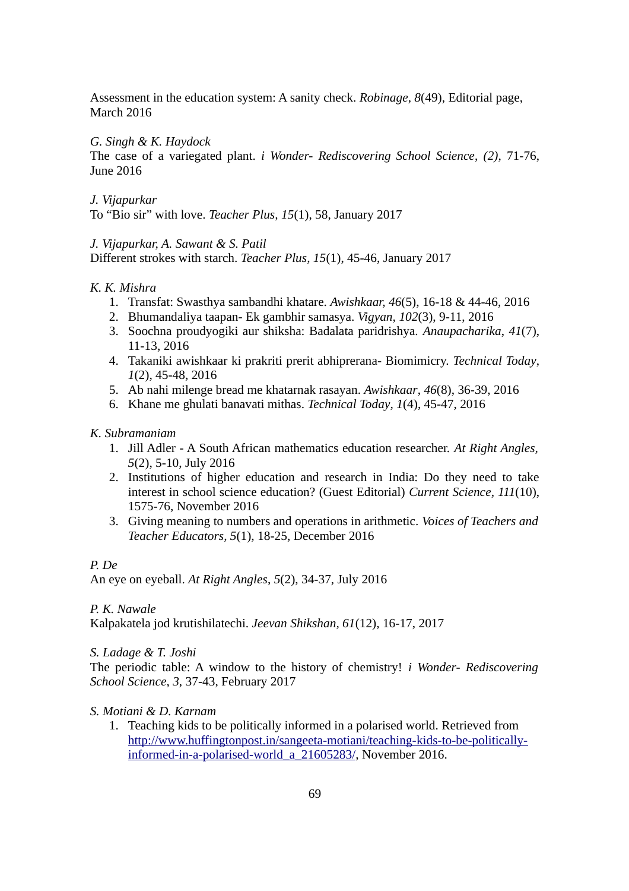Assessment in the education system: A sanity check. *Robinage*, *8*(49), Editorial page, March 2016

*G. Singh & K. Haydock*

The case of a variegated plant. *i Wonder- Rediscovering School Science*, *(2)*, 71-76, June 2016

*J. Vijapurkar*

To “Bio sir” with love. *Teacher Plus*, *15*(1), 58, January 2017

*J. Vijapurkar, A. Sawant & S. Patil*

Different strokes with starch. *Teacher Plus*, *15*(1), 45-46, January 2017

*K. K. Mishra*

1. Transfat: Swasthya sambandhi khatare. *Awishkaar*, *46*(5), 16-18 & 44-46, 2016
2. Bhumandaliya taapan- Ek gambhir samasya. *Vigyan*, *102*(3), 9-11, 2016
3. Soochna proudyogiki aur shiksha: Badalata paridrishya. *Anaupacharika*, *41*(7), 11-13, 2016
4. Takaniki awishkaar ki prakriti prerit abhiprerana- Biomimicry. *Technical Today*, *1*(2), 45-48, 2016
5. Ab nahi milenge bread me khatarnak rasayan. *Awishkaar*, *46*(8), 36-39, 2016
6. Khane me ghulati banavati mithas. *Technical Today*, *1*(4), 45-47, 2016

*K. Subramaniam*

1. Jill Adler - A South African mathematics education researcher. *At Right Angles*, *5*(2), 5-10, July 2016
2. Institutions of higher education and research in India: Do they need to take interest in school science education? (Guest Editorial) *Current Science*, *111*(10), 1575-76, November 2016
3. Giving meaning to numbers and operations in arithmetic. *Voices of Teachers and Teacher Educators*, *5*(1), 18-25, December 2016

*P. De*

An eye on eyeball. *At Right Angles*, *5*(2), 34-37, July 2016

*P. K. Nawale*

Kalpakatela jod krutishilatechi. *Jeevan Shikshan*, *61*(12), 16-17, 2017

*S. Ladage & T. Joshi*

The periodic table: A window to the history of chemistry! *i Wonder- Rediscovering School Science*, *3*, 37-43, February 2017

*S. Motiani & D. Karnam*

1. Teaching kids to be politically informed in a polarised world. Retrieved from http://www.huffingtonpost.in/sangeeta-motiani/teaching-kids-to-be-politically-informed-in-a-polarised-world_a_21605283/, November 2016.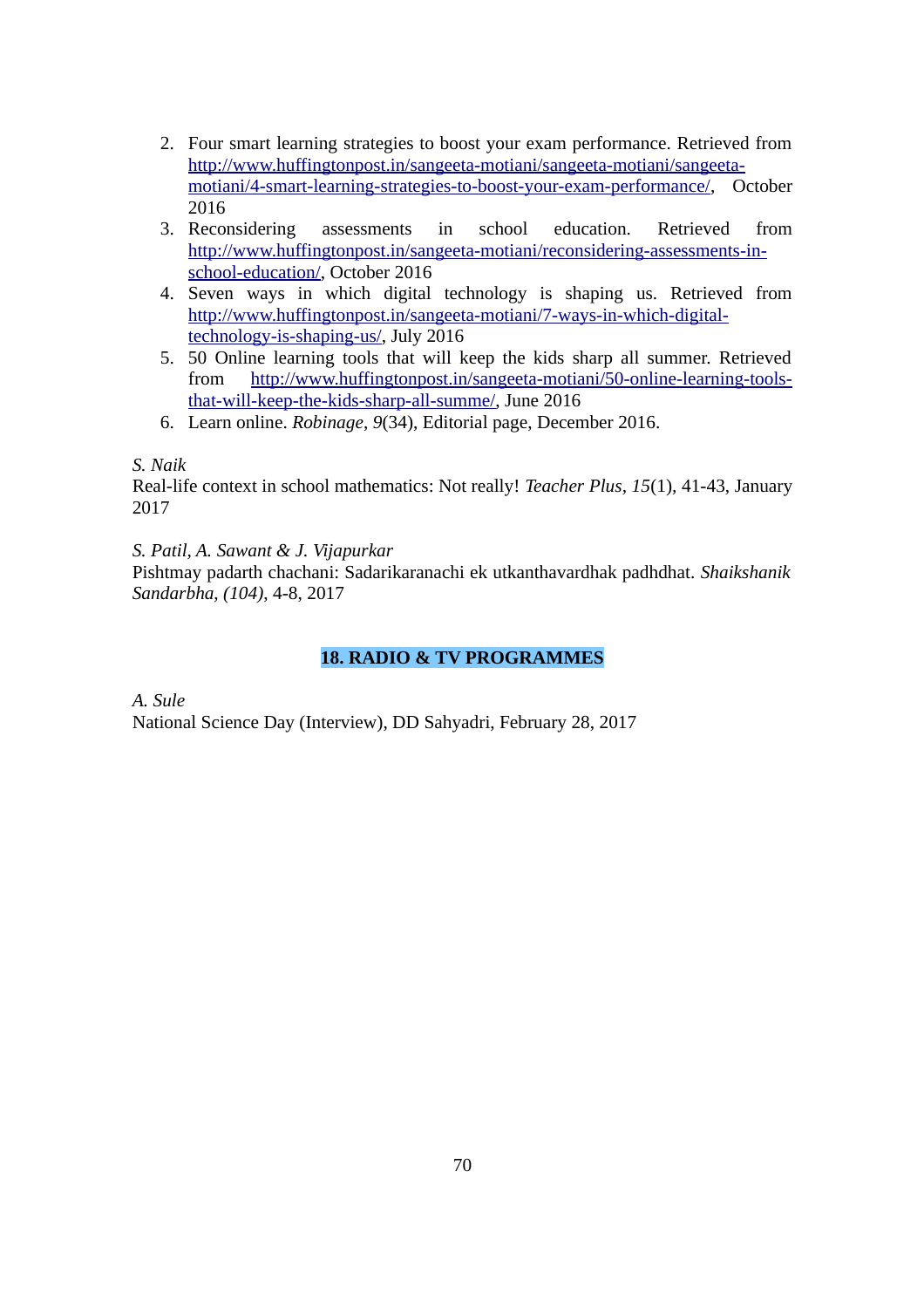2. Four smart learning strategies to boost your exam performance. Retrieved from http://www.huffingtonpost.in/sangeeta-motiani/sangeeta-motiani/sangeeta-motiani/4-smart-learning-strategies-to-boost-your-exam-performance/, October 2016
3. Reconsidering assessments in school education. Retrieved from http://www.huffingtonpost.in/sangeeta-motiani/reconsidering-assessments-in-school-education/, October 2016
4. Seven ways in which digital technology is shaping us. Retrieved from http://www.huffingtonpost.in/sangeeta-motiani/7-ways-in-which-digital-technology-is-shaping-us/, July 2016
5. 50 Online learning tools that will keep the kids sharp all summer. Retrieved from http://www.huffingtonpost.in/sangeeta-motiani/50-online-learning-tools-that-will-keep-the-kids-sharp-all-summe/, June 2016
6. Learn online. *Robinage*, *9*(34), Editorial page, December 2016.

*S. Naik*
Real-life context in school mathematics: Not really! *Teacher Plus, 15*(1), 41-43, January 2017

*S. Patil, A. Sawant & J. Vijapurkar*
Pishtmay padarth chachani: Sadarikaranachi ek utkanthavardhak padhdhat. *Shaikshanik Sandarbha, (104)*, 4-8, 2017

## 18. RADIO & TV PROGRAMMES

*A. Sule*
National Science Day (Interview), DD Sahyadri, February 28, 2017